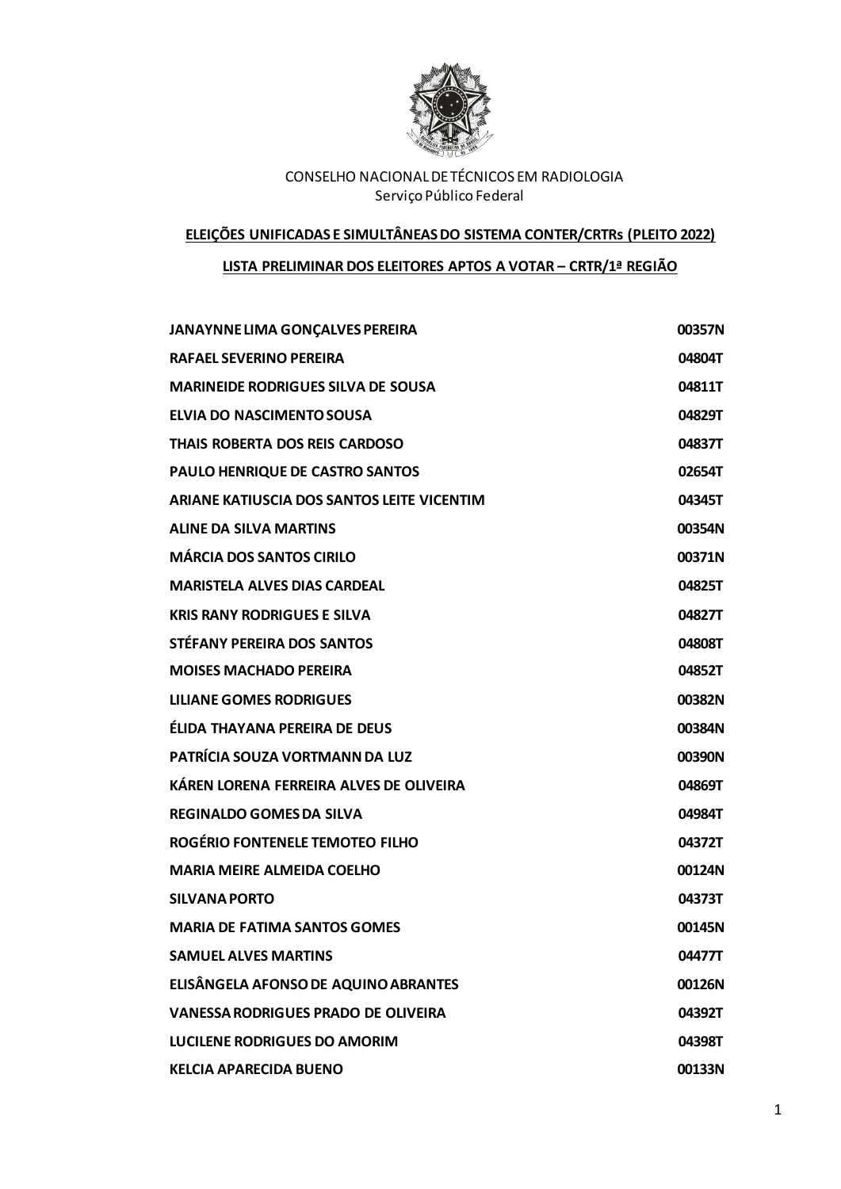CONSELHO NACIONAL DE TÉCNICOS EM RADIOLOGIA
Serviço Público Federal

**ELEIÇÕES UNIFICADAS E SIMULTÂNEAS DO SISTEMA CONTER/CRTRs (PLEITO 2022)**

**LISTA PRELIMINAR DOS ELEITORES APTOS A VOTAR – CRTR/1ª REGIÃO**

| | |
|---|---|
| **JANAYNNE LIMA GONÇALVES PEREIRA** | **00357N** |
| **RAFAEL SEVERINO PEREIRA** | **04804T** |
| **MARINEIDE RODRIGUES SILVA DE SOUSA** | **04811T** |
| **ELVIA DO NASCIMENTO SOUSA** | **04829T** |
| **THAIS ROBERTA DOS REIS CARDOSO** | **04837T** |
| **PAULO HENRIQUE DE CASTRO SANTOS** | **02654T** |
| **ARIANE KATIUSCIA DOS SANTOS LEITE VICENTIM** | **04345T** |
| **ALINE DA SILVA MARTINS** | **00354N** |
| **MÁRCIA DOS SANTOS CIRILO** | **00371N** |
| **MARISTELA ALVES DIAS CARDEAL** | **04825T** |
| **KRIS RANY RODRIGUES E SILVA** | **04827T** |
| **STÉFANY PEREIRA DOS SANTOS** | **04808T** |
| **MOISES MACHADO PEREIRA** | **04852T** |
| **LILIANE GOMES RODRIGUES** | **00382N** |
| **ÉLIDA THAYANA PEREIRA DE DEUS** | **00384N** |
| **PATRÍCIA SOUZA VORTMANN DA LUZ** | **00390N** |
| **KÁREN LORENA FERREIRA ALVES DE OLIVEIRA** | **04869T** |
| **REGINALDO GOMES DA SILVA** | **04984T** |
| **ROGÉRIO FONTENELE TEMOTEO FILHO** | **04372T** |
| **MARIA MEIRE ALMEIDA COELHO** | **00124N** |
| **SILVANA PORTO** | **04373T** |
| **MARIA DE FATIMA SANTOS GOMES** | **00145N** |
| **SAMUEL ALVES MARTINS** | **04477T** |
| **ELISÂNGELA AFONSO DE AQUINO ABRANTES** | **00126N** |
| **VANESSA RODRIGUES PRADO DE OLIVEIRA** | **04392T** |
| **LUCILENE RODRIGUES DO AMORIM** | **04398T** |
| **KELCIA APARECIDA BUENO** | **00133N** |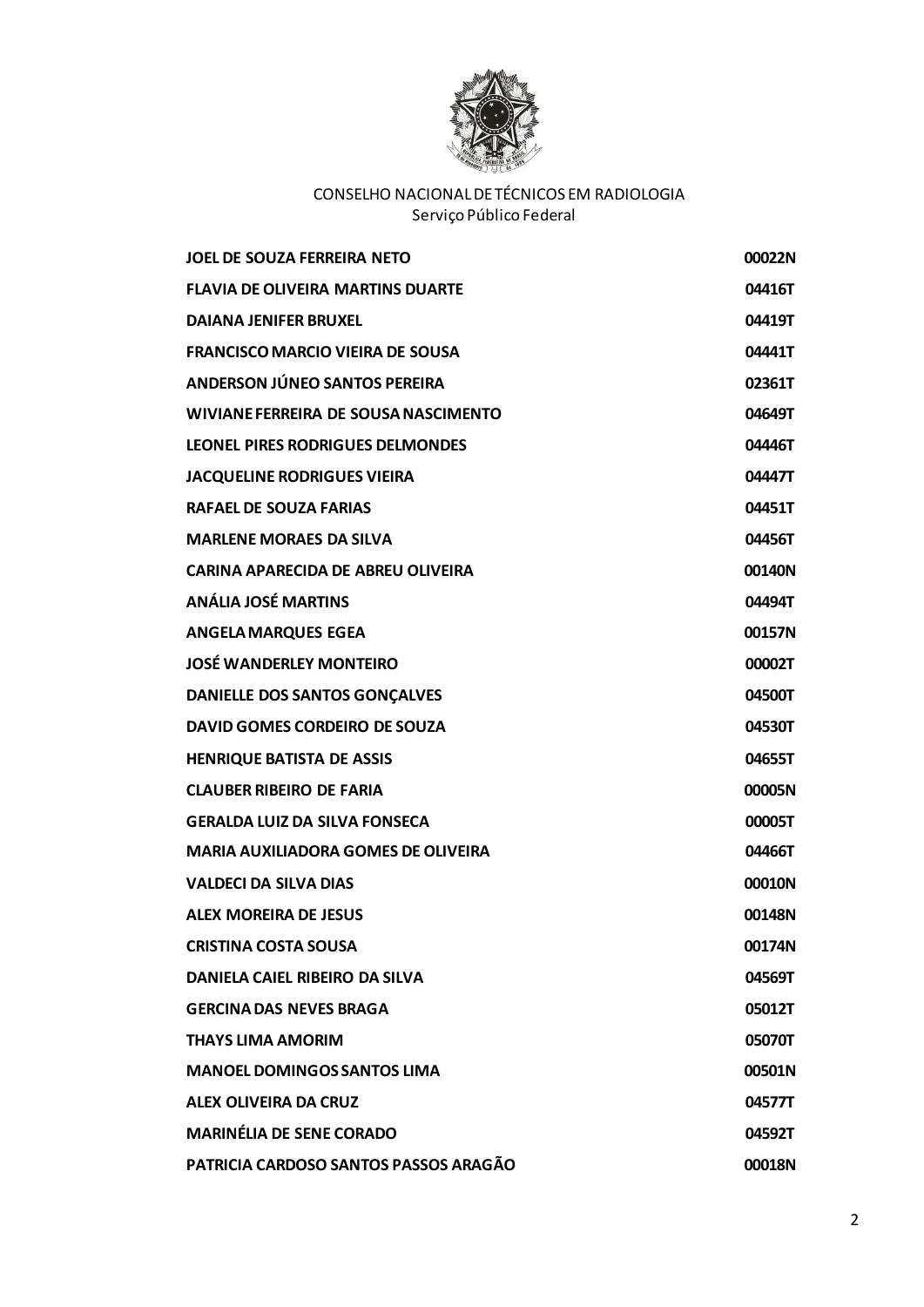CONSELHO NACIONAL DE TÉCNICOS EM RADIOLOGIA
Serviço Público Federal

| | |
|---|---|
| **JOEL DE SOUZA FERREIRA NETO** | **00022N** |
| **FLAVIA DE OLIVEIRA MARTINS DUARTE** | **04416T** |
| **DAIANA JENIFER BRUXEL** | **04419T** |
| **FRANCISCO MARCIO VIEIRA DE SOUSA** | **04441T** |
| **ANDERSON JÚNEO SANTOS PEREIRA** | **02361T** |
| **WIVIANE FERREIRA DE SOUSA NASCIMENTO** | **04649T** |
| **LEONEL PIRES RODRIGUES DELMONDES** | **04446T** |
| **JACQUELINE RODRIGUES VIEIRA** | **04447T** |
| **RAFAEL DE SOUZA FARIAS** | **04451T** |
| **MARLENE MORAES DA SILVA** | **04456T** |
| **CARINA APARECIDA DE ABREU OLIVEIRA** | **00140N** |
| **ANÁLIA JOSÉ MARTINS** | **04494T** |
| **ANGELA MARQUES EGEA** | **00157N** |
| **JOSÉ WANDERLEY MONTEIRO** | **00002T** |
| **DANIELLE DOS SANTOS GONÇALVES** | **04500T** |
| **DAVID GOMES CORDEIRO DE SOUZA** | **04530T** |
| **HENRIQUE BATISTA DE ASSIS** | **04655T** |
| **CLAUBER RIBEIRO DE FARIA** | **00005N** |
| **GERALDA LUIZ DA SILVA FONSECA** | **00005T** |
| **MARIA AUXILIADORA GOMES DE OLIVEIRA** | **04466T** |
| **VALDECI DA SILVA DIAS** | **00010N** |
| **ALEX MOREIRA DE JESUS** | **00148N** |
| **CRISTINA COSTA SOUSA** | **00174N** |
| **DANIELA CAIEL RIBEIRO DA SILVA** | **04569T** |
| **GERCINA DAS NEVES BRAGA** | **05012T** |
| **THAYS LIMA AMORIM** | **05070T** |
| **MANOEL DOMINGOS SANTOS LIMA** | **00501N** |
| **ALEX OLIVEIRA DA CRUZ** | **04577T** |
| **MARINÉLIA DE SENE CORADO** | **04592T** |
| **PATRICIA CARDOSO SANTOS PASSOS ARAGÃO** | **00018N** |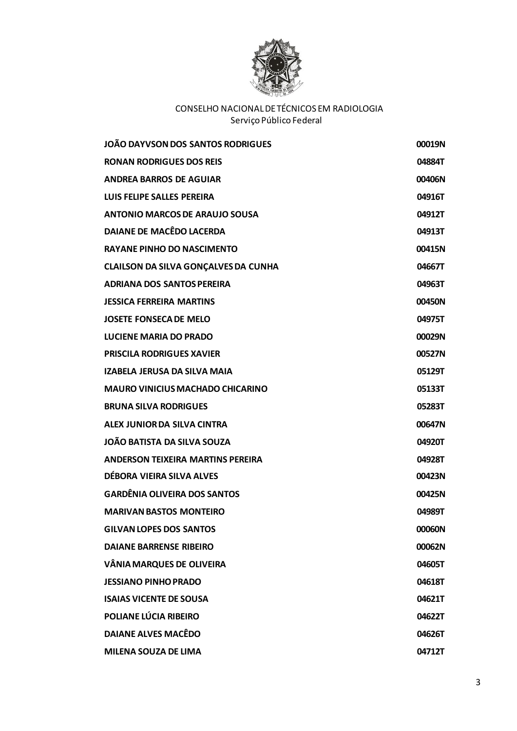CONSELHO NACIONAL DE TÉCNICOS EM RADIOLOGIA
Serviço Público Federal

| | |
|---|---|
| **JOÃO DAYVSON DOS SANTOS RODRIGUES** | **00019N** |
| **RONAN RODRIGUES DOS REIS** | **04884T** |
| **ANDREA BARROS DE AGUIAR** | **00406N** |
| **LUIS FELIPE SALLES PEREIRA** | **04916T** |
| **ANTONIO MARCOS DE ARAUJO SOUSA** | **04912T** |
| **DAIANE DE MACÊDO LACERDA** | **04913T** |
| **RAYANE PINHO DO NASCIMENTO** | **00415N** |
| **CLAILSON DA SILVA GONÇALVES DA CUNHA** | **04667T** |
| **ADRIANA DOS SANTOS PEREIRA** | **04963T** |
| **JESSICA FERREIRA MARTINS** | **00450N** |
| **JOSETE FONSECA DE MELO** | **04975T** |
| **LUCIENE MARIA DO PRADO** | **00029N** |
| **PRISCILA RODRIGUES XAVIER** | **00527N** |
| **IZABELA JERUSA DA SILVA MAIA** | **05129T** |
| **MAURO VINICIUS MACHADO CHICARINO** | **05133T** |
| **BRUNA SILVA RODRIGUES** | **05283T** |
| **ALEX JUNIOR DA SILVA CINTRA** | **00647N** |
| **JOÃO BATISTA DA SILVA SOUZA** | **04920T** |
| **ANDERSON TEIXEIRA MARTINS PEREIRA** | **04928T** |
| **DÉBORA VIEIRA SILVA ALVES** | **00423N** |
| **GARDÊNIA OLIVEIRA DOS SANTOS** | **00425N** |
| **MARIVAN BASTOS MONTEIRO** | **04989T** |
| **GILVAN LOPES DOS SANTOS** | **00060N** |
| **DAIANE BARRENSE RIBEIRO** | **00062N** |
| **VÂNIA MARQUES DE OLIVEIRA** | **04605T** |
| **JESSIANO PINHO PRADO** | **04618T** |
| **ISAIAS VICENTE DE SOUSA** | **04621T** |
| **POLIANE LÚCIA RIBEIRO** | **04622T** |
| **DAIANE ALVES MACÊDO** | **04626T** |
| **MILENA SOUZA DE LIMA** | **04712T** |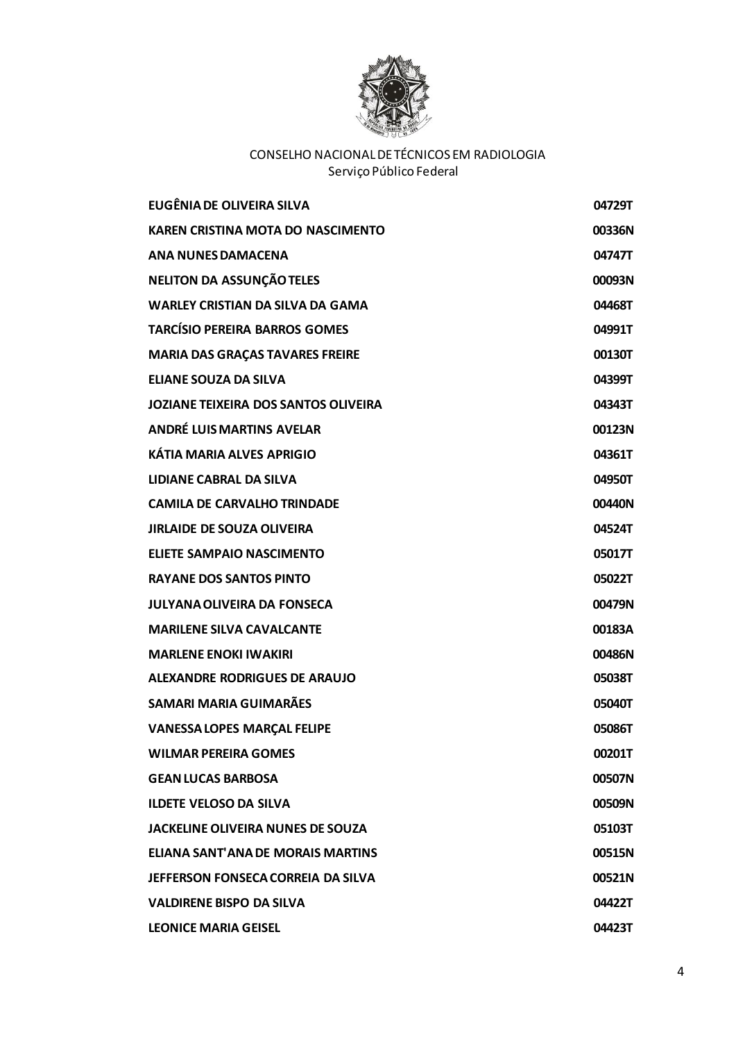CONSELHO NACIONAL DE TÉCNICOS EM RADIOLOGIA
Serviço Público Federal

| | |
|---|---|
| **EUGÊNIA DE OLIVEIRA SILVA** | **04729T** |
| **KAREN CRISTINA MOTA DO NASCIMENTO** | **00336N** |
| **ANA NUNES DAMACENA** | **04747T** |
| **NELITON DA ASSUNÇÃO TELES** | **00093N** |
| **WARLEY CRISTIAN DA SILVA DA GAMA** | **04468T** |
| **TARCÍSIO PEREIRA BARROS GOMES** | **04991T** |
| **MARIA DAS GRAÇAS TAVARES FREIRE** | **00130T** |
| **ELIANE SOUZA DA SILVA** | **04399T** |
| **JOZIANE TEIXEIRA DOS SANTOS OLIVEIRA** | **04343T** |
| **ANDRÉ LUIS MARTINS AVELAR** | **00123N** |
| **KÁTIA MARIA ALVES APRIGIO** | **04361T** |
| **LIDIANE CABRAL DA SILVA** | **04950T** |
| **CAMILA DE CARVALHO TRINDADE** | **00440N** |
| **JIRLAIDE DE SOUZA OLIVEIRA** | **04524T** |
| **ELIETE SAMPAIO NASCIMENTO** | **05017T** |
| **RAYANE DOS SANTOS PINTO** | **05022T** |
| **JULYANA OLIVEIRA DA FONSECA** | **00479N** |
| **MARILENE SILVA CAVALCANTE** | **00183A** |
| **MARLENE ENOKI IWAKIRI** | **00486N** |
| **ALEXANDRE RODRIGUES DE ARAUJO** | **05038T** |
| **SAMARI MARIA GUIMARÃES** | **05040T** |
| **VANESSA LOPES MARÇAL FELIPE** | **05086T** |
| **WILMAR PEREIRA GOMES** | **00201T** |
| **GEAN LUCAS BARBOSA** | **00507N** |
| **ILDETE VELOSO DA SILVA** | **00509N** |
| **JACKELINE OLIVEIRA NUNES DE SOUZA** | **05103T** |
| **ELIANA SANT'ANA DE MORAIS MARTINS** | **00515N** |
| **JEFFERSON FONSECA CORREIA DA SILVA** | **00521N** |
| **VALDIRENE BISPO DA SILVA** | **04422T** |
| **LEONICE MARIA GEISEL** | **04423T** |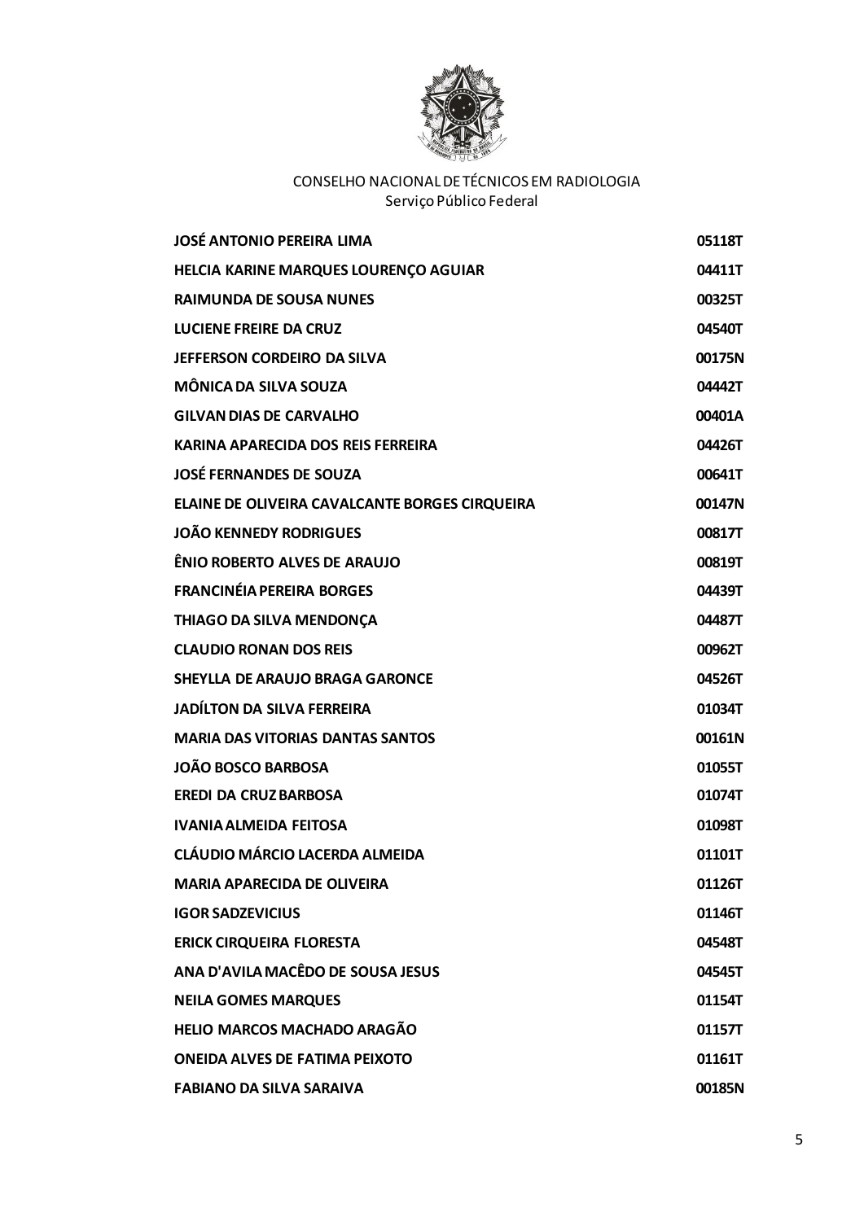CONSELHO NACIONAL DE TÉCNICOS EM RADIOLOGIA
Serviço Público Federal

| | |
|---|---|
| **JOSÉ ANTONIO PEREIRA LIMA** | **05118T** |
| **HELCIA KARINE MARQUES LOURENÇO AGUIAR** | **04411T** |
| **RAIMUNDA DE SOUSA NUNES** | **00325T** |
| **LUCIENE FREIRE DA CRUZ** | **04540T** |
| **JEFFERSON CORDEIRO DA SILVA** | **00175N** |
| **MÔNICA DA SILVA SOUZA** | **04442T** |
| **GILVAN DIAS DE CARVALHO** | **00401A** |
| **KARINA APARECIDA DOS REIS FERREIRA** | **04426T** |
| **JOSÉ FERNANDES DE SOUZA** | **00641T** |
| **ELAINE DE OLIVEIRA CAVALCANTE BORGES CIRQUEIRA** | **00147N** |
| **JOÃO KENNEDY RODRIGUES** | **00817T** |
| **ÊNIO ROBERTO ALVES DE ARAUJO** | **00819T** |
| **FRANCINÉIA PEREIRA BORGES** | **04439T** |
| **THIAGO DA SILVA MENDONÇA** | **04487T** |
| **CLAUDIO RONAN DOS REIS** | **00962T** |
| **SHEYLLA DE ARAUJO BRAGA GARONCE** | **04526T** |
| **JADÍLTON DA SILVA FERREIRA** | **01034T** |
| **MARIA DAS VITORIAS DANTAS SANTOS** | **00161N** |
| **JOÃO BOSCO BARBOSA** | **01055T** |
| **EREDI DA CRUZ BARBOSA** | **01074T** |
| **IVANIA ALMEIDA FEITOSA** | **01098T** |
| **CLÁUDIO MÁRCIO LACERDA ALMEIDA** | **01101T** |
| **MARIA APARECIDA DE OLIVEIRA** | **01126T** |
| **IGOR SADZEVICIUS** | **01146T** |
| **ERICK CIRQUEIRA FLORESTA** | **04548T** |
| **ANA D'AVILA MACÊDO DE SOUSA JESUS** | **04545T** |
| **NEILA GOMES MARQUES** | **01154T** |
| **HELIO MARCOS MACHADO ARAGÃO** | **01157T** |
| **ONEIDA ALVES DE FATIMA PEIXOTO** | **01161T** |
| **FABIANO DA SILVA SARAIVA** | **00185N** |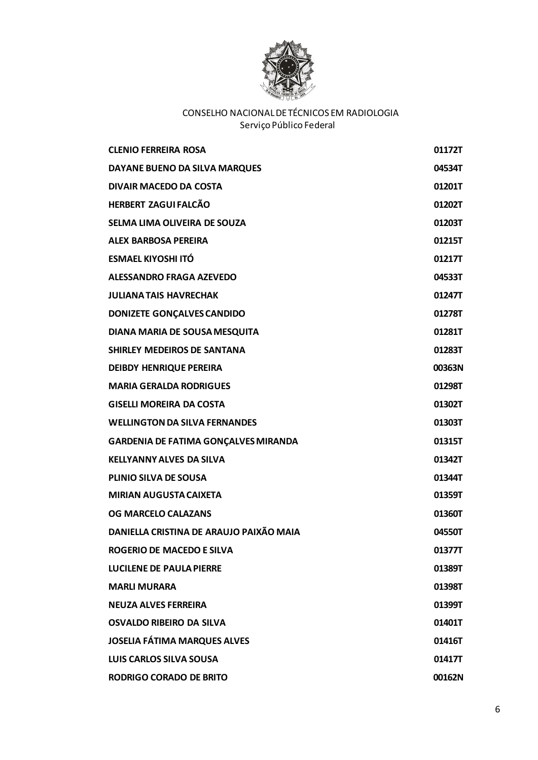CONSELHO NACIONAL DE TÉCNICOS EM RADIOLOGIA
Serviço Público Federal

| | |
|---|---|
| **CLENIO FERREIRA ROSA** | **01172T** |
| **DAYANE BUENO DA SILVA MARQUES** | **04534T** |
| **DIVAIR MACEDO DA COSTA** | **01201T** |
| **HERBERT ZAGUI FALCÃO** | **01202T** |
| **SELMA LIMA OLIVEIRA DE SOUZA** | **01203T** |
| **ALEX BARBOSA PEREIRA** | **01215T** |
| **ESMAEL KIYOSHI ITÓ** | **01217T** |
| **ALESSANDRO FRAGA AZEVEDO** | **04533T** |
| **JULIANA TAIS HAVRECHAK** | **01247T** |
| **DONIZETE GONÇALVES CANDIDO** | **01278T** |
| **DIANA MARIA DE SOUSA MESQUITA** | **01281T** |
| **SHIRLEY MEDEIROS DE SANTANA** | **01283T** |
| **DEIBDY HENRIQUE PEREIRA** | **00363N** |
| **MARIA GERALDA RODRIGUES** | **01298T** |
| **GISELLI MOREIRA DA COSTA** | **01302T** |
| **WELLINGTON DA SILVA FERNANDES** | **01303T** |
| **GARDENIA DE FATIMA GONÇALVES MIRANDA** | **01315T** |
| **KELLYANNY ALVES DA SILVA** | **01342T** |
| **PLINIO SILVA DE SOUSA** | **01344T** |
| **MIRIAN AUGUSTA CAIXETA** | **01359T** |
| **OG MARCELO CALAZANS** | **01360T** |
| **DANIELLA CRISTINA DE ARAUJO PAIXÃO MAIA** | **04550T** |
| **ROGERIO DE MACEDO E SILVA** | **01377T** |
| **LUCILENE DE PAULA PIERRE** | **01389T** |
| **MARLI MURARA** | **01398T** |
| **NEUZA ALVES FERREIRA** | **01399T** |
| **OSVALDO RIBEIRO DA SILVA** | **01401T** |
| **JOSELIA FÁTIMA MARQUES ALVES** | **01416T** |
| **LUIS CARLOS SILVA SOUSA** | **01417T** |
| **RODRIGO CORADO DE BRITO** | **00162N** |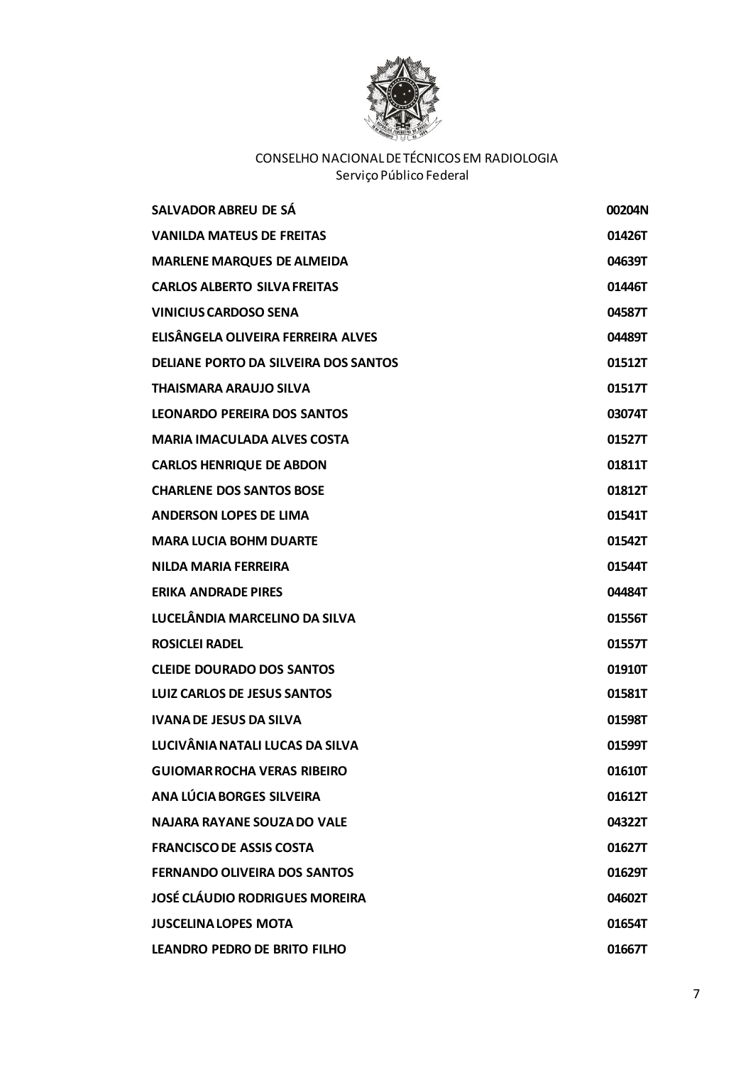CONSELHO NACIONAL DE TÉCNICOS EM RADIOLOGIA
Serviço Público Federal

| | |
|---|---|
| **SALVADOR ABREU DE SÁ** | **00204N** |
| **VANILDA MATEUS DE FREITAS** | **01426T** |
| **MARLENE MARQUES DE ALMEIDA** | **04639T** |
| **CARLOS ALBERTO SILVA FREITAS** | **01446T** |
| **VINICIUS CARDOSO SENA** | **04587T** |
| **ELISÂNGELA OLIVEIRA FERREIRA ALVES** | **04489T** |
| **DELIANE PORTO DA SILVEIRA DOS SANTOS** | **01512T** |
| **THAISMARA ARAUJO SILVA** | **01517T** |
| **LEONARDO PEREIRA DOS SANTOS** | **03074T** |
| **MARIA IMACULADA ALVES COSTA** | **01527T** |
| **CARLOS HENRIQUE DE ABDON** | **01811T** |
| **CHARLENE DOS SANTOS BOSE** | **01812T** |
| **ANDERSON LOPES DE LIMA** | **01541T** |
| **MARA LUCIA BOHM DUARTE** | **01542T** |
| **NILDA MARIA FERREIRA** | **01544T** |
| **ERIKA ANDRADE PIRES** | **04484T** |
| **LUCELÂNDIA MARCELINO DA SILVA** | **01556T** |
| **ROSICLEI RADEL** | **01557T** |
| **CLEIDE DOURADO DOS SANTOS** | **01910T** |
| **LUIZ CARLOS DE JESUS SANTOS** | **01581T** |
| **IVANA DE JESUS DA SILVA** | **01598T** |
| **LUCIVÂNIA NATALI LUCAS DA SILVA** | **01599T** |
| **GUIOMAR ROCHA VERAS RIBEIRO** | **01610T** |
| **ANA LÚCIA BORGES SILVEIRA** | **01612T** |
| **NAJARA RAYANE SOUZA DO VALE** | **04322T** |
| **FRANCISCO DE ASSIS COSTA** | **01627T** |
| **FERNANDO OLIVEIRA DOS SANTOS** | **01629T** |
| **JOSÉ CLÁUDIO RODRIGUES MOREIRA** | **04602T** |
| **JUSCELINA LOPES MOTA** | **01654T** |
| **LEANDRO PEDRO DE BRITO FILHO** | **01667T** |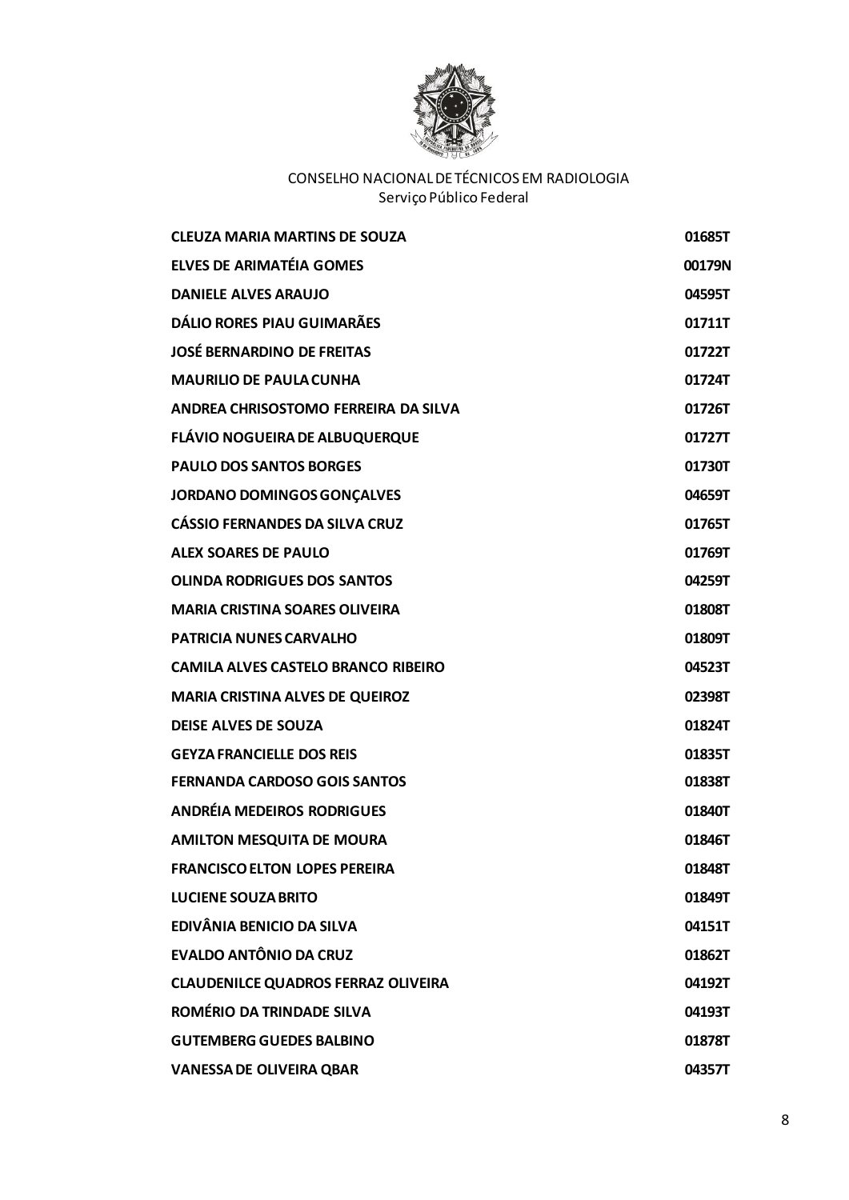CONSELHO NACIONAL DE TÉCNICOS EM RADIOLOGIA
Serviço Público Federal

| | |
|---|---|
| **CLEUZA MARIA MARTINS DE SOUZA** | **01685T** |
| **ELVES DE ARIMATÉIA GOMES** | **00179N** |
| **DANIELE ALVES ARAUJO** | **04595T** |
| **DÁLIO RORES PIAU GUIMARÃES** | **01711T** |
| **JOSÉ BERNARDINO DE FREITAS** | **01722T** |
| **MAURILIO DE PAULA CUNHA** | **01724T** |
| **ANDREA CHRISOSTOMO FERREIRA DA SILVA** | **01726T** |
| **FLÁVIO NOGUEIRA DE ALBUQUERQUE** | **01727T** |
| **PAULO DOS SANTOS BORGES** | **01730T** |
| **JORDANO DOMINGOS GONÇALVES** | **04659T** |
| **CÁSSIO FERNANDES DA SILVA CRUZ** | **01765T** |
| **ALEX SOARES DE PAULO** | **01769T** |
| **OLINDA RODRIGUES DOS SANTOS** | **04259T** |
| **MARIA CRISTINA SOARES OLIVEIRA** | **01808T** |
| **PATRICIA NUNES CARVALHO** | **01809T** |
| **CAMILA ALVES CASTELO BRANCO RIBEIRO** | **04523T** |
| **MARIA CRISTINA ALVES DE QUEIROZ** | **02398T** |
| **DEISE ALVES DE SOUZA** | **01824T** |
| **GEYZA FRANCIELLE DOS REIS** | **01835T** |
| **FERNANDA CARDOSO GOIS SANTOS** | **01838T** |
| **ANDRÉIA MEDEIROS RODRIGUES** | **01840T** |
| **AMILTON MESQUITA DE MOURA** | **01846T** |
| **FRANCISCO ELTON LOPES PEREIRA** | **01848T** |
| **LUCIENE SOUZA BRITO** | **01849T** |
| **EDIVÂNIA BENICIO DA SILVA** | **04151T** |
| **EVALDO ANTÔNIO DA CRUZ** | **01862T** |
| **CLAUDENILCE QUADROS FERRAZ OLIVEIRA** | **04192T** |
| **ROMÉRIO DA TRINDADE SILVA** | **04193T** |
| **GUTEMBERG GUEDES BALBINO** | **01878T** |
| **VANESSA DE OLIVEIRA QBAR** | **04357T** |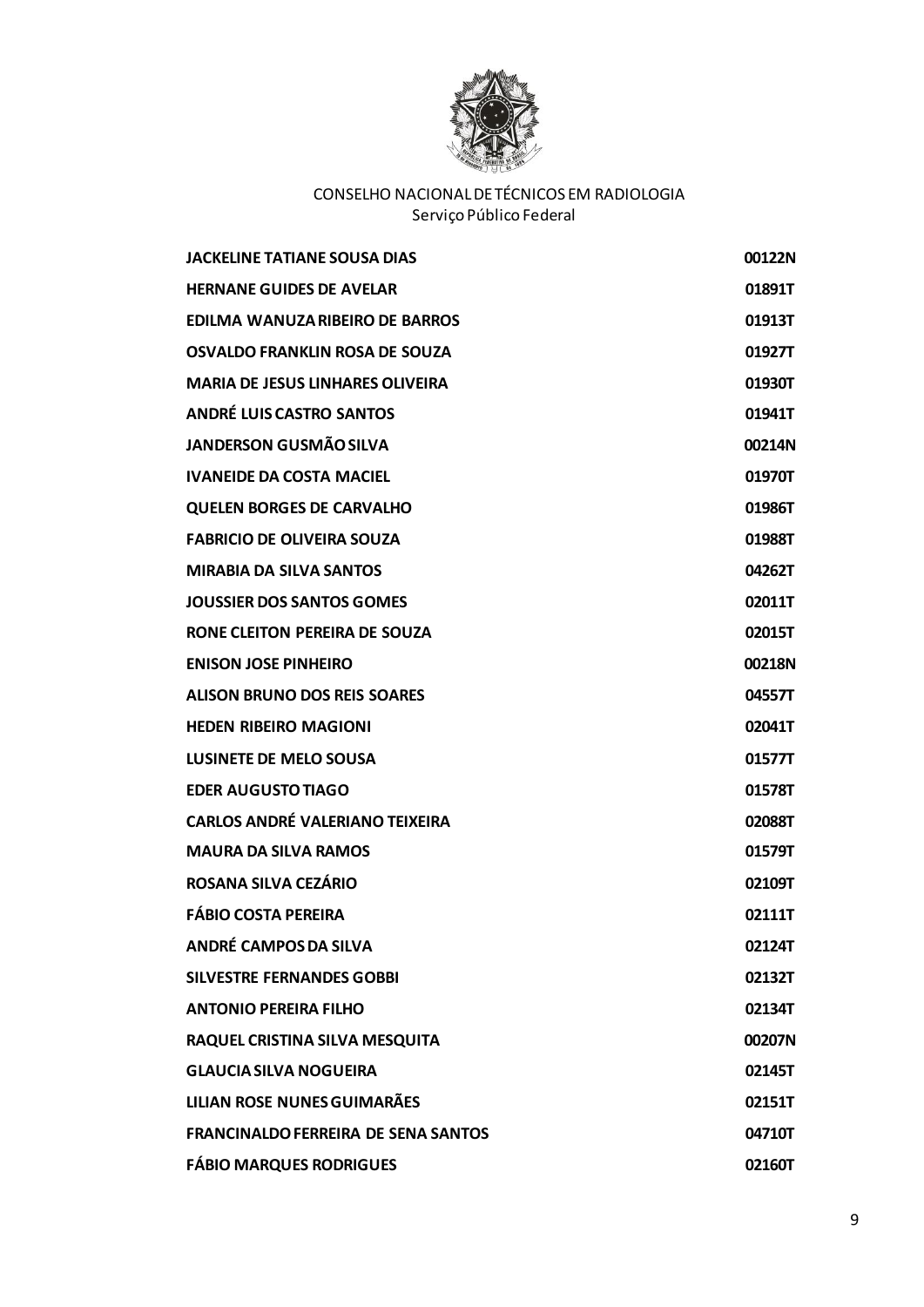CONSELHO NACIONAL DE TÉCNICOS EM RADIOLOGIA
Serviço Público Federal

| | |
|---|---|
| **JACKELINE TATIANE SOUSA DIAS** | **00122N** |
| **HERNANE GUIDES DE AVELAR** | **01891T** |
| **EDILMA WANUZA RIBEIRO DE BARROS** | **01913T** |
| **OSVALDO FRANKLIN ROSA DE SOUZA** | **01927T** |
| **MARIA DE JESUS LINHARES OLIVEIRA** | **01930T** |
| **ANDRÉ LUIS CASTRO SANTOS** | **01941T** |
| **JANDERSON GUSMÃO SILVA** | **00214N** |
| **IVANEIDE DA COSTA MACIEL** | **01970T** |
| **QUELEN BORGES DE CARVALHO** | **01986T** |
| **FABRICIO DE OLIVEIRA SOUZA** | **01988T** |
| **MIRABIA DA SILVA SANTOS** | **04262T** |
| **JOUSSIER DOS SANTOS GOMES** | **02011T** |
| **RONE CLEITON PEREIRA DE SOUZA** | **02015T** |
| **ENISON JOSE PINHEIRO** | **00218N** |
| **ALISON BRUNO DOS REIS SOARES** | **04557T** |
| **HEDEN RIBEIRO MAGIONI** | **02041T** |
| **LUSINETE DE MELO SOUSA** | **01577T** |
| **EDER AUGUSTO TIAGO** | **01578T** |
| **CARLOS ANDRÉ VALERIANO TEIXEIRA** | **02088T** |
| **MAURA DA SILVA RAMOS** | **01579T** |
| **ROSANA SILVA CEZÁRIO** | **02109T** |
| **FÁBIO COSTA PEREIRA** | **02111T** |
| **ANDRÉ CAMPOS DA SILVA** | **02124T** |
| **SILVESTRE FERNANDES GOBBI** | **02132T** |
| **ANTONIO PEREIRA FILHO** | **02134T** |
| **RAQUEL CRISTINA SILVA MESQUITA** | **00207N** |
| **GLAUCIA SILVA NOGUEIRA** | **02145T** |
| **LILIAN ROSE NUNES GUIMARÃES** | **02151T** |
| **FRANCINALDO FERREIRA DE SENA SANTOS** | **04710T** |
| **FÁBIO MARQUES RODRIGUES** | **02160T** |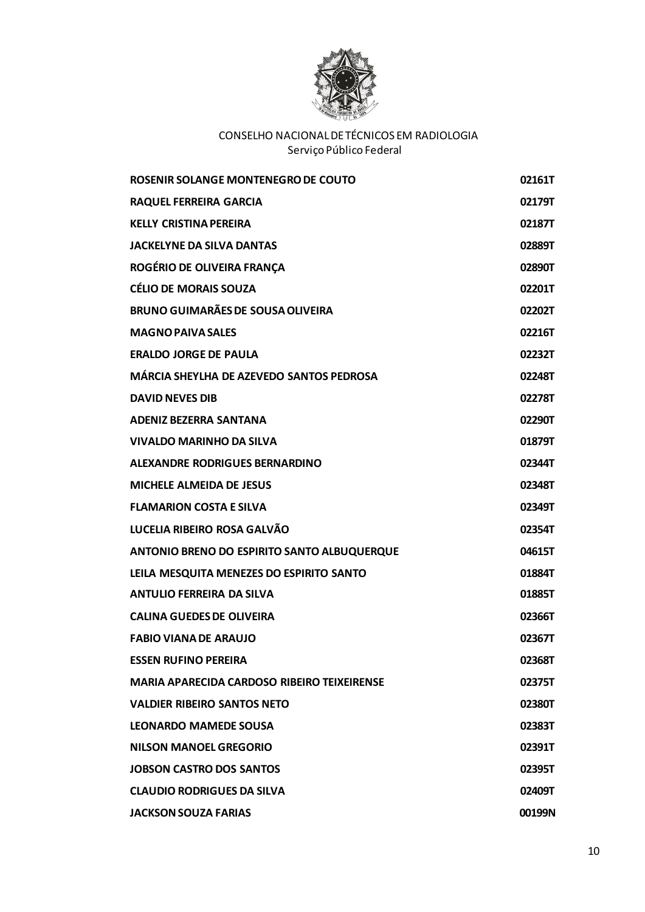CONSELHO NACIONAL DE TÉCNICOS EM RADIOLOGIA
Serviço Público Federal

| | |
|---|---|
| **ROSENIR SOLANGE MONTENEGRO DE COUTO** | **02161T** |
| **RAQUEL FERREIRA GARCIA** | **02179T** |
| **KELLY CRISTINA PEREIRA** | **02187T** |
| **JACKELYNE DA SILVA DANTAS** | **02889T** |
| **ROGÉRIO DE OLIVEIRA FRANÇA** | **02890T** |
| **CÉLIO DE MORAIS SOUZA** | **02201T** |
| **BRUNO GUIMARÃES DE SOUSA OLIVEIRA** | **02202T** |
| **MAGNO PAIVA SALES** | **02216T** |
| **ERALDO JORGE DE PAULA** | **02232T** |
| **MÁRCIA SHEYLHA DE AZEVEDO SANTOS PEDROSA** | **02248T** |
| **DAVID NEVES DIB** | **02278T** |
| **ADENIZ BEZERRA SANTANA** | **02290T** |
| **VIVALDO MARINHO DA SILVA** | **01879T** |
| **ALEXANDRE RODRIGUES BERNARDINO** | **02344T** |
| **MICHELE ALMEIDA DE JESUS** | **02348T** |
| **FLAMARION COSTA E SILVA** | **02349T** |
| **LUCELIA RIBEIRO ROSA GALVÃO** | **02354T** |
| **ANTONIO BRENO DO ESPIRITO SANTO ALBUQUERQUE** | **04615T** |
| **LEILA MESQUITA MENEZES DO ESPIRITO SANTO** | **01884T** |
| **ANTULIO FERREIRA DA SILVA** | **01885T** |
| **CALINA GUEDES DE OLIVEIRA** | **02366T** |
| **FABIO VIANA DE ARAUJO** | **02367T** |
| **ESSEN RUFINO PEREIRA** | **02368T** |
| **MARIA APARECIDA CARDOSO RIBEIRO TEIXEIRENSE** | **02375T** |
| **VALDIER RIBEIRO SANTOS NETO** | **02380T** |
| **LEONARDO MAMEDE SOUSA** | **02383T** |
| **NILSON MANOEL GREGORIO** | **02391T** |
| **JOBSON CASTRO DOS SANTOS** | **02395T** |
| **CLAUDIO RODRIGUES DA SILVA** | **02409T** |
| **JACKSON SOUZA FARIAS** | **00199N** |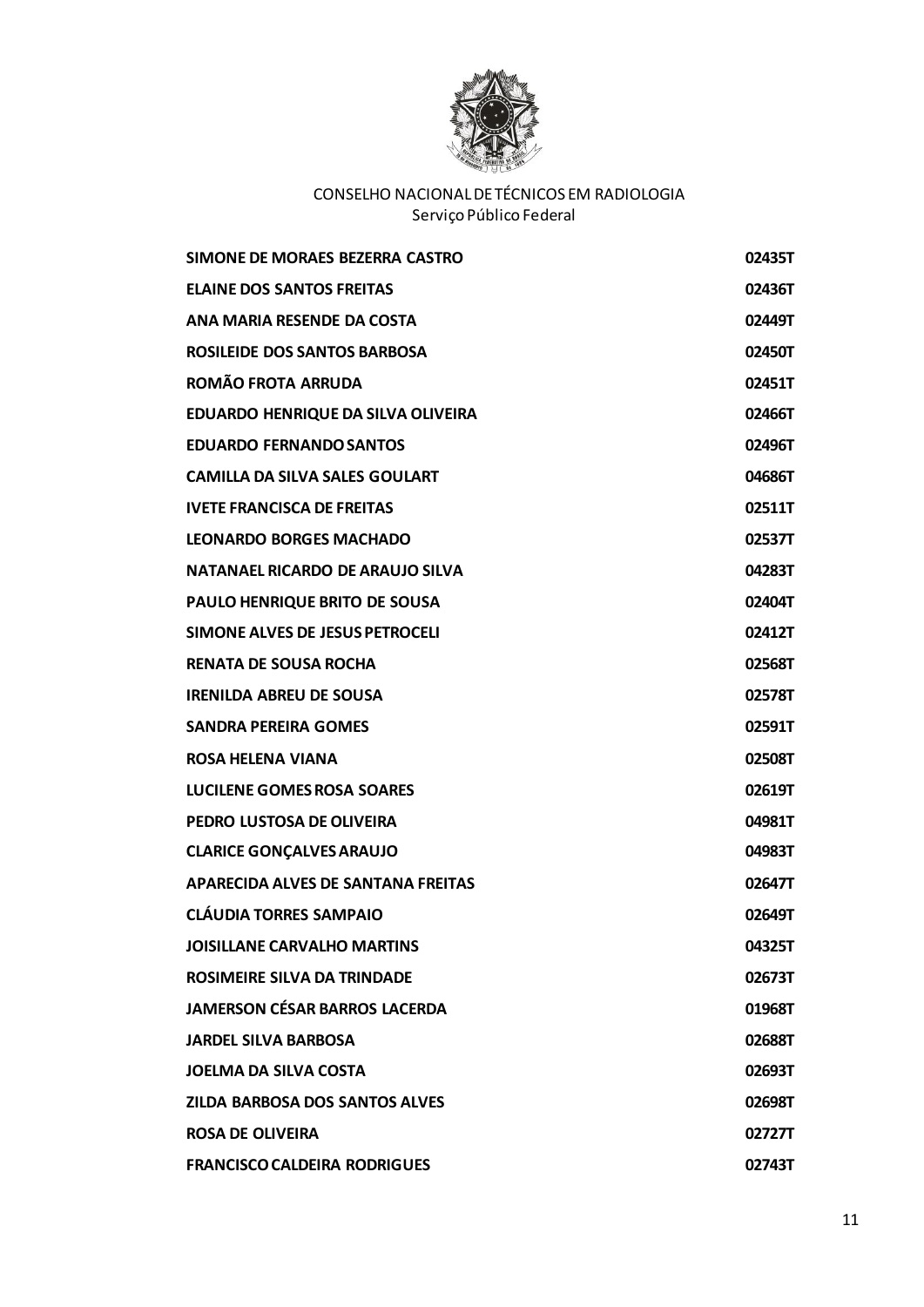| | |
|---|---|
| **SIMONE DE MORAES BEZERRA CASTRO** | **02435T** |
| **ELAINE DOS SANTOS FREITAS** | **02436T** |
| **ANA MARIA RESENDE DA COSTA** | **02449T** |
| **ROSILEIDE DOS SANTOS BARBOSA** | **02450T** |
| **ROMÃO FROTA ARRUDA** | **02451T** |
| **EDUARDO HENRIQUE DA SILVA OLIVEIRA** | **02466T** |
| **EDUARDO FERNANDO SANTOS** | **02496T** |
| **CAMILLA DA SILVA SALES GOULART** | **04686T** |
| **IVETE FRANCISCA DE FREITAS** | **02511T** |
| **LEONARDO BORGES MACHADO** | **02537T** |
| **NATANAEL RICARDO DE ARAUJO SILVA** | **04283T** |
| **PAULO HENRIQUE BRITO DE SOUSA** | **02404T** |
| **SIMONE ALVES DE JESUS PETROCELI** | **02412T** |
| **RENATA DE SOUSA ROCHA** | **02568T** |
| **IRENILDA ABREU DE SOUSA** | **02578T** |
| **SANDRA PEREIRA GOMES** | **02591T** |
| **ROSA HELENA VIANA** | **02508T** |
| **LUCILENE GOMES ROSA SOARES** | **02619T** |
| **PEDRO LUSTOSA DE OLIVEIRA** | **04981T** |
| **CLARICE GONÇALVES ARAUJO** | **04983T** |
| **APARECIDA ALVES DE SANTANA FREITAS** | **02647T** |
| **CLÁUDIA TORRES SAMPAIO** | **02649T** |
| **JOISILLANE CARVALHO MARTINS** | **04325T** |
| **ROSIMEIRE SILVA DA TRINDADE** | **02673T** |
| **JAMERSON CÉSAR BARROS LACERDA** | **01968T** |
| **JARDEL SILVA BARBOSA** | **02688T** |
| **JOELMA DA SILVA COSTA** | **02693T** |
| **ZILDA BARBOSA DOS SANTOS ALVES** | **02698T** |
| **ROSA DE OLIVEIRA** | **02727T** |
| **FRANCISCO CALDEIRA RODRIGUES** | **02743T** |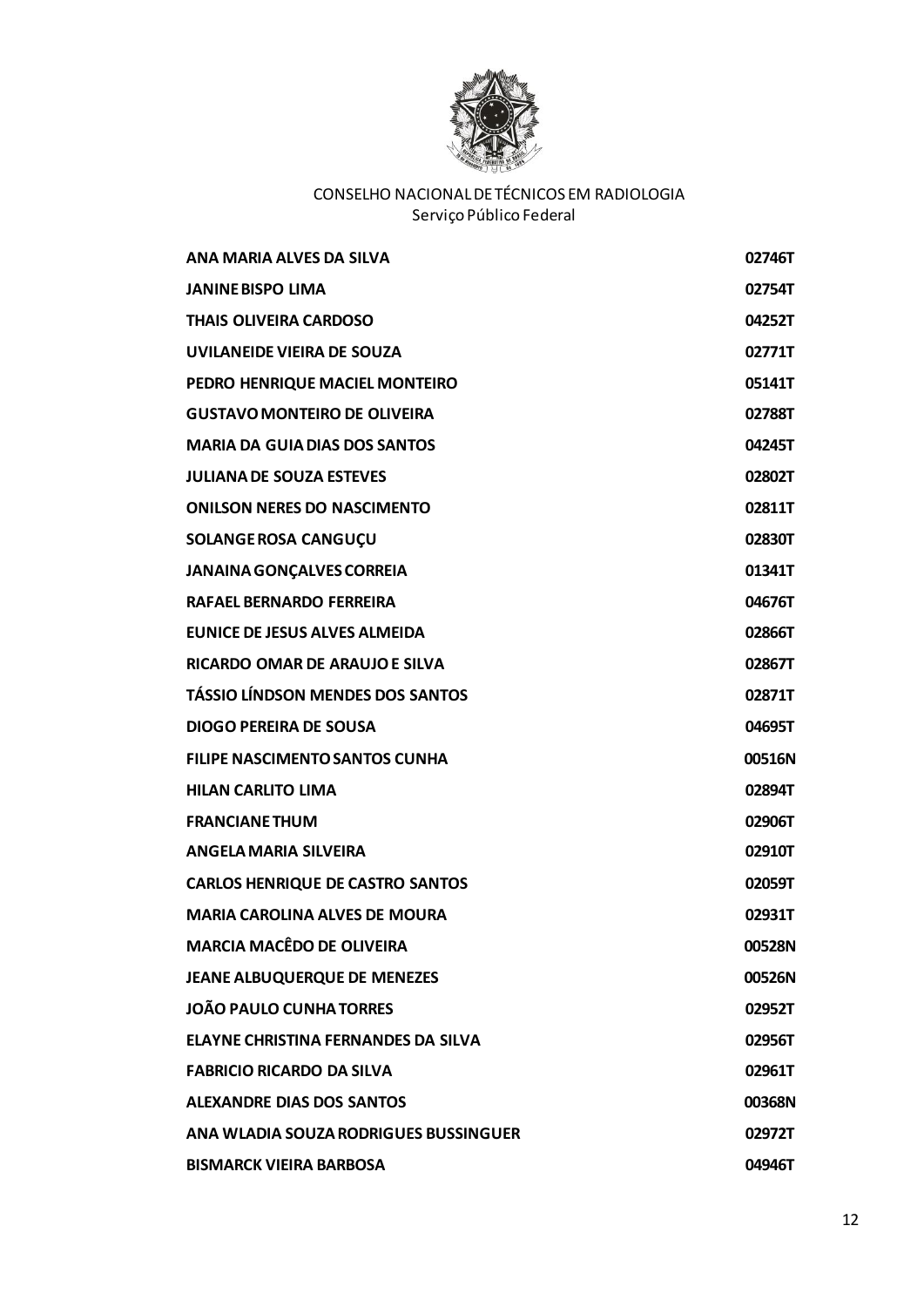CONSELHO NACIONAL DE TÉCNICOS EM RADIOLOGIA
Serviço Público Federal

| | |
|---|---|
| **ANA MARIA ALVES DA SILVA** | **02746T** |
| **JANINE BISPO LIMA** | **02754T** |
| **THAIS OLIVEIRA CARDOSO** | **04252T** |
| **UVILANEIDE VIEIRA DE SOUZA** | **02771T** |
| **PEDRO HENRIQUE MACIEL MONTEIRO** | **05141T** |
| **GUSTAVO MONTEIRO DE OLIVEIRA** | **02788T** |
| **MARIA DA GUIA DIAS DOS SANTOS** | **04245T** |
| **JULIANA DE SOUZA ESTEVES** | **02802T** |
| **ONILSON NERES DO NASCIMENTO** | **02811T** |
| **SOLANGE ROSA CANGUÇU** | **02830T** |
| **JANAINA GONÇALVES CORREIA** | **01341T** |
| **RAFAEL BERNARDO FERREIRA** | **04676T** |
| **EUNICE DE JESUS ALVES ALMEIDA** | **02866T** |
| **RICARDO OMAR DE ARAUJO E SILVA** | **02867T** |
| **TÁSSIO LÍNDSON MENDES DOS SANTOS** | **02871T** |
| **DIOGO PEREIRA DE SOUSA** | **04695T** |
| **FILIPE NASCIMENTO SANTOS CUNHA** | **00516N** |
| **HILAN CARLITO LIMA** | **02894T** |
| **FRANCIANE THUM** | **02906T** |
| **ANGELA MARIA SILVEIRA** | **02910T** |
| **CARLOS HENRIQUE DE CASTRO SANTOS** | **02059T** |
| **MARIA CAROLINA ALVES DE MOURA** | **02931T** |
| **MARCIA MACÊDO DE OLIVEIRA** | **00528N** |
| **JEANE ALBUQUERQUE DE MENEZES** | **00526N** |
| **JOÃO PAULO CUNHA TORRES** | **02952T** |
| **ELAYNE CHRISTINA FERNANDES DA SILVA** | **02956T** |
| **FABRICIO RICARDO DA SILVA** | **02961T** |
| **ALEXANDRE DIAS DOS SANTOS** | **00368N** |
| **ANA WLADIA SOUZA RODRIGUES BUSSINGUER** | **02972T** |
| **BISMARCK VIEIRA BARBOSA** | **04946T** |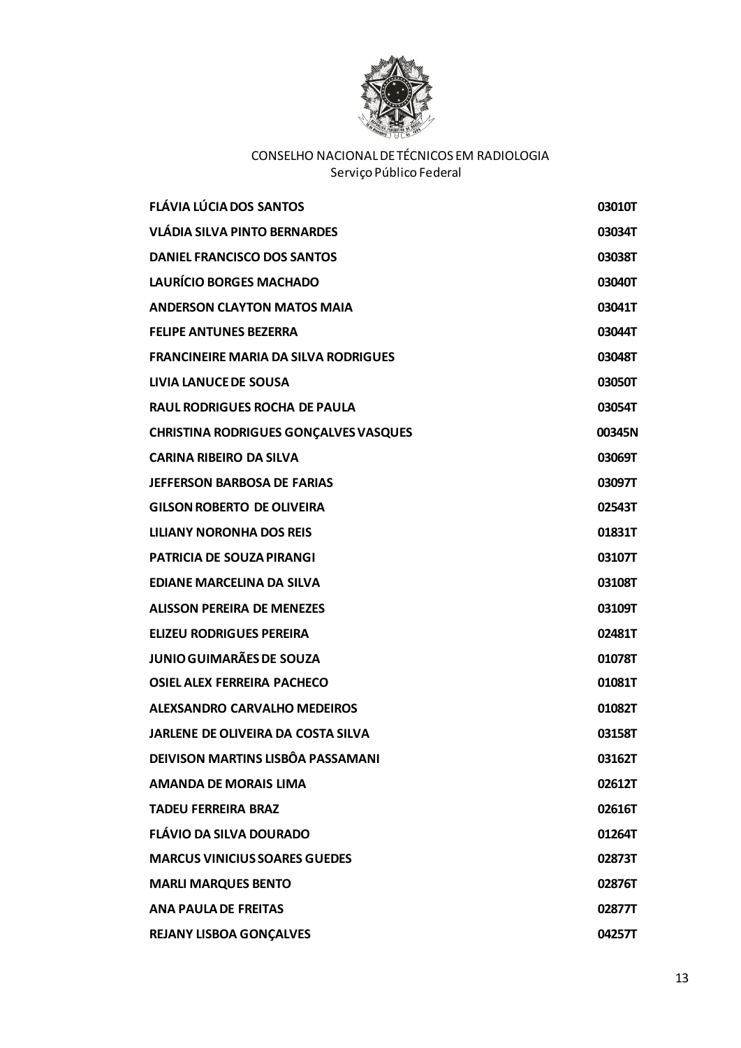CONSELHO NACIONAL DE TÉCNICOS EM RADIOLOGIA
Serviço Público Federal

| | |
|---|---|
| **FLÁVIA LÚCIA DOS SANTOS** | **03010T** |
| **VLÁDIA SILVA PINTO BERNARDES** | **03034T** |
| **DANIEL FRANCISCO DOS SANTOS** | **03038T** |
| **LAURÍCIO BORGES MACHADO** | **03040T** |
| **ANDERSON CLAYTON MATOS MAIA** | **03041T** |
| **FELIPE ANTUNES BEZERRA** | **03044T** |
| **FRANCINEIRE MARIA DA SILVA RODRIGUES** | **03048T** |
| **LIVIA LANUCE DE SOUSA** | **03050T** |
| **RAUL RODRIGUES ROCHA DE PAULA** | **03054T** |
| **CHRISTINA RODRIGUES GONÇALVES VASQUES** | **00345N** |
| **CARINA RIBEIRO DA SILVA** | **03069T** |
| **JEFFERSON BARBOSA DE FARIAS** | **03097T** |
| **GILSON ROBERTO DE OLIVEIRA** | **02543T** |
| **LILIANY NORONHA DOS REIS** | **01831T** |
| **PATRICIA DE SOUZA PIRANGI** | **03107T** |
| **EDIANE MARCELINA DA SILVA** | **03108T** |
| **ALISSON PEREIRA DE MENEZES** | **03109T** |
| **ELIZEU RODRIGUES PEREIRA** | **02481T** |
| **JUNIO GUIMARÃES DE SOUZA** | **01078T** |
| **OSIEL ALEX FERREIRA PACHECO** | **01081T** |
| **ALEXSANDRO CARVALHO MEDEIROS** | **01082T** |
| **JARLENE DE OLIVEIRA DA COSTA SILVA** | **03158T** |
| **DEIVISON MARTINS LISBÔA PASSAMANI** | **03162T** |
| **AMANDA DE MORAIS LIMA** | **02612T** |
| **TADEU FERREIRA BRAZ** | **02616T** |
| **FLÁVIO DA SILVA DOURADO** | **01264T** |
| **MARCUS VINICIUS SOARES GUEDES** | **02873T** |
| **MARLI MARQUES BENTO** | **02876T** |
| **ANA PAULA DE FREITAS** | **02877T** |
| **REJANY LISBOA GONÇALVES** | **04257T** |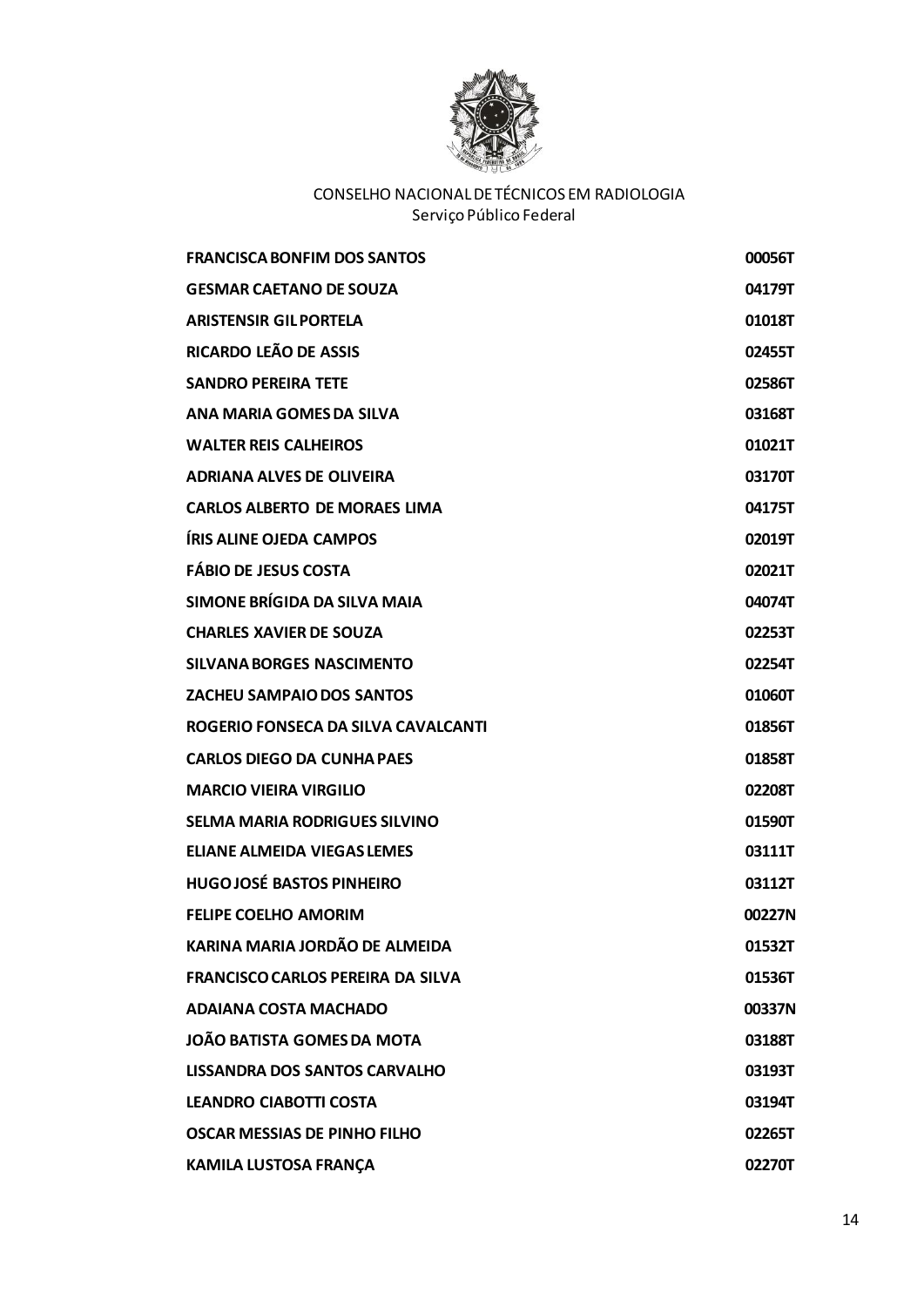CONSELHO NACIONAL DE TÉCNICOS EM RADIOLOGIA
Serviço Público Federal

| | |
|---|---|
| **FRANCISCA BONFIM DOS SANTOS** | **00056T** |
| **GESMAR CAETANO DE SOUZA** | **04179T** |
| **ARISTENSIR GIL PORTELA** | **01018T** |
| **RICARDO LEÃO DE ASSIS** | **02455T** |
| **SANDRO PEREIRA TETE** | **02586T** |
| **ANA MARIA GOMES DA SILVA** | **03168T** |
| **WALTER REIS CALHEIROS** | **01021T** |
| **ADRIANA ALVES DE OLIVEIRA** | **03170T** |
| **CARLOS ALBERTO DE MORAES LIMA** | **04175T** |
| **ÍRIS ALINE OJEDA CAMPOS** | **02019T** |
| **FÁBIO DE JESUS COSTA** | **02021T** |
| **SIMONE BRÍGIDA DA SILVA MAIA** | **04074T** |
| **CHARLES XAVIER DE SOUZA** | **02253T** |
| **SILVANA BORGES NASCIMENTO** | **02254T** |
| **ZACHEU SAMPAIO DOS SANTOS** | **01060T** |
| **ROGERIO FONSECA DA SILVA CAVALCANTI** | **01856T** |
| **CARLOS DIEGO DA CUNHA PAES** | **01858T** |
| **MARCIO VIEIRA VIRGILIO** | **02208T** |
| **SELMA MARIA RODRIGUES SILVINO** | **01590T** |
| **ELIANE ALMEIDA VIEGAS LEMES** | **03111T** |
| **HUGO JOSÉ BASTOS PINHEIRO** | **03112T** |
| **FELIPE COELHO AMORIM** | **00227N** |
| **KARINA MARIA JORDÃO DE ALMEIDA** | **01532T** |
| **FRANCISCO CARLOS PEREIRA DA SILVA** | **01536T** |
| **ADAIANA COSTA MACHADO** | **00337N** |
| **JOÃO BATISTA GOMES DA MOTA** | **03188T** |
| **LISSANDRA DOS SANTOS CARVALHO** | **03193T** |
| **LEANDRO CIABOTTI COSTA** | **03194T** |
| **OSCAR MESSIAS DE PINHO FILHO** | **02265T** |
| **KAMILA LUSTOSA FRANÇA** | **02270T** |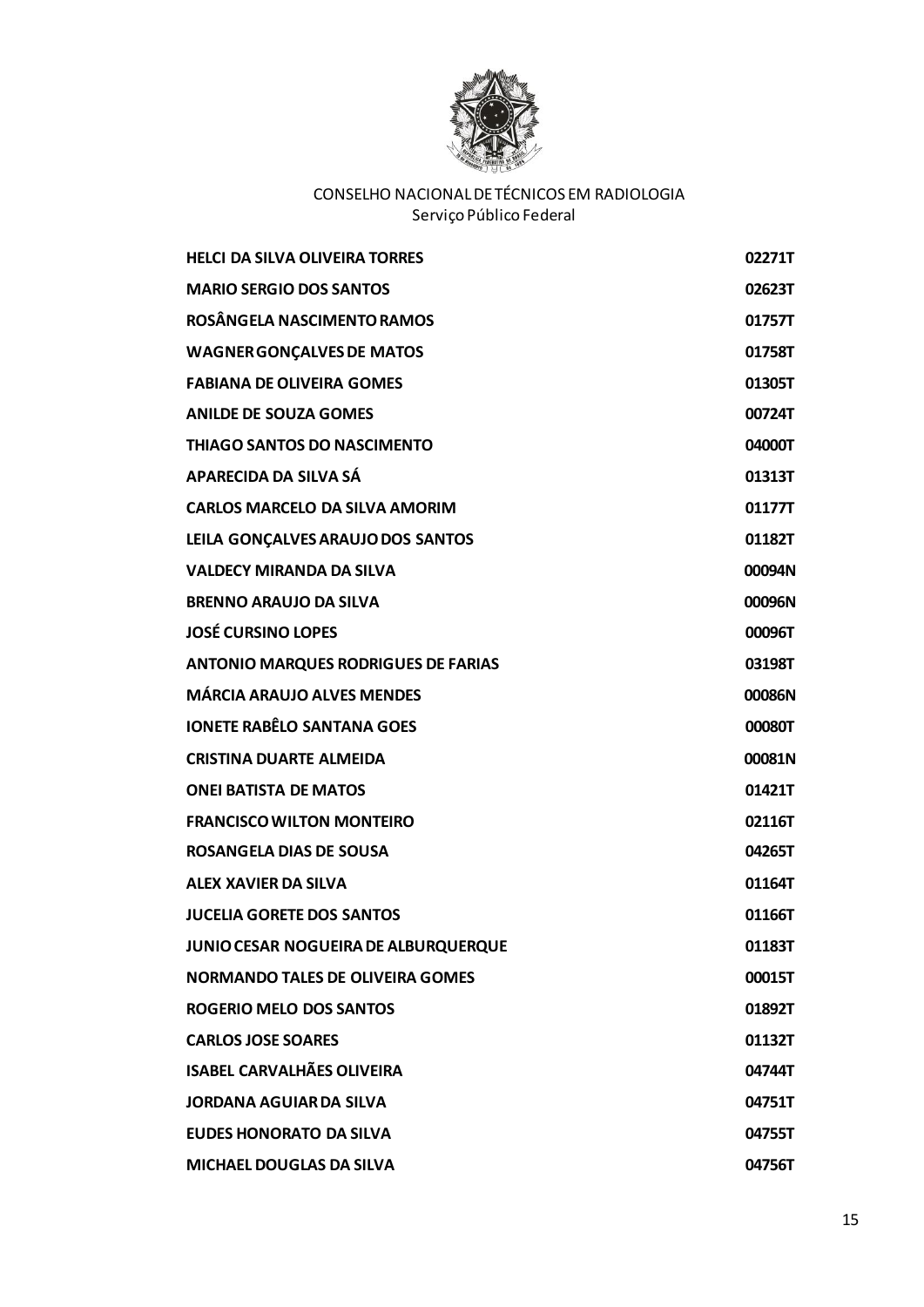| | |
|---|---|
| **HELCI DA SILVA OLIVEIRA TORRES** | **02271T** |
| **MARIO SERGIO DOS SANTOS** | **02623T** |
| **ROSÂNGELA NASCIMENTO RAMOS** | **01757T** |
| **WAGNER GONÇALVES DE MATOS** | **01758T** |
| **FABIANA DE OLIVEIRA GOMES** | **01305T** |
| **ANILDE DE SOUZA GOMES** | **00724T** |
| **THIAGO SANTOS DO NASCIMENTO** | **04000T** |
| **APARECIDA DA SILVA SÁ** | **01313T** |
| **CARLOS MARCELO DA SILVA AMORIM** | **01177T** |
| **LEILA GONÇALVES ARAUJO DOS SANTOS** | **01182T** |
| **VALDECY MIRANDA DA SILVA** | **00094N** |
| **BRENNO ARAUJO DA SILVA** | **00096N** |
| **JOSÉ CURSINO LOPES** | **00096T** |
| **ANTONIO MARQUES RODRIGUES DE FARIAS** | **03198T** |
| **MÁRCIA ARAUJO ALVES MENDES** | **00086N** |
| **IONETE RABÊLO SANTANA GOES** | **00080T** |
| **CRISTINA DUARTE ALMEIDA** | **00081N** |
| **ONEI BATISTA DE MATOS** | **01421T** |
| **FRANCISCO WILTON MONTEIRO** | **02116T** |
| **ROSANGELA DIAS DE SOUSA** | **04265T** |
| **ALEX XAVIER DA SILVA** | **01164T** |
| **JUCELIA GORETE DOS SANTOS** | **01166T** |
| **JUNIO CESAR NOGUEIRA DE ALBURQUERQUE** | **01183T** |
| **NORMANDO TALES DE OLIVEIRA GOMES** | **00015T** |
| **ROGERIO MELO DOS SANTOS** | **01892T** |
| **CARLOS JOSE SOARES** | **01132T** |
| **ISABEL CARVALHÃES OLIVEIRA** | **04744T** |
| **JORDANA AGUIAR DA SILVA** | **04751T** |
| **EUDES HONORATO DA SILVA** | **04755T** |
| **MICHAEL DOUGLAS DA SILVA** | **04756T** |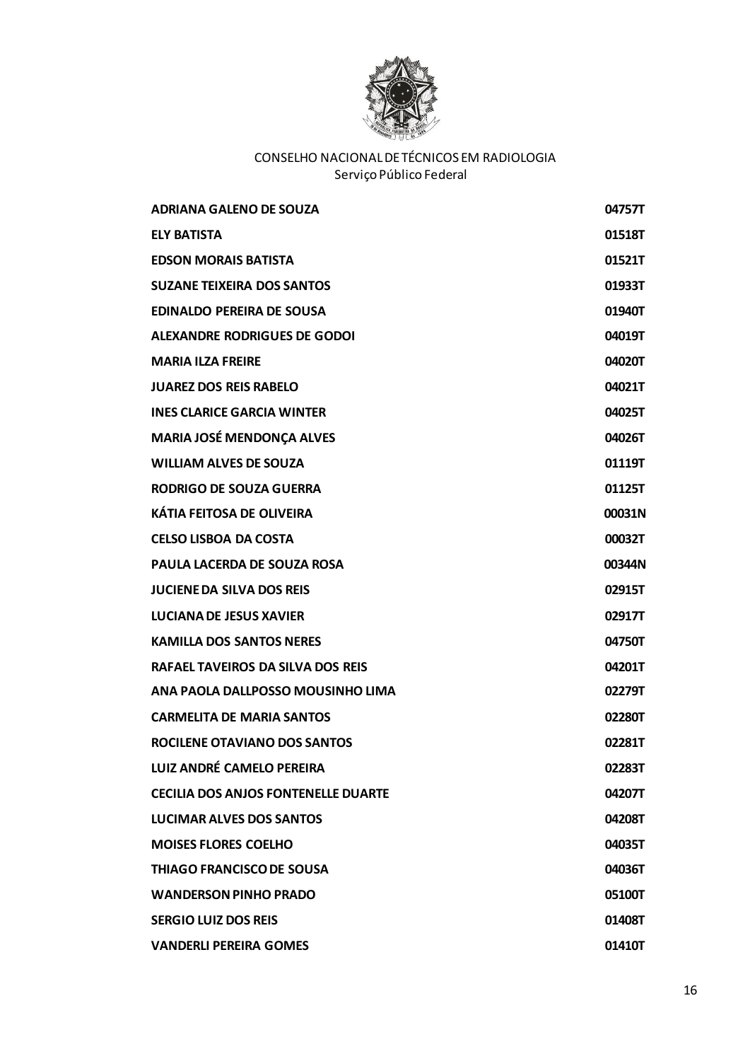CONSELHO NACIONAL DE TÉCNICOS EM RADIOLOGIA
Serviço Público Federal

| | |
|---|---|
| **ADRIANA GALENO DE SOUZA** | **04757T** |
| **ELY BATISTA** | **01518T** |
| **EDSON MORAIS BATISTA** | **01521T** |
| **SUZANE TEIXEIRA DOS SANTOS** | **01933T** |
| **EDINALDO PEREIRA DE SOUSA** | **01940T** |
| **ALEXANDRE RODRIGUES DE GODOI** | **04019T** |
| **MARIA ILZA FREIRE** | **04020T** |
| **JUAREZ DOS REIS RABELO** | **04021T** |
| **INES CLARICE GARCIA WINTER** | **04025T** |
| **MARIA JOSÉ MENDONÇA ALVES** | **04026T** |
| **WILLIAM ALVES DE SOUZA** | **01119T** |
| **RODRIGO DE SOUZA GUERRA** | **01125T** |
| **KÁTIA FEITOSA DE OLIVEIRA** | **00031N** |
| **CELSO LISBOA DA COSTA** | **00032T** |
| **PAULA LACERDA DE SOUZA ROSA** | **00344N** |
| **JUCIENE DA SILVA DOS REIS** | **02915T** |
| **LUCIANA DE JESUS XAVIER** | **02917T** |
| **KAMILLA DOS SANTOS NERES** | **04750T** |
| **RAFAEL TAVEIROS DA SILVA DOS REIS** | **04201T** |
| **ANA PAOLA DALLPOSSO MOUSINHO LIMA** | **02279T** |
| **CARMELITA DE MARIA SANTOS** | **02280T** |
| **ROCILENE OTAVIANO DOS SANTOS** | **02281T** |
| **LUIZ ANDRÉ CAMELO PEREIRA** | **02283T** |
| **CECILIA DOS ANJOS FONTENELLE DUARTE** | **04207T** |
| **LUCIMAR ALVES DOS SANTOS** | **04208T** |
| **MOISES FLORES COELHO** | **04035T** |
| **THIAGO FRANCISCO DE SOUSA** | **04036T** |
| **WANDERSON PINHO PRADO** | **05100T** |
| **SERGIO LUIZ DOS REIS** | **01408T** |
| **VANDERLI PEREIRA GOMES** | **01410T** |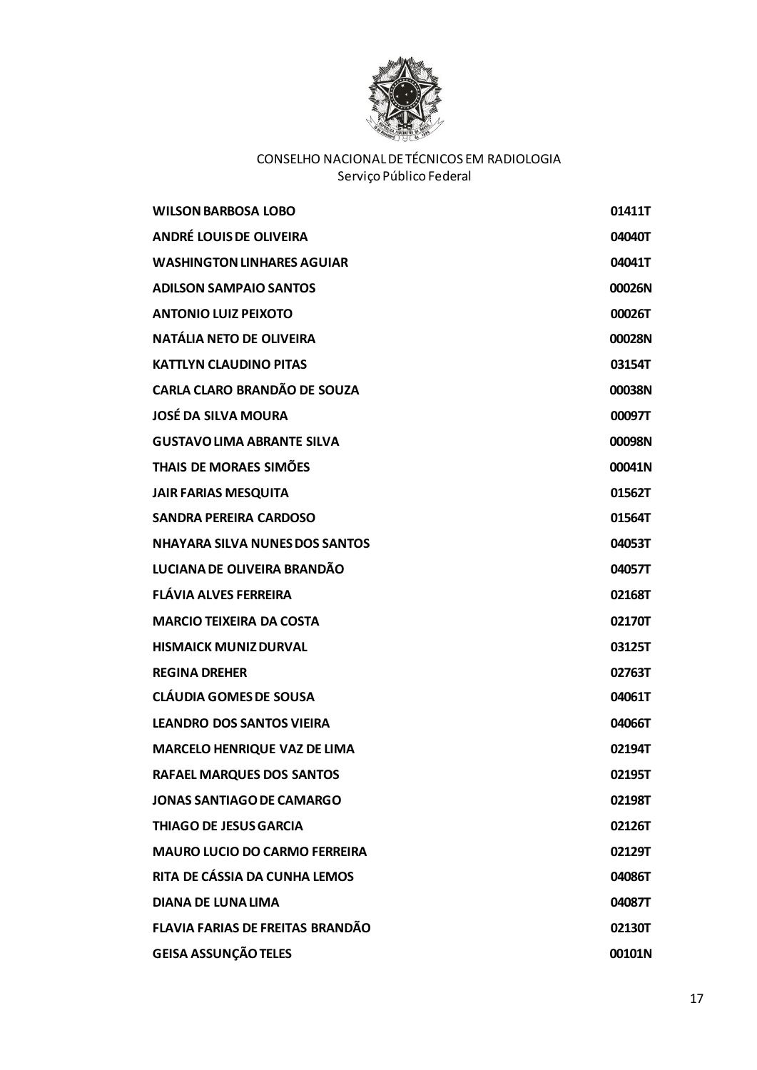CONSELHO NACIONAL DE TÉCNICOS EM RADIOLOGIA
Serviço Público Federal

| | |
|---|---|
| **WILSON BARBOSA LOBO** | **01411T** |
| **ANDRÉ LOUIS DE OLIVEIRA** | **04040T** |
| **WASHINGTON LINHARES AGUIAR** | **04041T** |
| **ADILSON SAMPAIO SANTOS** | **00026N** |
| **ANTONIO LUIZ PEIXOTO** | **00026T** |
| **NATÁLIA NETO DE OLIVEIRA** | **00028N** |
| **KATTLYN CLAUDINO PITAS** | **03154T** |
| **CARLA CLARO BRANDÃO DE SOUZA** | **00038N** |
| **JOSÉ DA SILVA MOURA** | **00097T** |
| **GUSTAVO LIMA ABRANTE SILVA** | **00098N** |
| **THAIS DE MORAES SIMÕES** | **00041N** |
| **JAIR FARIAS MESQUITA** | **01562T** |
| **SANDRA PEREIRA CARDOSO** | **01564T** |
| **NHAYARA SILVA NUNES DOS SANTOS** | **04053T** |
| **LUCIANA DE OLIVEIRA BRANDÃO** | **04057T** |
| **FLÁVIA ALVES FERREIRA** | **02168T** |
| **MARCIO TEIXEIRA DA COSTA** | **02170T** |
| **HISMAICK MUNIZ DURVAL** | **03125T** |
| **REGINA DREHER** | **02763T** |
| **CLÁUDIA GOMES DE SOUSA** | **04061T** |
| **LEANDRO DOS SANTOS VIEIRA** | **04066T** |
| **MARCELO HENRIQUE VAZ DE LIMA** | **02194T** |
| **RAFAEL MARQUES DOS SANTOS** | **02195T** |
| **JONAS SANTIAGO DE CAMARGO** | **02198T** |
| **THIAGO DE JESUS GARCIA** | **02126T** |
| **MAURO LUCIO DO CARMO FERREIRA** | **02129T** |
| **RITA DE CÁSSIA DA CUNHA LEMOS** | **04086T** |
| **DIANA DE LUNA LIMA** | **04087T** |
| **FLAVIA FARIAS DE FREITAS BRANDÃO** | **02130T** |
| **GEISA ASSUNÇÃO TELES** | **00101N** |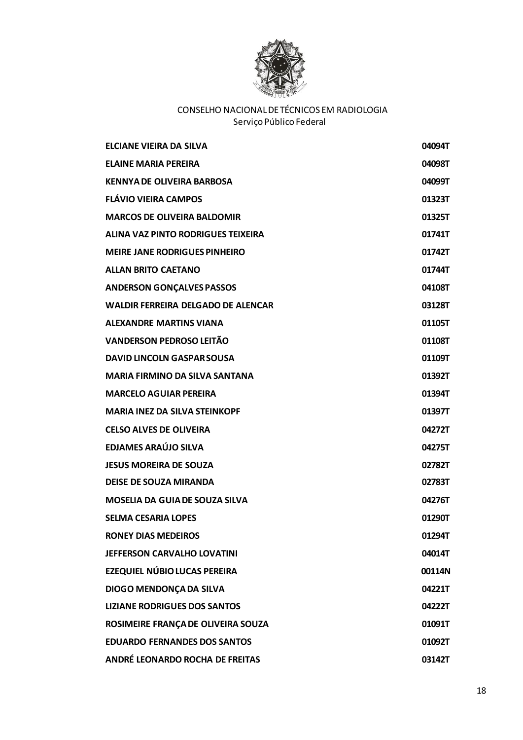CONSELHO NACIONAL DE TÉCNICOS EM RADIOLOGIA
Serviço Público Federal

| | |
|---|---|
| **ELCIANE VIEIRA DA SILVA** | **04094T** |
| **ELAINE MARIA PEREIRA** | **04098T** |
| **KENNYA DE OLIVEIRA BARBOSA** | **04099T** |
| **FLÁVIO VIEIRA CAMPOS** | **01323T** |
| **MARCOS DE OLIVEIRA BALDOMIR** | **01325T** |
| **ALINA VAZ PINTO RODRIGUES TEIXEIRA** | **01741T** |
| **MEIRE JANE RODRIGUES PINHEIRO** | **01742T** |
| **ALLAN BRITO CAETANO** | **01744T** |
| **ANDERSON GONÇALVES PASSOS** | **04108T** |
| **WALDIR FERREIRA DELGADO DE ALENCAR** | **03128T** |
| **ALEXANDRE MARTINS VIANA** | **01105T** |
| **VANDERSON PEDROSO LEITÃO** | **01108T** |
| **DAVID LINCOLN GASPAR SOUSA** | **01109T** |
| **MARIA FIRMINO DA SILVA SANTANA** | **01392T** |
| **MARCELO AGUIAR PEREIRA** | **01394T** |
| **MARIA INEZ DA SILVA STEINKOPF** | **01397T** |
| **CELSO ALVES DE OLIVEIRA** | **04272T** |
| **EDJAMES ARAÚJO SILVA** | **04275T** |
| **JESUS MOREIRA DE SOUZA** | **02782T** |
| **DEISE DE SOUZA MIRANDA** | **02783T** |
| **MOSELIA DA GUIA DE SOUZA SILVA** | **04276T** |
| **SELMA CESARIA LOPES** | **01290T** |
| **RONEY DIAS MEDEIROS** | **01294T** |
| **JEFFERSON CARVALHO LOVATINI** | **04014T** |
| **EZEQUIEL NÚBIO LUCAS PEREIRA** | **00114N** |
| **DIOGO MENDONÇA DA SILVA** | **04221T** |
| **LIZIANE RODRIGUES DOS SANTOS** | **04222T** |
| **ROSIMEIRE FRANÇA DE OLIVEIRA SOUZA** | **01091T** |
| **EDUARDO FERNANDES DOS SANTOS** | **01092T** |
| **ANDRÉ LEONARDO ROCHA DE FREITAS** | **03142T** |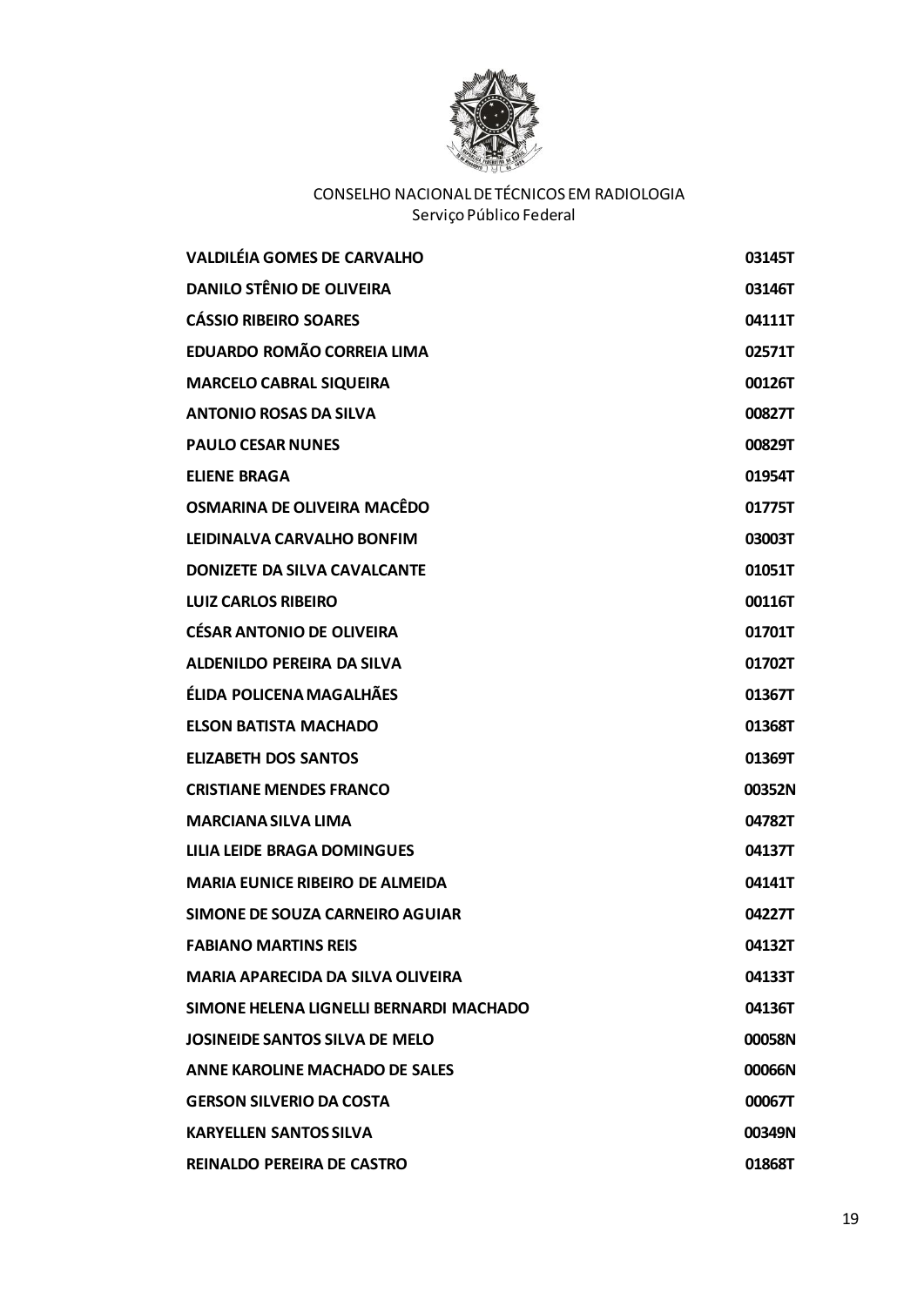CONSELHO NACIONAL DE TÉCNICOS EM RADIOLOGIA
Serviço Público Federal

| | |
|---|---|
| **VALDILÉIA GOMES DE CARVALHO** | **03145T** |
| **DANILO STÊNIO DE OLIVEIRA** | **03146T** |
| **CÁSSIO RIBEIRO SOARES** | **04111T** |
| **EDUARDO ROMÃO CORREIA LIMA** | **02571T** |
| **MARCELO CABRAL SIQUEIRA** | **00126T** |
| **ANTONIO ROSAS DA SILVA** | **00827T** |
| **PAULO CESAR NUNES** | **00829T** |
| **ELIENE BRAGA** | **01954T** |
| **OSMARINA DE OLIVEIRA MACÊDO** | **01775T** |
| **LEIDINALVA CARVALHO BONFIM** | **03003T** |
| **DONIZETE DA SILVA CAVALCANTE** | **01051T** |
| **LUIZ CARLOS RIBEIRO** | **00116T** |
| **CÉSAR ANTONIO DE OLIVEIRA** | **01701T** |
| **ALDENILDO PEREIRA DA SILVA** | **01702T** |
| **ÉLIDA POLICENA MAGALHÃES** | **01367T** |
| **ELSON BATISTA MACHADO** | **01368T** |
| **ELIZABETH DOS SANTOS** | **01369T** |
| **CRISTIANE MENDES FRANCO** | **00352N** |
| **MARCIANA SILVA LIMA** | **04782T** |
| **LILIA LEIDE BRAGA DOMINGUES** | **04137T** |
| **MARIA EUNICE RIBEIRO DE ALMEIDA** | **04141T** |
| **SIMONE DE SOUZA CARNEIRO AGUIAR** | **04227T** |
| **FABIANO MARTINS REIS** | **04132T** |
| **MARIA APARECIDA DA SILVA OLIVEIRA** | **04133T** |
| **SIMONE HELENA LIGNELLI BERNARDI MACHADO** | **04136T** |
| **JOSINEIDE SANTOS SILVA DE MELO** | **00058N** |
| **ANNE KAROLINE MACHADO DE SALES** | **00066N** |
| **GERSON SILVERIO DA COSTA** | **00067T** |
| **KARYELLEN SANTOS SILVA** | **00349N** |
| **REINALDO PEREIRA DE CASTRO** | **01868T** |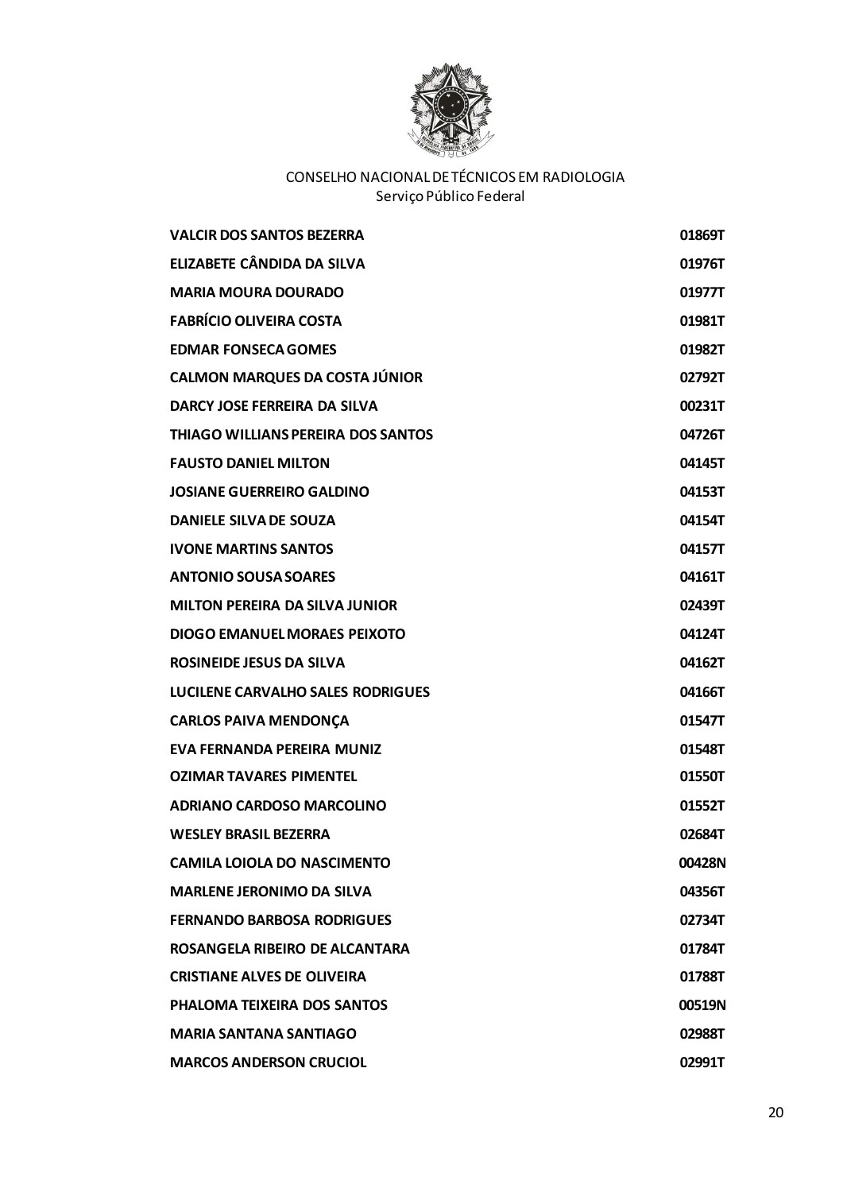CONSELHO NACIONAL DE TÉCNICOS EM RADIOLOGIA
Serviço Público Federal

| | |
|---|---|
| **VALCIR DOS SANTOS BEZERRA** | **01869T** |
| **ELIZABETE CÂNDIDA DA SILVA** | **01976T** |
| **MARIA MOURA DOURADO** | **01977T** |
| **FABRÍCIO OLIVEIRA COSTA** | **01981T** |
| **EDMAR FONSECA GOMES** | **01982T** |
| **CALMON MARQUES DA COSTA JÚNIOR** | **02792T** |
| **DARCY JOSE FERREIRA DA SILVA** | **00231T** |
| **THIAGO WILLIANS PEREIRA DOS SANTOS** | **04726T** |
| **FAUSTO DANIEL MILTON** | **04145T** |
| **JOSIANE GUERREIRO GALDINO** | **04153T** |
| **DANIELE SILVA DE SOUZA** | **04154T** |
| **IVONE MARTINS SANTOS** | **04157T** |
| **ANTONIO SOUSA SOARES** | **04161T** |
| **MILTON PEREIRA DA SILVA JUNIOR** | **02439T** |
| **DIOGO EMANUEL MORAES PEIXOTO** | **04124T** |
| **ROSINEIDE JESUS DA SILVA** | **04162T** |
| **LUCILENE CARVALHO SALES RODRIGUES** | **04166T** |
| **CARLOS PAIVA MENDONÇA** | **01547T** |
| **EVA FERNANDA PEREIRA MUNIZ** | **01548T** |
| **OZIMAR TAVARES PIMENTEL** | **01550T** |
| **ADRIANO CARDOSO MARCOLINO** | **01552T** |
| **WESLEY BRASIL BEZERRA** | **02684T** |
| **CAMILA LOIOLA DO NASCIMENTO** | **00428N** |
| **MARLENE JERONIMO DA SILVA** | **04356T** |
| **FERNANDO BARBOSA RODRIGUES** | **02734T** |
| **ROSANGELA RIBEIRO DE ALCANTARA** | **01784T** |
| **CRISTIANE ALVES DE OLIVEIRA** | **01788T** |
| **PHALOMA TEIXEIRA DOS SANTOS** | **00519N** |
| **MARIA SANTANA SANTIAGO** | **02988T** |
| **MARCOS ANDERSON CRUCIOL** | **02991T** |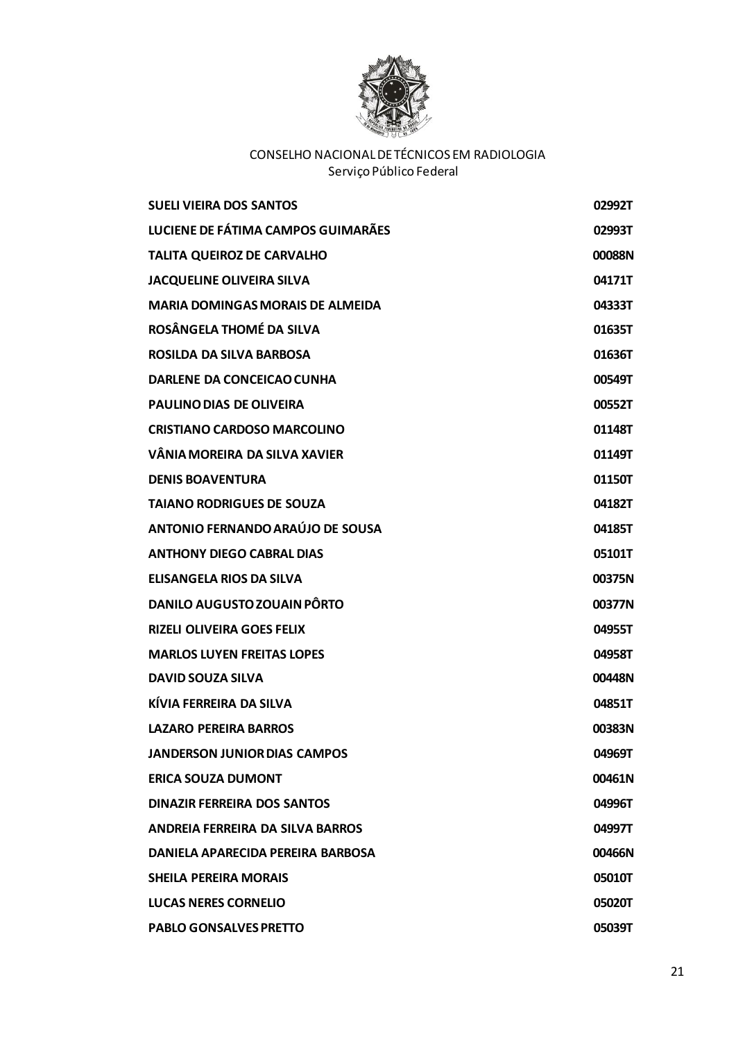CONSELHO NACIONAL DE TÉCNICOS EM RADIOLOGIA
Serviço Público Federal

| | |
|---|---|
| **SUELI VIEIRA DOS SANTOS** | **02992T** |
| **LUCIENE DE FÁTIMA CAMPOS GUIMARÃES** | **02993T** |
| **TALITA QUEIROZ DE CARVALHO** | **00088N** |
| **JACQUELINE OLIVEIRA SILVA** | **04171T** |
| **MARIA DOMINGAS MORAIS DE ALMEIDA** | **04333T** |
| **ROSÂNGELA THOMÉ DA SILVA** | **01635T** |
| **ROSILDA DA SILVA BARBOSA** | **01636T** |
| **DARLENE DA CONCEICAO CUNHA** | **00549T** |
| **PAULINO DIAS DE OLIVEIRA** | **00552T** |
| **CRISTIANO CARDOSO MARCOLINO** | **01148T** |
| **VÂNIA MOREIRA DA SILVA XAVIER** | **01149T** |
| **DENIS BOAVENTURA** | **01150T** |
| **TAIANO RODRIGUES DE SOUZA** | **04182T** |
| **ANTONIO FERNANDO ARAÚJO DE SOUSA** | **04185T** |
| **ANTHONY DIEGO CABRAL DIAS** | **05101T** |
| **ELISANGELA RIOS DA SILVA** | **00375N** |
| **DANILO AUGUSTO ZOUAIN PÔRTO** | **00377N** |
| **RIZELI OLIVEIRA GOES FELIX** | **04955T** |
| **MARLOS LUYEN FREITAS LOPES** | **04958T** |
| **DAVID SOUZA SILVA** | **00448N** |
| **KÍVIA FERREIRA DA SILVA** | **04851T** |
| **LAZARO PEREIRA BARROS** | **00383N** |
| **JANDERSON JUNIOR DIAS CAMPOS** | **04969T** |
| **ERICA SOUZA DUMONT** | **00461N** |
| **DINAZIR FERREIRA DOS SANTOS** | **04996T** |
| **ANDREIA FERREIRA DA SILVA BARROS** | **04997T** |
| **DANIELA APARECIDA PEREIRA BARBOSA** | **00466N** |
| **SHEILA PEREIRA MORAIS** | **05010T** |
| **LUCAS NERES CORNELIO** | **05020T** |
| **PABLO GONSALVES PRETTO** | **05039T** |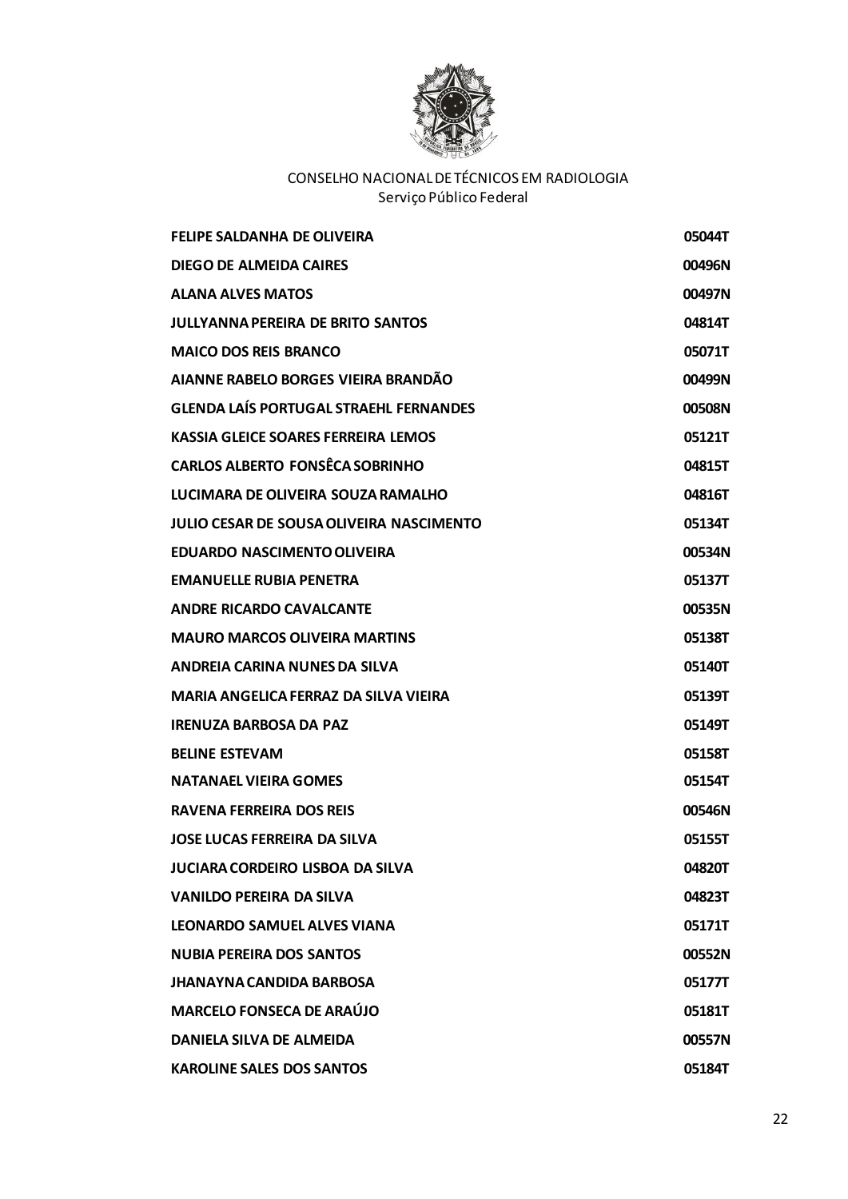CONSELHO NACIONAL DE TÉCNICOS EM RADIOLOGIA
Serviço Público Federal

| | |
|---|---|
| **FELIPE SALDANHA DE OLIVEIRA** | **05044T** |
| **DIEGO DE ALMEIDA CAIRES** | **00496N** |
| **ALANA ALVES MATOS** | **00497N** |
| **JULLYANNA PEREIRA DE BRITO SANTOS** | **04814T** |
| **MAICO DOS REIS BRANCO** | **05071T** |
| **AIANNE RABELO BORGES VIEIRA BRANDÃO** | **00499N** |
| **GLENDA LAÍS PORTUGAL STRAEHL FERNANDES** | **00508N** |
| **KASSIA GLEICE SOARES FERREIRA LEMOS** | **05121T** |
| **CARLOS ALBERTO FONSÊCA SOBRINHO** | **04815T** |
| **LUCIMARA DE OLIVEIRA SOUZA RAMALHO** | **04816T** |
| **JULIO CESAR DE SOUSA OLIVEIRA NASCIMENTO** | **05134T** |
| **EDUARDO NASCIMENTO OLIVEIRA** | **00534N** |
| **EMANUELLE RUBIA PENETRA** | **05137T** |
| **ANDRE RICARDO CAVALCANTE** | **00535N** |
| **MAURO MARCOS OLIVEIRA MARTINS** | **05138T** |
| **ANDREIA CARINA NUNES DA SILVA** | **05140T** |
| **MARIA ANGELICA FERRAZ DA SILVA VIEIRA** | **05139T** |
| **IRENUZA BARBOSA DA PAZ** | **05149T** |
| **BELINE ESTEVAM** | **05158T** |
| **NATANAEL VIEIRA GOMES** | **05154T** |
| **RAVENA FERREIRA DOS REIS** | **00546N** |
| **JOSE LUCAS FERREIRA DA SILVA** | **05155T** |
| **JUCIARA CORDEIRO LISBOA DA SILVA** | **04820T** |
| **VANILDO PEREIRA DA SILVA** | **04823T** |
| **LEONARDO SAMUEL ALVES VIANA** | **05171T** |
| **NUBIA PEREIRA DOS SANTOS** | **00552N** |
| **JHANAYNA CANDIDA BARBOSA** | **05177T** |
| **MARCELO FONSECA DE ARAÚJO** | **05181T** |
| **DANIELA SILVA DE ALMEIDA** | **00557N** |
| **KAROLINE SALES DOS SANTOS** | **05184T** |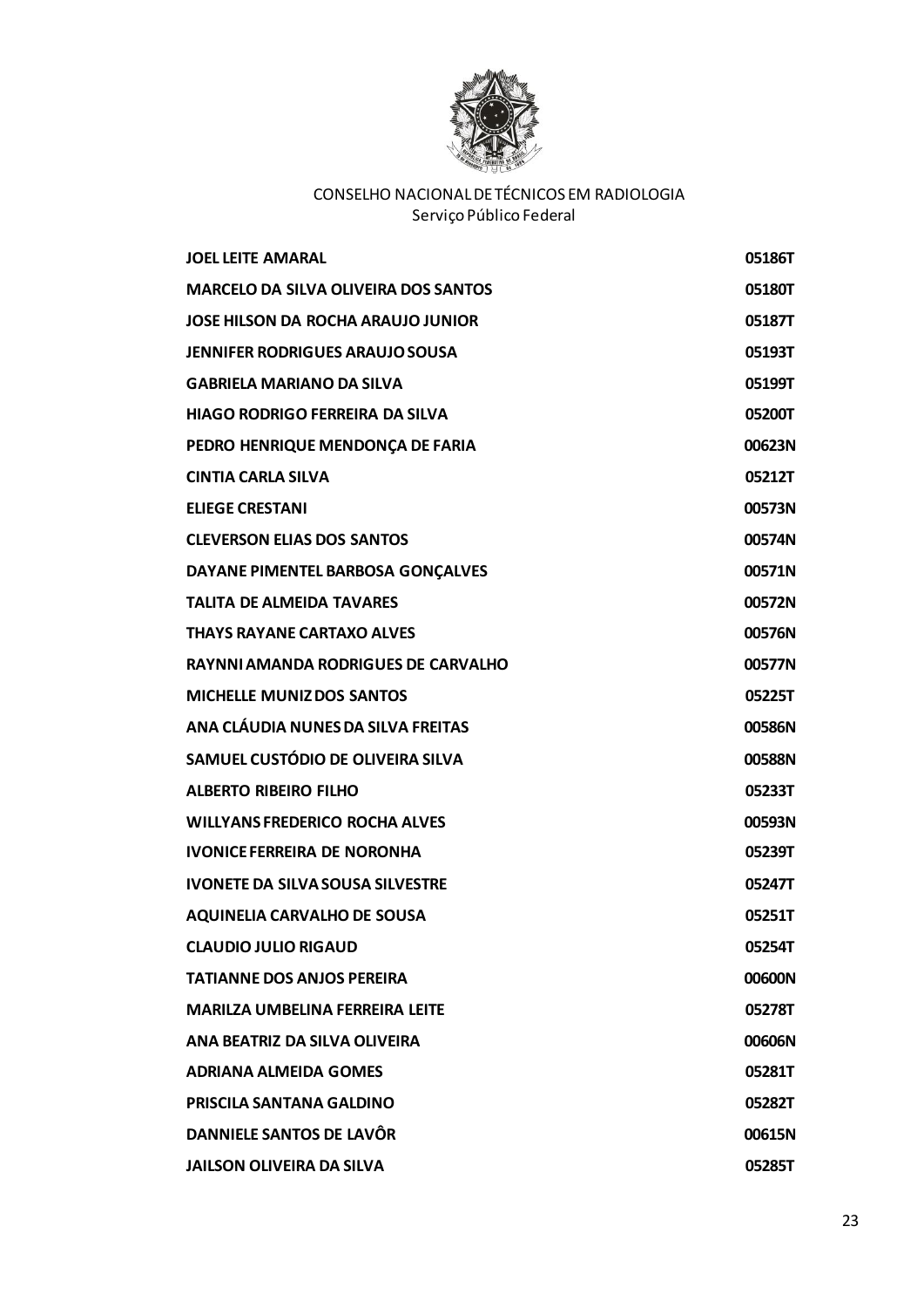CONSELHO NACIONAL DE TÉCNICOS EM RADIOLOGIA
Serviço Público Federal

| | |
|---|---|
| **JOEL LEITE AMARAL** | **05186T** |
| **MARCELO DA SILVA OLIVEIRA DOS SANTOS** | **05180T** |
| **JOSE HILSON DA ROCHA ARAUJO JUNIOR** | **05187T** |
| **JENNIFER RODRIGUES ARAUJO SOUSA** | **05193T** |
| **GABRIELA MARIANO DA SILVA** | **05199T** |
| **HIAGO RODRIGO FERREIRA DA SILVA** | **05200T** |
| **PEDRO HENRIQUE MENDONÇA DE FARIA** | **00623N** |
| **CINTIA CARLA SILVA** | **05212T** |
| **ELIEGE CRESTANI** | **00573N** |
| **CLEVERSON ELIAS DOS SANTOS** | **00574N** |
| **DAYANE PIMENTEL BARBOSA GONÇALVES** | **00571N** |
| **TALITA DE ALMEIDA TAVARES** | **00572N** |
| **THAYS RAYANE CARTAXO ALVES** | **00576N** |
| **RAYNNI AMANDA RODRIGUES DE CARVALHO** | **00577N** |
| **MICHELLE MUNIZ DOS SANTOS** | **05225T** |
| **ANA CLÁUDIA NUNES DA SILVA FREITAS** | **00586N** |
| **SAMUEL CUSTÓDIO DE OLIVEIRA SILVA** | **00588N** |
| **ALBERTO RIBEIRO FILHO** | **05233T** |
| **WILLYANS FREDERICO ROCHA ALVES** | **00593N** |
| **IVONICE FERREIRA DE NORONHA** | **05239T** |
| **IVONETE DA SILVA SOUSA SILVESTRE** | **05247T** |
| **AQUINELIA CARVALHO DE SOUSA** | **05251T** |
| **CLAUDIO JULIO RIGAUD** | **05254T** |
| **TATIANNE DOS ANJOS PEREIRA** | **00600N** |
| **MARILZA UMBELINA FERREIRA LEITE** | **05278T** |
| **ANA BEATRIZ DA SILVA OLIVEIRA** | **00606N** |
| **ADRIANA ALMEIDA GOMES** | **05281T** |
| **PRISCILA SANTANA GALDINO** | **05282T** |
| **DANNIELE SANTOS DE LAVÔR** | **00615N** |
| **JAILSON OLIVEIRA DA SILVA** | **05285T** |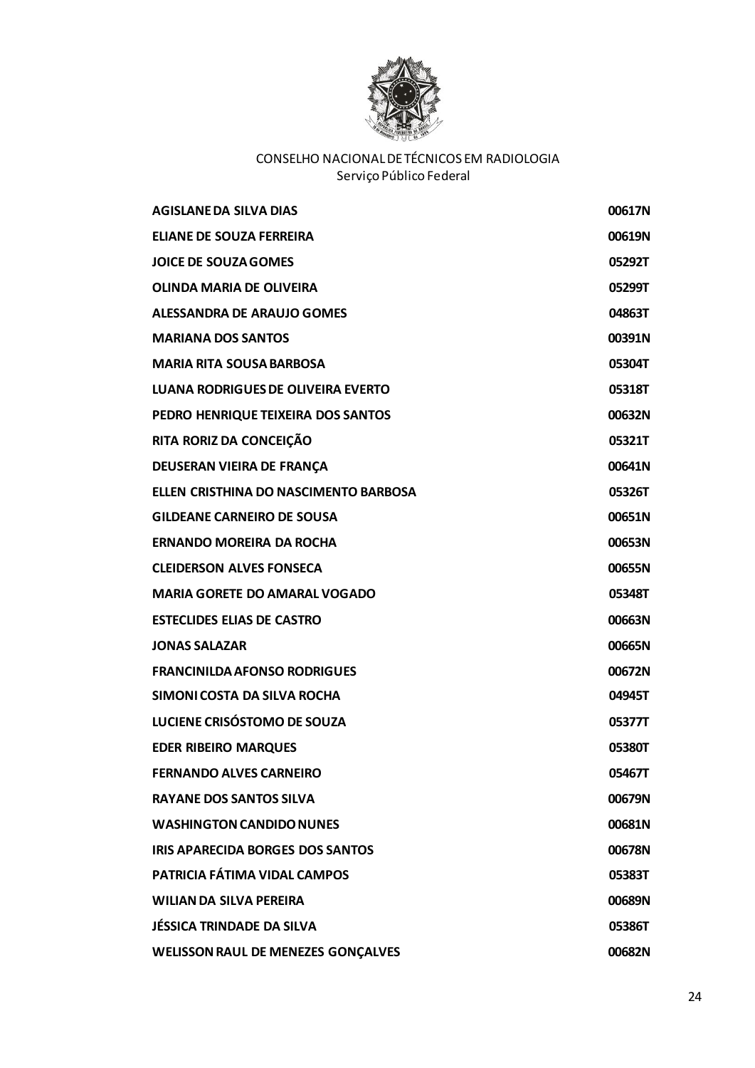CONSELHO NACIONAL DE TÉCNICOS EM RADIOLOGIA
Serviço Público Federal

| | |
|---|---|
| **AGISLANE DA SILVA DIAS** | **00617N** |
| **ELIANE DE SOUZA FERREIRA** | **00619N** |
| **JOICE DE SOUZA GOMES** | **05292T** |
| **OLINDA MARIA DE OLIVEIRA** | **05299T** |
| **ALESSANDRA DE ARAUJO GOMES** | **04863T** |
| **MARIANA DOS SANTOS** | **00391N** |
| **MARIA RITA SOUSA BARBOSA** | **05304T** |
| **LUANA RODRIGUES DE OLIVEIRA EVERTO** | **05318T** |
| **PEDRO HENRIQUE TEIXEIRA DOS SANTOS** | **00632N** |
| **RITA RORIZ DA CONCEIÇÃO** | **05321T** |
| **DEUSERAN VIEIRA DE FRANÇA** | **00641N** |
| **ELLEN CRISTHINA DO NASCIMENTO BARBOSA** | **05326T** |
| **GILDEANE CARNEIRO DE SOUSA** | **00651N** |
| **ERNANDO MOREIRA DA ROCHA** | **00653N** |
| **CLEIDERSON ALVES FONSECA** | **00655N** |
| **MARIA GORETE DO AMARAL VOGADO** | **05348T** |
| **ESTECLIDES ELIAS DE CASTRO** | **00663N** |
| **JONAS SALAZAR** | **00665N** |
| **FRANCINILDA AFONSO RODRIGUES** | **00672N** |
| **SIMONI COSTA DA SILVA ROCHA** | **04945T** |
| **LUCIENE CRISÓSTOMO DE SOUZA** | **05377T** |
| **EDER RIBEIRO MARQUES** | **05380T** |
| **FERNANDO ALVES CARNEIRO** | **05467T** |
| **RAYANE DOS SANTOS SILVA** | **00679N** |
| **WASHINGTON CANDIDO NUNES** | **00681N** |
| **IRIS APARECIDA BORGES DOS SANTOS** | **00678N** |
| **PATRICIA FÁTIMA VIDAL CAMPOS** | **05383T** |
| **WILIAN DA SILVA PEREIRA** | **00689N** |
| **JÉSSICA TRINDADE DA SILVA** | **05386T** |
| **WELISSON RAUL DE MENEZES GONÇALVES** | **00682N** |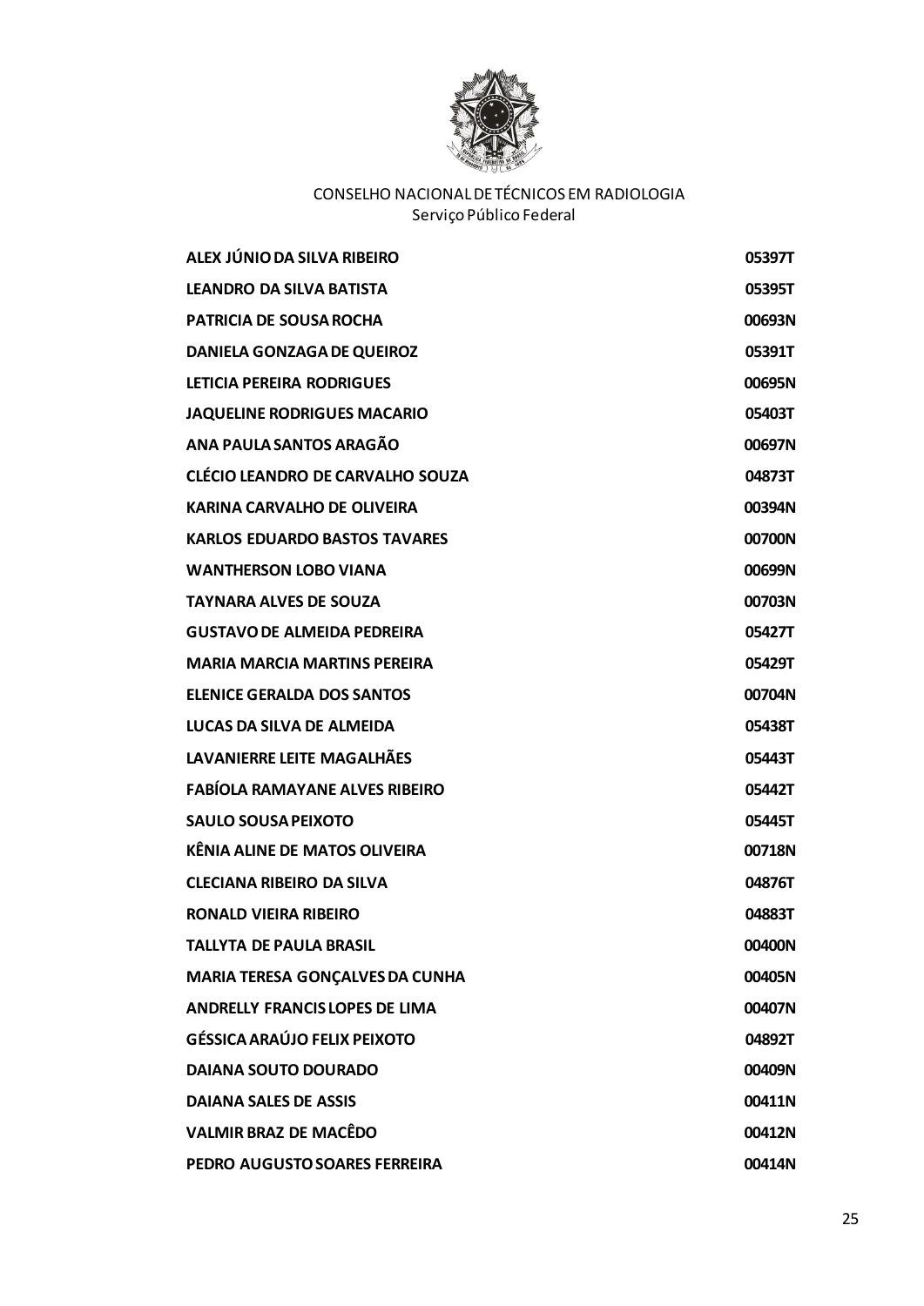CONSELHO NACIONAL DE TÉCNICOS EM RADIOLOGIA
Serviço Público Federal

| | |
|---|---|
| **ALEX JÚNIO DA SILVA RIBEIRO** | **05397T** |
| **LEANDRO DA SILVA BATISTA** | **05395T** |
| **PATRICIA DE SOUSA ROCHA** | **00693N** |
| **DANIELA GONZAGA DE QUEIROZ** | **05391T** |
| **LETICIA PEREIRA RODRIGUES** | **00695N** |
| **JAQUELINE RODRIGUES MACARIO** | **05403T** |
| **ANA PAULA SANTOS ARAGÃO** | **00697N** |
| **CLÉCIO LEANDRO DE CARVALHO SOUZA** | **04873T** |
| **KARINA CARVALHO DE OLIVEIRA** | **00394N** |
| **KARLOS EDUARDO BASTOS TAVARES** | **00700N** |
| **WANTHERSON LOBO VIANA** | **00699N** |
| **TAYNARA ALVES DE SOUZA** | **00703N** |
| **GUSTAVO DE ALMEIDA PEDREIRA** | **05427T** |
| **MARIA MARCIA MARTINS PEREIRA** | **05429T** |
| **ELENICE GERALDA DOS SANTOS** | **00704N** |
| **LUCAS DA SILVA DE ALMEIDA** | **05438T** |
| **LAVANIERRE LEITE MAGALHÃES** | **05443T** |
| **FABÍOLA RAMAYANE ALVES RIBEIRO** | **05442T** |
| **SAULO SOUSA PEIXOTO** | **05445T** |
| **KÊNIA ALINE DE MATOS OLIVEIRA** | **00718N** |
| **CLECIANA RIBEIRO DA SILVA** | **04876T** |
| **RONALD VIEIRA RIBEIRO** | **04883T** |
| **TALLYTA DE PAULA BRASIL** | **00400N** |
| **MARIA TERESA GONÇALVES DA CUNHA** | **00405N** |
| **ANDRELLY FRANCIS LOPES DE LIMA** | **00407N** |
| **GÉSSICA ARAÚJO FELIX PEIXOTO** | **04892T** |
| **DAIANA SOUTO DOURADO** | **00409N** |
| **DAIANA SALES DE ASSIS** | **00411N** |
| **VALMIR BRAZ DE MACÊDO** | **00412N** |
| **PEDRO AUGUSTO SOARES FERREIRA** | **00414N** |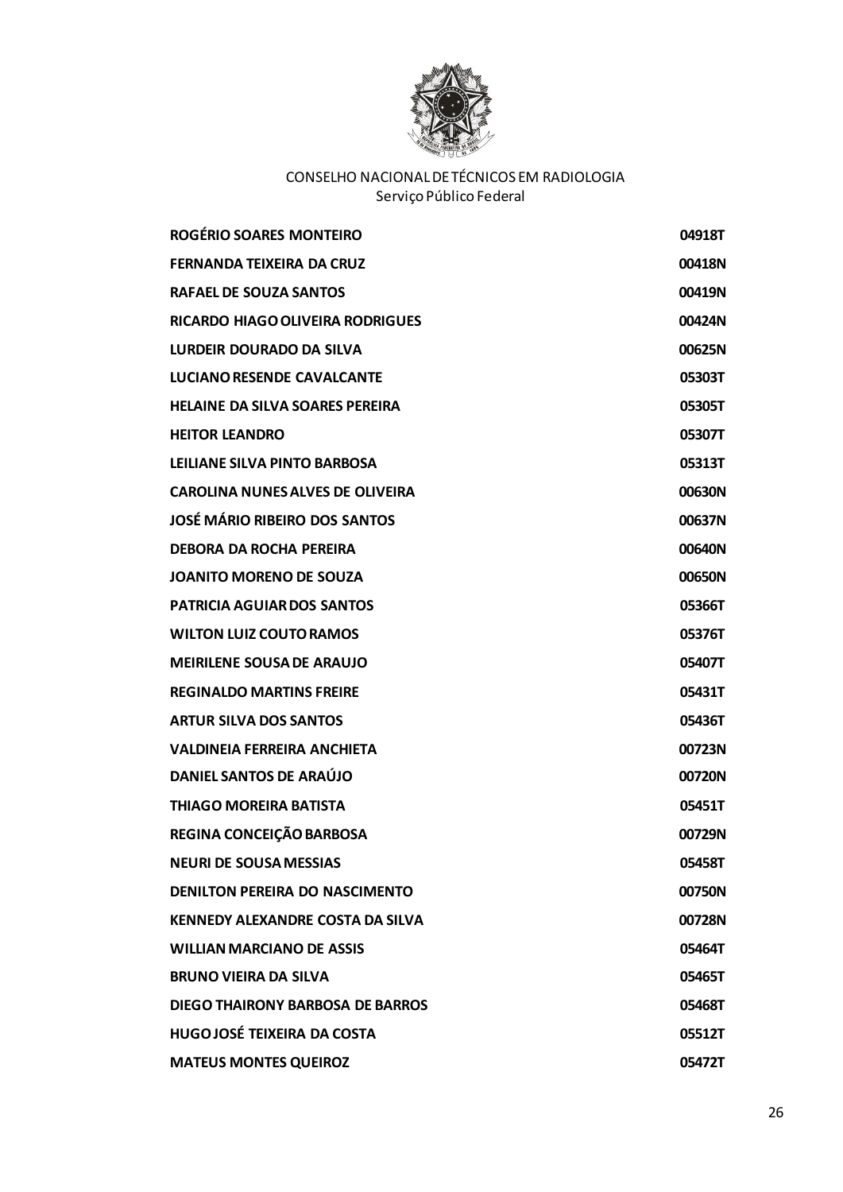CONSELHO NACIONAL DE TÉCNICOS EM RADIOLOGIA
Serviço Público Federal

| | |
|---|---|
| **ROGÉRIO SOARES MONTEIRO** | **04918T** |
| **FERNANDA TEIXEIRA DA CRUZ** | **00418N** |
| **RAFAEL DE SOUZA SANTOS** | **00419N** |
| **RICARDO HIAGO OLIVEIRA RODRIGUES** | **00424N** |
| **LURDEIR DOURADO DA SILVA** | **00625N** |
| **LUCIANO RESENDE CAVALCANTE** | **05303T** |
| **HELAINE DA SILVA SOARES PEREIRA** | **05305T** |
| **HEITOR LEANDRO** | **05307T** |
| **LEILIANE SILVA PINTO BARBOSA** | **05313T** |
| **CAROLINA NUNES ALVES DE OLIVEIRA** | **00630N** |
| **JOSÉ MÁRIO RIBEIRO DOS SANTOS** | **00637N** |
| **DEBORA DA ROCHA PEREIRA** | **00640N** |
| **JOANITO MORENO DE SOUZA** | **00650N** |
| **PATRICIA AGUIAR DOS SANTOS** | **05366T** |
| **WILTON LUIZ COUTO RAMOS** | **05376T** |
| **MEIRILENE SOUSA DE ARAUJO** | **05407T** |
| **REGINALDO MARTINS FREIRE** | **05431T** |
| **ARTUR SILVA DOS SANTOS** | **05436T** |
| **VALDINEIA FERREIRA ANCHIETA** | **00723N** |
| **DANIEL SANTOS DE ARAÚJO** | **00720N** |
| **THIAGO MOREIRA BATISTA** | **05451T** |
| **REGINA CONCEIÇÃO BARBOSA** | **00729N** |
| **NEURI DE SOUSA MESSIAS** | **05458T** |
| **DENILTON PEREIRA DO NASCIMENTO** | **00750N** |
| **KENNEDY ALEXANDRE COSTA DA SILVA** | **00728N** |
| **WILLIAN MARCIANO DE ASSIS** | **05464T** |
| **BRUNO VIEIRA DA SILVA** | **05465T** |
| **DIEGO THAIRONY BARBOSA DE BARROS** | **05468T** |
| **HUGO JOSÉ TEIXEIRA DA COSTA** | **05512T** |
| **MATEUS MONTES QUEIROZ** | **05472T** |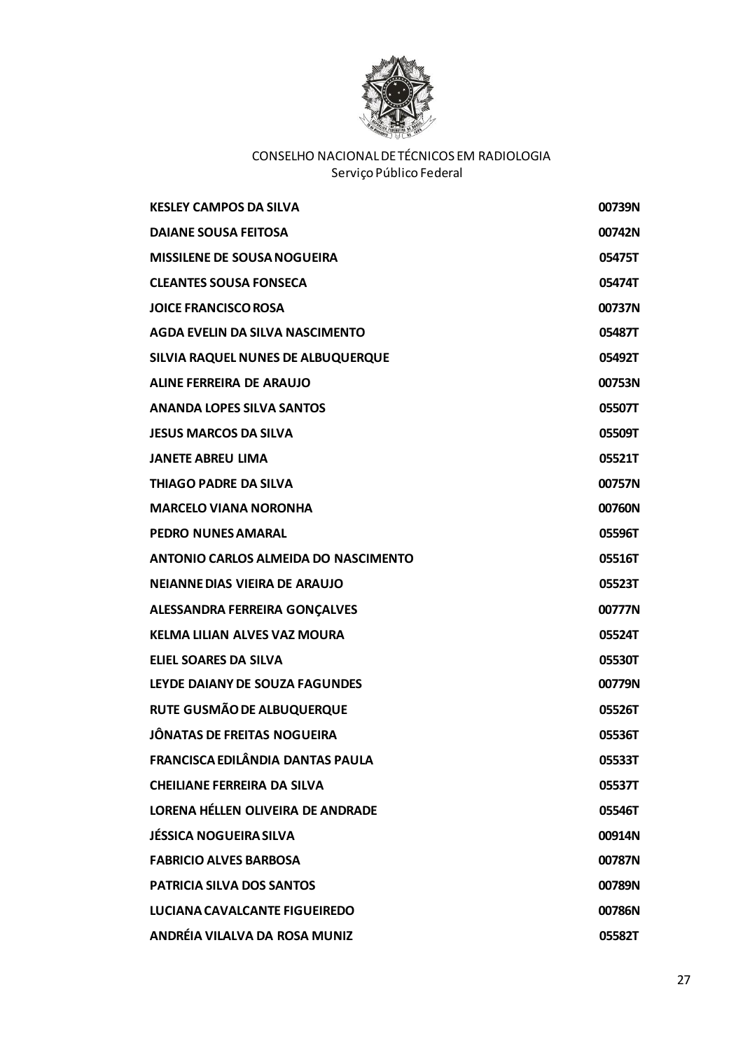CONSELHO NACIONAL DE TÉCNICOS EM RADIOLOGIA
Serviço Público Federal

| | |
|---|---|
| **KESLEY CAMPOS DA SILVA** | **00739N** |
| **DAIANE SOUSA FEITOSA** | **00742N** |
| **MISSILENE DE SOUSA NOGUEIRA** | **05475T** |
| **CLEANTES SOUSA FONSECA** | **05474T** |
| **JOICE FRANCISCO ROSA** | **00737N** |
| **AGDA EVELIN DA SILVA NASCIMENTO** | **05487T** |
| **SILVIA RAQUEL NUNES DE ALBUQUERQUE** | **05492T** |
| **ALINE FERREIRA DE ARAUJO** | **00753N** |
| **ANANDA LOPES SILVA SANTOS** | **05507T** |
| **JESUS MARCOS DA SILVA** | **05509T** |
| **JANETE ABREU LIMA** | **05521T** |
| **THIAGO PADRE DA SILVA** | **00757N** |
| **MARCELO VIANA NORONHA** | **00760N** |
| **PEDRO NUNES AMARAL** | **05596T** |
| **ANTONIO CARLOS ALMEIDA DO NASCIMENTO** | **05516T** |
| **NEIANNE DIAS VIEIRA DE ARAUJO** | **05523T** |
| **ALESSANDRA FERREIRA GONÇALVES** | **00777N** |
| **KELMA LILIAN ALVES VAZ MOURA** | **05524T** |
| **ELIEL SOARES DA SILVA** | **05530T** |
| **LEYDE DAIANY DE SOUZA FAGUNDES** | **00779N** |
| **RUTE GUSMÃO DE ALBUQUERQUE** | **05526T** |
| **JÔNATAS DE FREITAS NOGUEIRA** | **05536T** |
| **FRANCISCA EDILÂNDIA DANTAS PAULA** | **05533T** |
| **CHEILIANE FERREIRA DA SILVA** | **05537T** |
| **LORENA HÉLLEN OLIVEIRA DE ANDRADE** | **05546T** |
| **JÉSSICA NOGUEIRA SILVA** | **00914N** |
| **FABRICIO ALVES BARBOSA** | **00787N** |
| **PATRICIA SILVA DOS SANTOS** | **00789N** |
| **LUCIANA CAVALCANTE FIGUEIREDO** | **00786N** |
| **ANDRÉIA VILALVA DA ROSA MUNIZ** | **05582T** |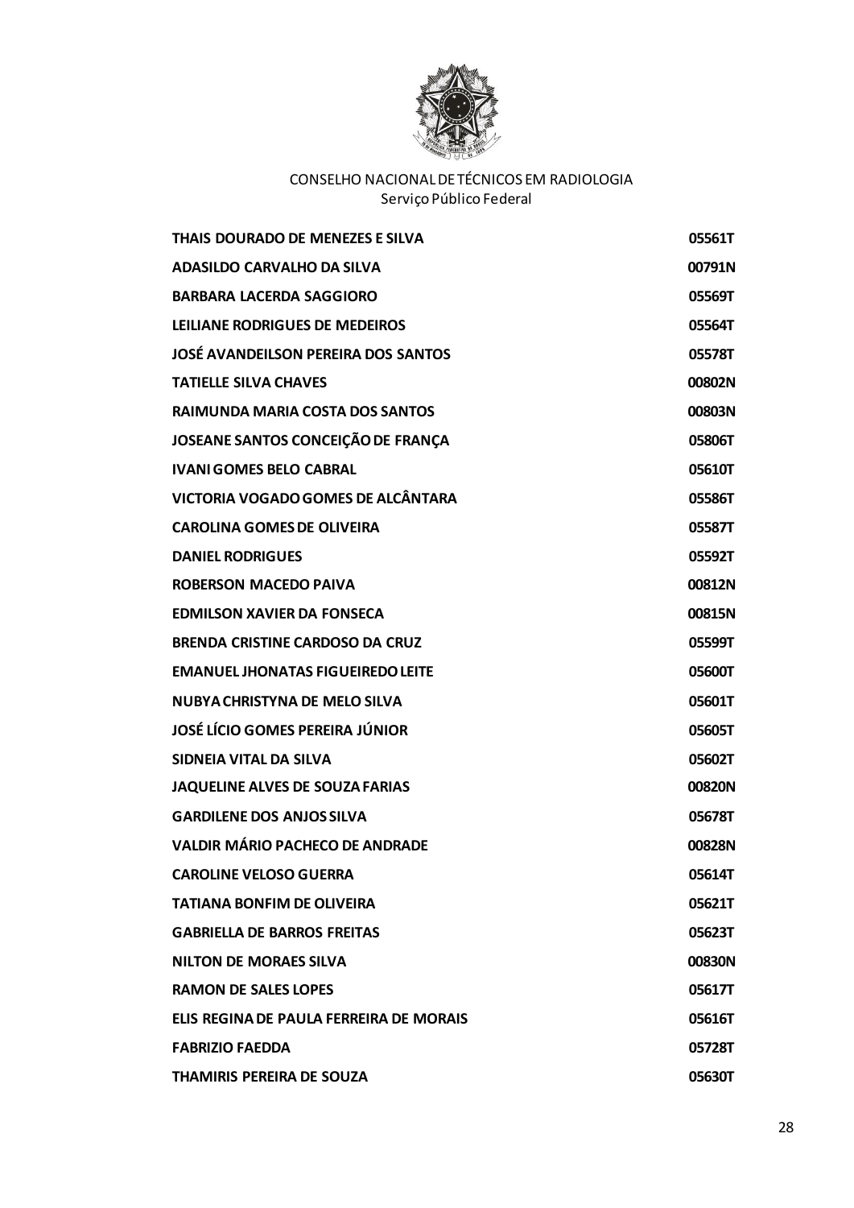CONSELHO NACIONAL DE TÉCNICOS EM RADIOLOGIA
Serviço Público Federal

| | |
|---|---|
| THAIS DOURADO DE MENEZES E SILVA | 05561T |
| ADASILDO CARVALHO DA SILVA | 00791N |
| BARBARA LACERDA SAGGIORO | 05569T |
| LEILIANE RODRIGUES DE MEDEIROS | 05564T |
| JOSÉ AVANDEILSON PEREIRA DOS SANTOS | 05578T |
| TATIELLE SILVA CHAVES | 00802N |
| RAIMUNDA MARIA COSTA DOS SANTOS | 00803N |
| JOSEANE SANTOS CONCEIÇÃO DE FRANÇA | 05806T |
| IVANI GOMES BELO CABRAL | 05610T |
| VICTORIA VOGADO GOMES DE ALCÂNTARA | 05586T |
| CAROLINA GOMES DE OLIVEIRA | 05587T |
| DANIEL RODRIGUES | 05592T |
| ROBERSON MACEDO PAIVA | 00812N |
| EDMILSON XAVIER DA FONSECA | 00815N |
| BRENDA CRISTINE CARDOSO DA CRUZ | 05599T |
| EMANUEL JHONATAS FIGUEIREDO LEITE | 05600T |
| NUBYA CHRISTYNA DE MELO SILVA | 05601T |
| JOSÉ LÍCIO GOMES PEREIRA JÚNIOR | 05605T |
| SIDNEIA VITAL DA SILVA | 05602T |
| JAQUELINE ALVES DE SOUZA FARIAS | 00820N |
| GARDILENE DOS ANJOS SILVA | 05678T |
| VALDIR MÁRIO PACHECO DE ANDRADE | 00828N |
| CAROLINE VELOSO GUERRA | 05614T |
| TATIANA BONFIM DE OLIVEIRA | 05621T |
| GABRIELLA DE BARROS FREITAS | 05623T |
| NILTON DE MORAES SILVA | 00830N |
| RAMON DE SALES LOPES | 05617T |
| ELIS REGINA DE PAULA FERREIRA DE MORAIS | 05616T |
| FABRIZIO FAEDDA | 05728T |
| THAMIRIS PEREIRA DE SOUZA | 05630T |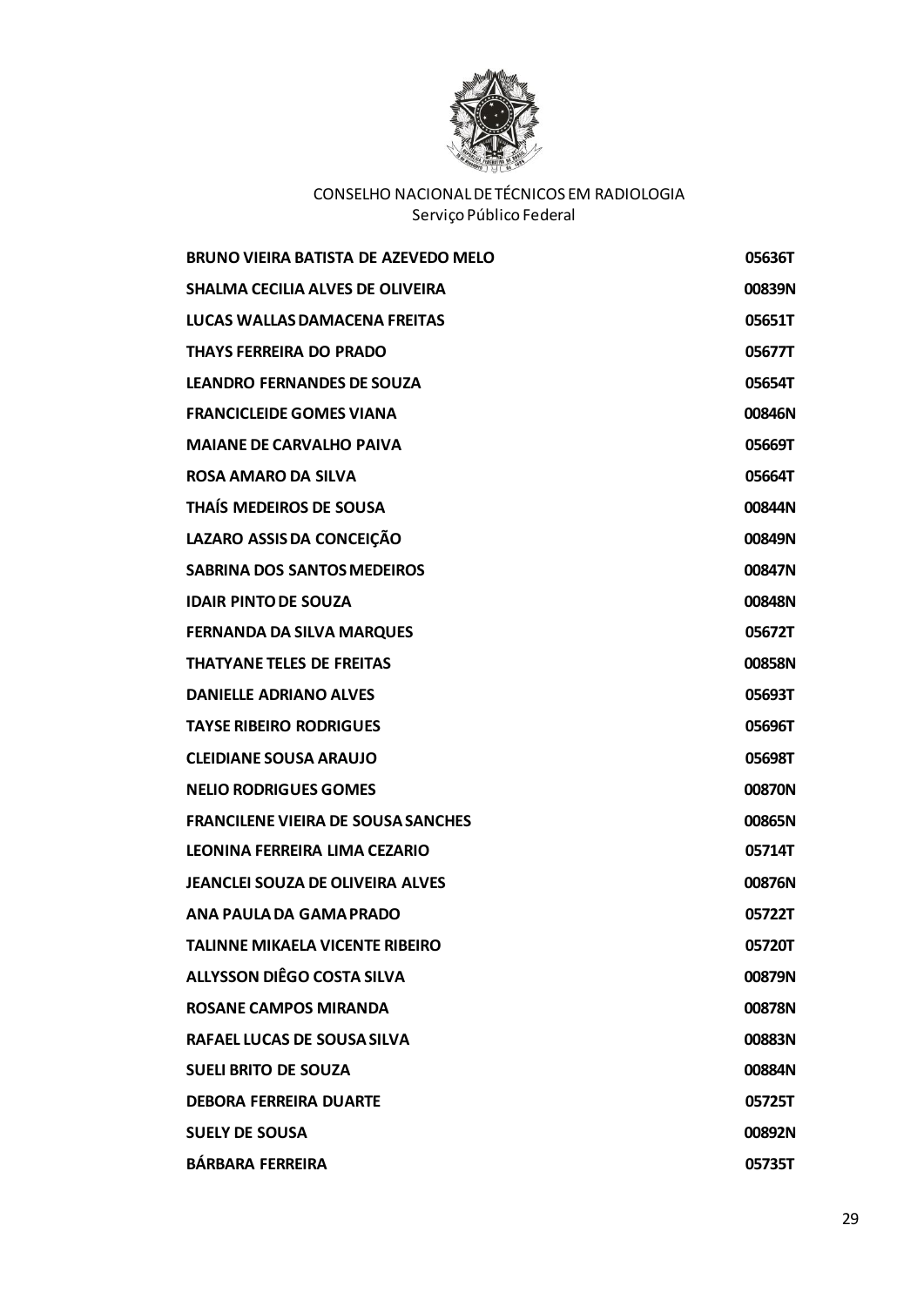CONSELHO NACIONAL DE TÉCNICOS EM RADIOLOGIA
Serviço Público Federal

| | |
|---|---|
| **BRUNO VIEIRA BATISTA DE AZEVEDO MELO** | **05636T** |
| **SHALMA CECILIA ALVES DE OLIVEIRA** | **00839N** |
| **LUCAS WALLAS DAMACENA FREITAS** | **05651T** |
| **THAYS FERREIRA DO PRADO** | **05677T** |
| **LEANDRO FERNANDES DE SOUZA** | **05654T** |
| **FRANCICLEIDE GOMES VIANA** | **00846N** |
| **MAIANE DE CARVALHO PAIVA** | **05669T** |
| **ROSA AMARO DA SILVA** | **05664T** |
| **THAÍS MEDEIROS DE SOUSA** | **00844N** |
| **LAZARO ASSIS DA CONCEIÇÃO** | **00849N** |
| **SABRINA DOS SANTOS MEDEIROS** | **00847N** |
| **IDAIR PINTO DE SOUZA** | **00848N** |
| **FERNANDA DA SILVA MARQUES** | **05672T** |
| **THATYANE TELES DE FREITAS** | **00858N** |
| **DANIELLE ADRIANO ALVES** | **05693T** |
| **TAYSE RIBEIRO RODRIGUES** | **05696T** |
| **CLEIDIANE SOUSA ARAUJO** | **05698T** |
| **NELIO RODRIGUES GOMES** | **00870N** |
| **FRANCILENE VIEIRA DE SOUSA SANCHES** | **00865N** |
| **LEONINA FERREIRA LIMA CEZARIO** | **05714T** |
| **JEANCLEI SOUZA DE OLIVEIRA ALVES** | **00876N** |
| **ANA PAULA DA GAMA PRADO** | **05722T** |
| **TALINNE MIKAELA VICENTE RIBEIRO** | **05720T** |
| **ALLYSSON DIÊGO COSTA SILVA** | **00879N** |
| **ROSANE CAMPOS MIRANDA** | **00878N** |
| **RAFAEL LUCAS DE SOUSA SILVA** | **00883N** |
| **SUELI BRITO DE SOUZA** | **00884N** |
| **DEBORA FERREIRA DUARTE** | **05725T** |
| **SUELY DE SOUSA** | **00892N** |
| **BÁRBARA FERREIRA** | **05735T** |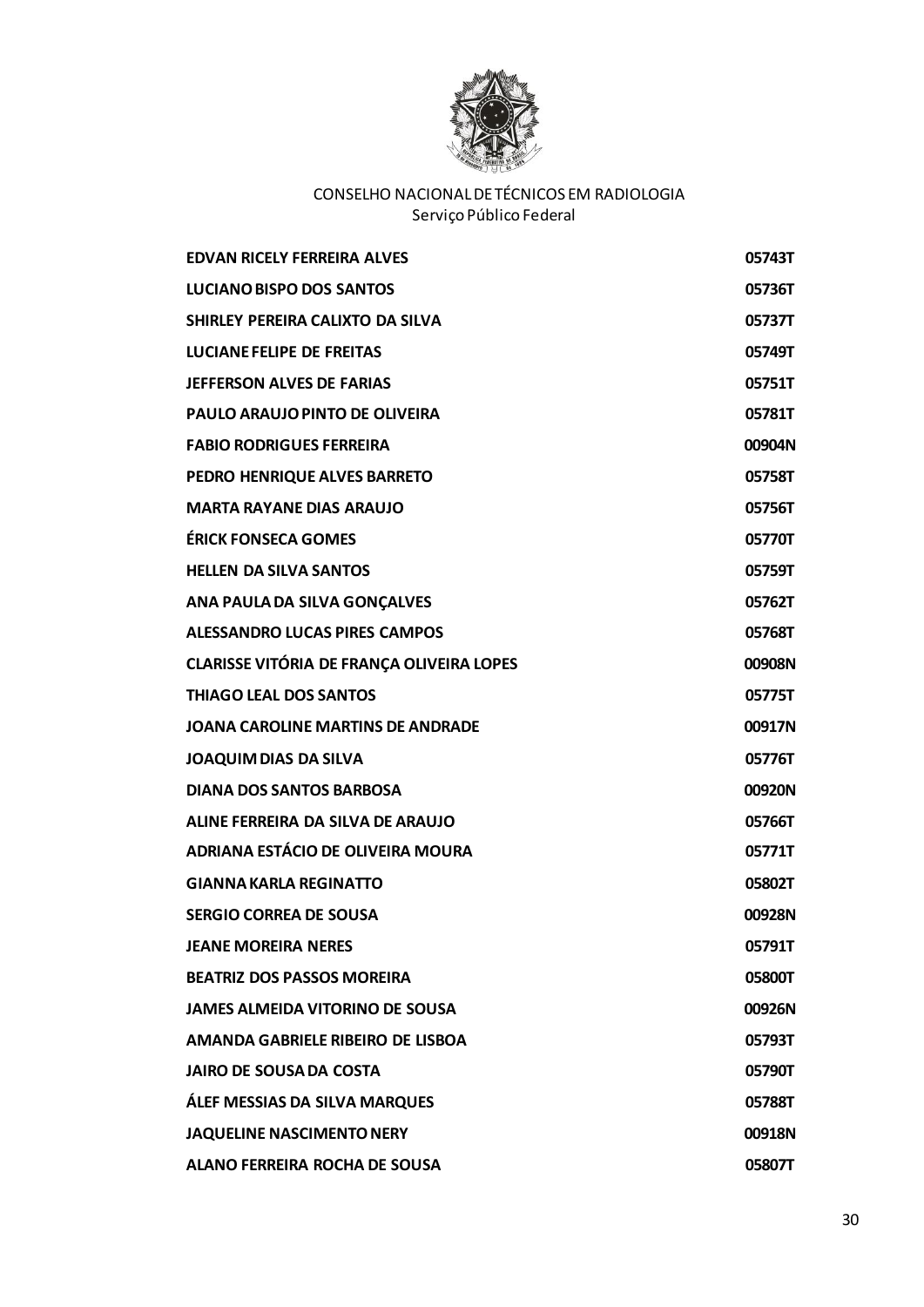CONSELHO NACIONAL DE TÉCNICOS EM RADIOLOGIA
Serviço Público Federal

| | |
|---|---|
| **EDVAN RICELY FERREIRA ALVES** | **05743T** |
| **LUCIANO BISPO DOS SANTOS** | **05736T** |
| **SHIRLEY PEREIRA CALIXTO DA SILVA** | **05737T** |
| **LUCIANE FELIPE DE FREITAS** | **05749T** |
| **JEFFERSON ALVES DE FARIAS** | **05751T** |
| **PAULO ARAUJO PINTO DE OLIVEIRA** | **05781T** |
| **FABIO RODRIGUES FERREIRA** | **00904N** |
| **PEDRO HENRIQUE ALVES BARRETO** | **05758T** |
| **MARTA RAYANE DIAS ARAUJO** | **05756T** |
| **ÉRICK FONSECA GOMES** | **05770T** |
| **HELLEN DA SILVA SANTOS** | **05759T** |
| **ANA PAULA DA SILVA GONÇALVES** | **05762T** |
| **ALESSANDRO LUCAS PIRES CAMPOS** | **05768T** |
| **CLARISSE VITÓRIA DE FRANÇA OLIVEIRA LOPES** | **00908N** |
| **THIAGO LEAL DOS SANTOS** | **05775T** |
| **JOANA CAROLINE MARTINS DE ANDRADE** | **00917N** |
| **JOAQUIM DIAS DA SILVA** | **05776T** |
| **DIANA DOS SANTOS BARBOSA** | **00920N** |
| **ALINE FERREIRA DA SILVA DE ARAUJO** | **05766T** |
| **ADRIANA ESTÁCIO DE OLIVEIRA MOURA** | **05771T** |
| **GIANNA KARLA REGINATTO** | **05802T** |
| **SERGIO CORREA DE SOUSA** | **00928N** |
| **JEANE MOREIRA NERES** | **05791T** |
| **BEATRIZ DOS PASSOS MOREIRA** | **05800T** |
| **JAMES ALMEIDA VITORINO DE SOUSA** | **00926N** |
| **AMANDA GABRIELE RIBEIRO DE LISBOA** | **05793T** |
| **JAIRO DE SOUSA DA COSTA** | **05790T** |
| **ÁLEF MESSIAS DA SILVA MARQUES** | **05788T** |
| **JAQUELINE NASCIMENTO NERY** | **00918N** |
| **ALANO FERREIRA ROCHA DE SOUSA** | **05807T** |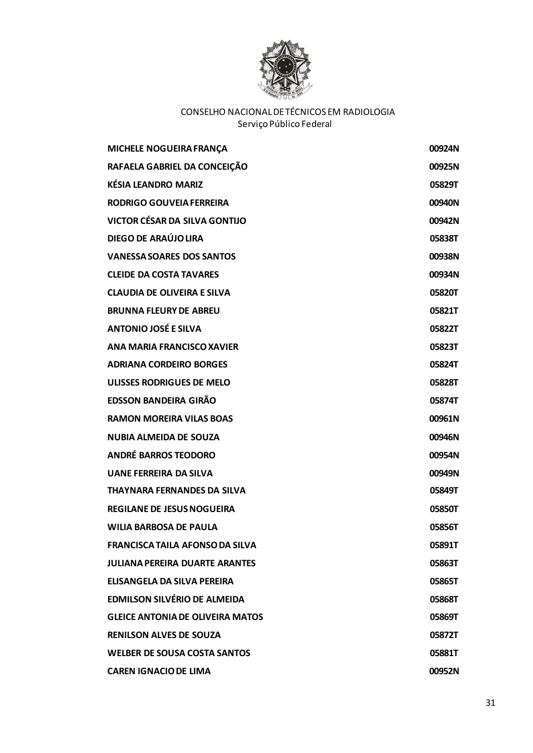CONSELHO NACIONAL DE TÉCNICOS EM RADIOLOGIA
Serviço Público Federal

| | |
|---|---|
| **MICHELE NOGUEIRA FRANÇA** | **00924N** |
| **RAFAELA GABRIEL DA CONCEIÇÃO** | **00925N** |
| **KÉSIA LEANDRO MARIZ** | **05829T** |
| **RODRIGO GOUVEIA FERREIRA** | **00940N** |
| **VICTOR CÉSAR DA SILVA GONTIJO** | **00942N** |
| **DIEGO DE ARAÚJO LIRA** | **05838T** |
| **VANESSA SOARES DOS SANTOS** | **00938N** |
| **CLEIDE DA COSTA TAVARES** | **00934N** |
| **CLAUDIA DE OLIVEIRA E SILVA** | **05820T** |
| **BRUNNA FLEURY DE ABREU** | **05821T** |
| **ANTONIO JOSÉ E SILVA** | **05822T** |
| **ANA MARIA FRANCISCO XAVIER** | **05823T** |
| **ADRIANA CORDEIRO BORGES** | **05824T** |
| **ULISSES RODRIGUES DE MELO** | **05828T** |
| **EDSSON BANDEIRA GIRÃO** | **05874T** |
| **RAMON MOREIRA VILAS BOAS** | **00961N** |
| **NUBIA ALMEIDA DE SOUZA** | **00946N** |
| **ANDRÉ BARROS TEODORO** | **00954N** |
| **UANE FERREIRA DA SILVA** | **00949N** |
| **THAYNARA FERNANDES DA SILVA** | **05849T** |
| **REGILANE DE JESUS NOGUEIRA** | **05850T** |
| **WILIA BARBOSA DE PAULA** | **05856T** |
| **FRANCISCA TAILA AFONSO DA SILVA** | **05891T** |
| **JULIANA PEREIRA DUARTE ARANTES** | **05863T** |
| **ELISANGELA DA SILVA PEREIRA** | **05865T** |
| **EDMILSON SILVÉRIO DE ALMEIDA** | **05868T** |
| **GLEICE ANTONIA DE OLIVEIRA MATOS** | **05869T** |
| **RENILSON ALVES DE SOUZA** | **05872T** |
| **WELBER DE SOUSA COSTA SANTOS** | **05881T** |
| **CAREN IGNACIO DE LIMA** | **00952N** |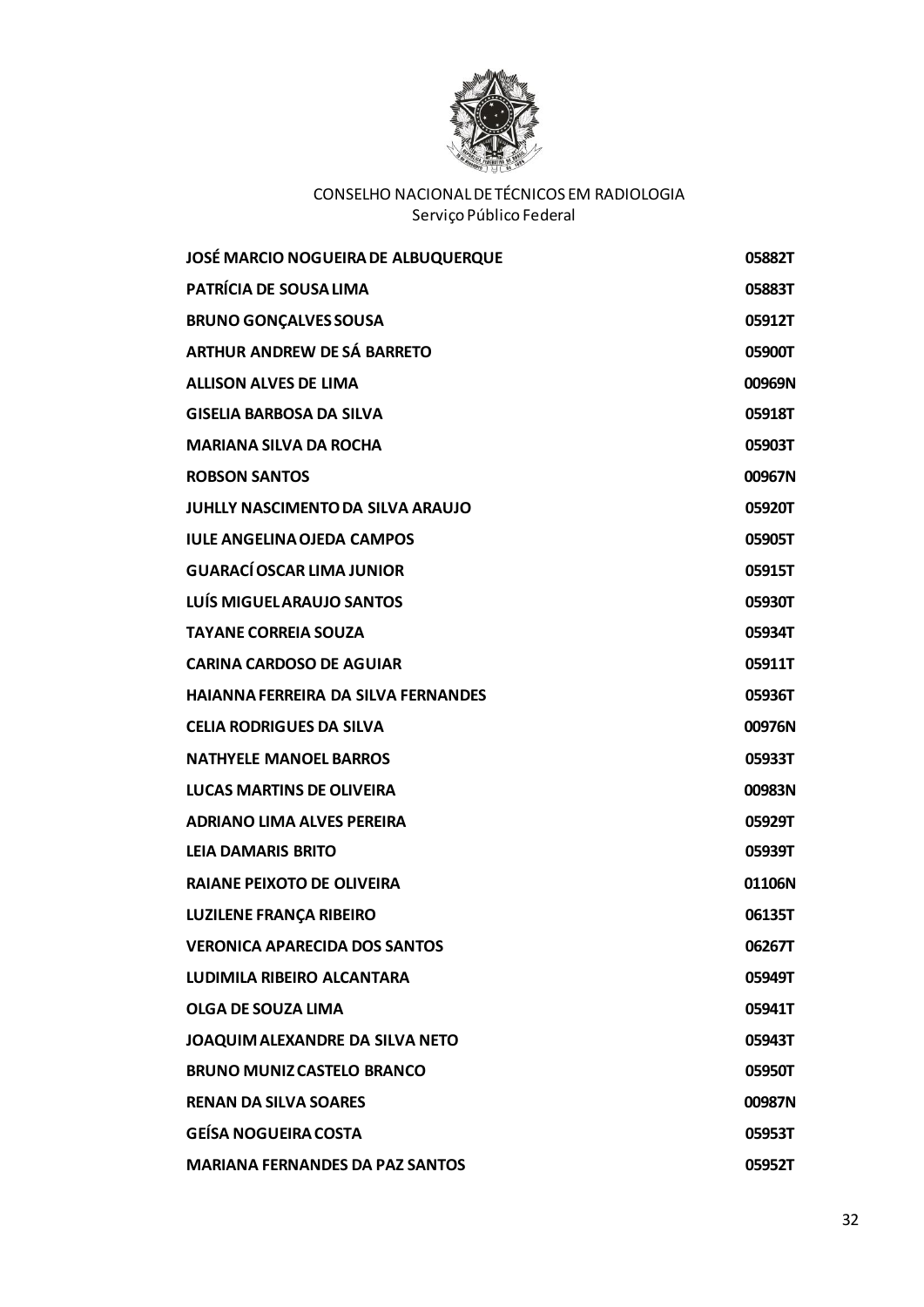CONSELHO NACIONAL DE TÉCNICOS EM RADIOLOGIA
Serviço Público Federal

| | |
|---|---|
| **JOSÉ MARCIO NOGUEIRA DE ALBUQUERQUE** | **05882T** |
| **PATRÍCIA DE SOUSA LIMA** | **05883T** |
| **BRUNO GONÇALVES SOUSA** | **05912T** |
| **ARTHUR ANDREW DE SÁ BARRETO** | **05900T** |
| **ALLISON ALVES DE LIMA** | **00969N** |
| **GISELIA BARBOSA DA SILVA** | **05918T** |
| **MARIANA SILVA DA ROCHA** | **05903T** |
| **ROBSON SANTOS** | **00967N** |
| **JUHLLY NASCIMENTO DA SILVA ARAUJO** | **05920T** |
| **IULE ANGELINA OJEDA CAMPOS** | **05905T** |
| **GUARACÍ OSCAR LIMA JUNIOR** | **05915T** |
| **LUÍS MIGUEL ARAUJO SANTOS** | **05930T** |
| **TAYANE CORREIA SOUZA** | **05934T** |
| **CARINA CARDOSO DE AGUIAR** | **05911T** |
| **HAIANNA FERREIRA DA SILVA FERNANDES** | **05936T** |
| **CELIA RODRIGUES DA SILVA** | **00976N** |
| **NATHYELE MANOEL BARROS** | **05933T** |
| **LUCAS MARTINS DE OLIVEIRA** | **00983N** |
| **ADRIANO LIMA ALVES PEREIRA** | **05929T** |
| **LEIA DAMARIS BRITO** | **05939T** |
| **RAIANE PEIXOTO DE OLIVEIRA** | **01106N** |
| **LUZILENE FRANÇA RIBEIRO** | **06135T** |
| **VERONICA APARECIDA DOS SANTOS** | **06267T** |
| **LUDIMILA RIBEIRO ALCANTARA** | **05949T** |
| **OLGA DE SOUZA LIMA** | **05941T** |
| **JOAQUIM ALEXANDRE DA SILVA NETO** | **05943T** |
| **BRUNO MUNIZ CASTELO BRANCO** | **05950T** |
| **RENAN DA SILVA SOARES** | **00987N** |
| **GEÍSA NOGUEIRA COSTA** | **05953T** |
| **MARIANA FERNANDES DA PAZ SANTOS** | **05952T** |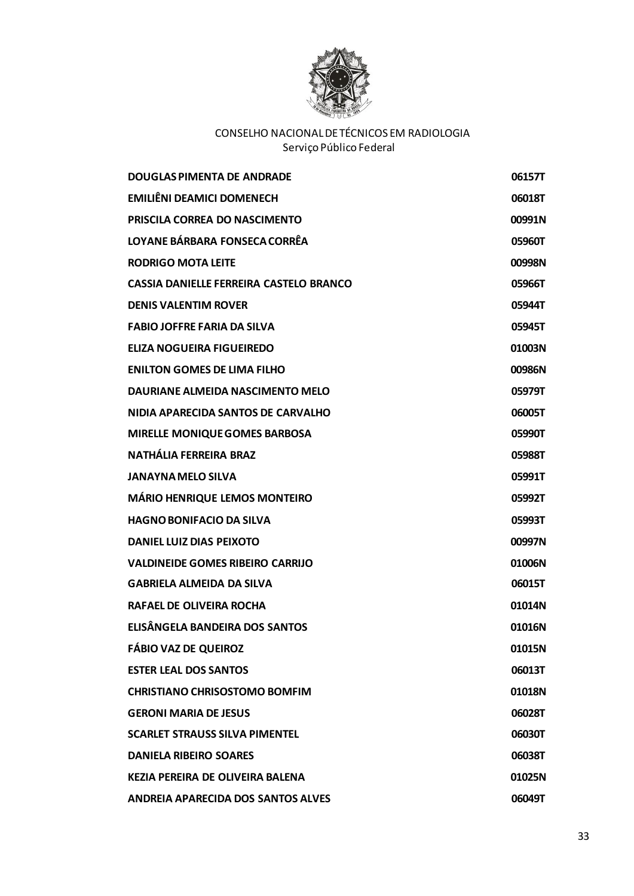CONSELHO NACIONAL DE TÉCNICOS EM RADIOLOGIA
Serviço Público Federal

| | |
|---|---|
| **DOUGLAS PIMENTA DE ANDRADE** | **06157T** |
| **EMILIÊNI DEAMICI DOMENECH** | **06018T** |
| **PRISCILA CORREA DO NASCIMENTO** | **00991N** |
| **LOYANE BÁRBARA FONSECA CORRÊA** | **05960T** |
| **RODRIGO MOTA LEITE** | **00998N** |
| **CASSIA DANIELLE FERREIRA CASTELO BRANCO** | **05966T** |
| **DENIS VALENTIM ROVER** | **05944T** |
| **FABIO JOFFRE FARIA DA SILVA** | **05945T** |
| **ELIZA NOGUEIRA FIGUEIREDO** | **01003N** |
| **ENILTON GOMES DE LIMA FILHO** | **00986N** |
| **DAURIANE ALMEIDA NASCIMENTO MELO** | **05979T** |
| **NIDIA APARECIDA SANTOS DE CARVALHO** | **06005T** |
| **MIRELLE MONIQUE GOMES BARBOSA** | **05990T** |
| **NATHÁLIA FERREIRA BRAZ** | **05988T** |
| **JANAYNA MELO SILVA** | **05991T** |
| **MÁRIO HENRIQUE LEMOS MONTEIRO** | **05992T** |
| **HAGNO BONIFACIO DA SILVA** | **05993T** |
| **DANIEL LUIZ DIAS PEIXOTO** | **00997N** |
| **VALDINEIDE GOMES RIBEIRO CARRIJO** | **01006N** |
| **GABRIELA ALMEIDA DA SILVA** | **06015T** |
| **RAFAEL DE OLIVEIRA ROCHA** | **01014N** |
| **ELISÂNGELA BANDEIRA DOS SANTOS** | **01016N** |
| **FÁBIO VAZ DE QUEIROZ** | **01015N** |
| **ESTER LEAL DOS SANTOS** | **06013T** |
| **CHRISTIANO CHRISOSTOMO BOMFIM** | **01018N** |
| **GERONI MARIA DE JESUS** | **06028T** |
| **SCARLET STRAUSS SILVA PIMENTEL** | **06030T** |
| **DANIELA RIBEIRO SOARES** | **06038T** |
| **KEZIA PEREIRA DE OLIVEIRA BALENA** | **01025N** |
| **ANDREIA APARECIDA DOS SANTOS ALVES** | **06049T** |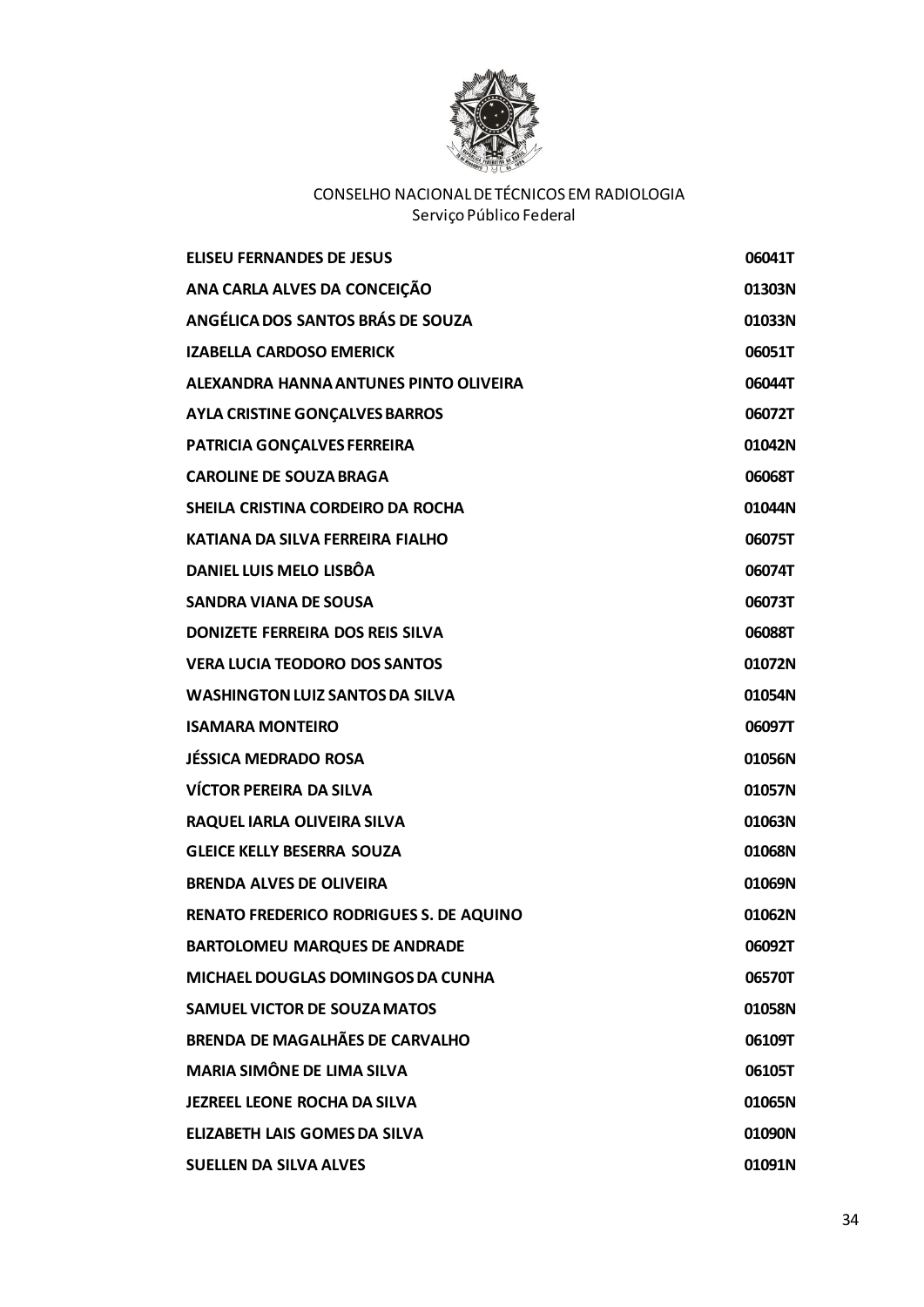CONSELHO NACIONAL DE TÉCNICOS EM RADIOLOGIA
Serviço Público Federal

| | |
|---|---|
| **ELISEU FERNANDES DE JESUS** | **06041T** |
| **ANA CARLA ALVES DA CONCEIÇÃO** | **01303N** |
| **ANGÉLICA DOS SANTOS BRÁS DE SOUZA** | **01033N** |
| **IZABELLA CARDOSO EMERICK** | **06051T** |
| **ALEXANDRA HANNA ANTUNES PINTO OLIVEIRA** | **06044T** |
| **AYLA CRISTINE GONÇALVES BARROS** | **06072T** |
| **PATRICIA GONÇALVES FERREIRA** | **01042N** |
| **CAROLINE DE SOUZA BRAGA** | **06068T** |
| **SHEILA CRISTINA CORDEIRO DA ROCHA** | **01044N** |
| **KATIANA DA SILVA FERREIRA FIALHO** | **06075T** |
| **DANIEL LUIS MELO LISBÔA** | **06074T** |
| **SANDRA VIANA DE SOUSA** | **06073T** |
| **DONIZETE FERREIRA DOS REIS SILVA** | **06088T** |
| **VERA LUCIA TEODORO DOS SANTOS** | **01072N** |
| **WASHINGTON LUIZ SANTOS DA SILVA** | **01054N** |
| **ISAMARA MONTEIRO** | **06097T** |
| **JÉSSICA MEDRADO ROSA** | **01056N** |
| **VÍCTOR PEREIRA DA SILVA** | **01057N** |
| **RAQUEL IARLA OLIVEIRA SILVA** | **01063N** |
| **GLEICE KELLY BESERRA SOUZA** | **01068N** |
| **BRENDA ALVES DE OLIVEIRA** | **01069N** |
| **RENATO FREDERICO RODRIGUES S. DE AQUINO** | **01062N** |
| **BARTOLOMEU MARQUES DE ANDRADE** | **06092T** |
| **MICHAEL DOUGLAS DOMINGOS DA CUNHA** | **06570T** |
| **SAMUEL VICTOR DE SOUZA MATOS** | **01058N** |
| **BRENDA DE MAGALHÃES DE CARVALHO** | **06109T** |
| **MARIA SIMÔNE DE LIMA SILVA** | **06105T** |
| **JEZREEL LEONE ROCHA DA SILVA** | **01065N** |
| **ELIZABETH LAIS GOMES DA SILVA** | **01090N** |
| **SUELLEN DA SILVA ALVES** | **01091N** |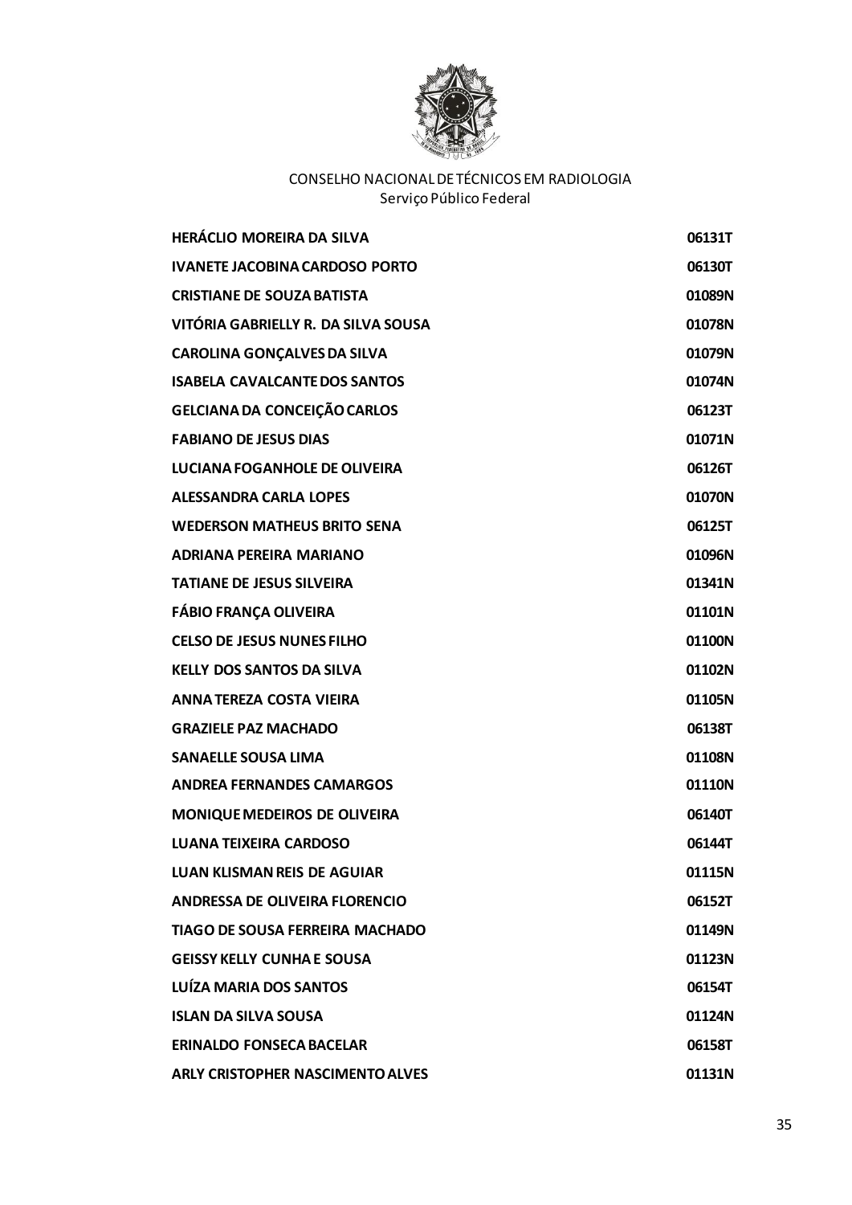CONSELHO NACIONAL DE TÉCNICOS EM RADIOLOGIA
Serviço Público Federal

| | |
|---|---|
| **HERÁCLIO MOREIRA DA SILVA** | **06131T** |
| **IVANETE JACOBINA CARDOSO PORTO** | **06130T** |
| **CRISTIANE DE SOUZA BATISTA** | **01089N** |
| **VITÓRIA GABRIELLY R. DA SILVA SOUSA** | **01078N** |
| **CAROLINA GONÇALVES DA SILVA** | **01079N** |
| **ISABELA CAVALCANTE DOS SANTOS** | **01074N** |
| **GELCIANA DA CONCEIÇÃO CARLOS** | **06123T** |
| **FABIANO DE JESUS DIAS** | **01071N** |
| **LUCIANA FOGANHOLE DE OLIVEIRA** | **06126T** |
| **ALESSANDRA CARLA LOPES** | **01070N** |
| **WEDERSON MATHEUS BRITO SENA** | **06125T** |
| **ADRIANA PEREIRA MARIANO** | **01096N** |
| **TATIANE DE JESUS SILVEIRA** | **01341N** |
| **FÁBIO FRANÇA OLIVEIRA** | **01101N** |
| **CELSO DE JESUS NUNES FILHO** | **01100N** |
| **KELLY DOS SANTOS DA SILVA** | **01102N** |
| **ANNA TEREZA COSTA VIEIRA** | **01105N** |
| **GRAZIELE PAZ MACHADO** | **06138T** |
| **SANAELLE SOUSA LIMA** | **01108N** |
| **ANDREA FERNANDES CAMARGOS** | **01110N** |
| **MONIQUE MEDEIROS DE OLIVEIRA** | **06140T** |
| **LUANA TEIXEIRA CARDOSO** | **06144T** |
| **LUAN KLISMAN REIS DE AGUIAR** | **01115N** |
| **ANDRESSA DE OLIVEIRA FLORENCIO** | **06152T** |
| **TIAGO DE SOUSA FERREIRA MACHADO** | **01149N** |
| **GEISSY KELLY CUNHA E SOUSA** | **01123N** |
| **LUÍZA MARIA DOS SANTOS** | **06154T** |
| **ISLAN DA SILVA SOUSA** | **01124N** |
| **ERINALDO FONSECA BACELAR** | **06158T** |
| **ARLY CRISTOPHER NASCIMENTO ALVES** | **01131N** |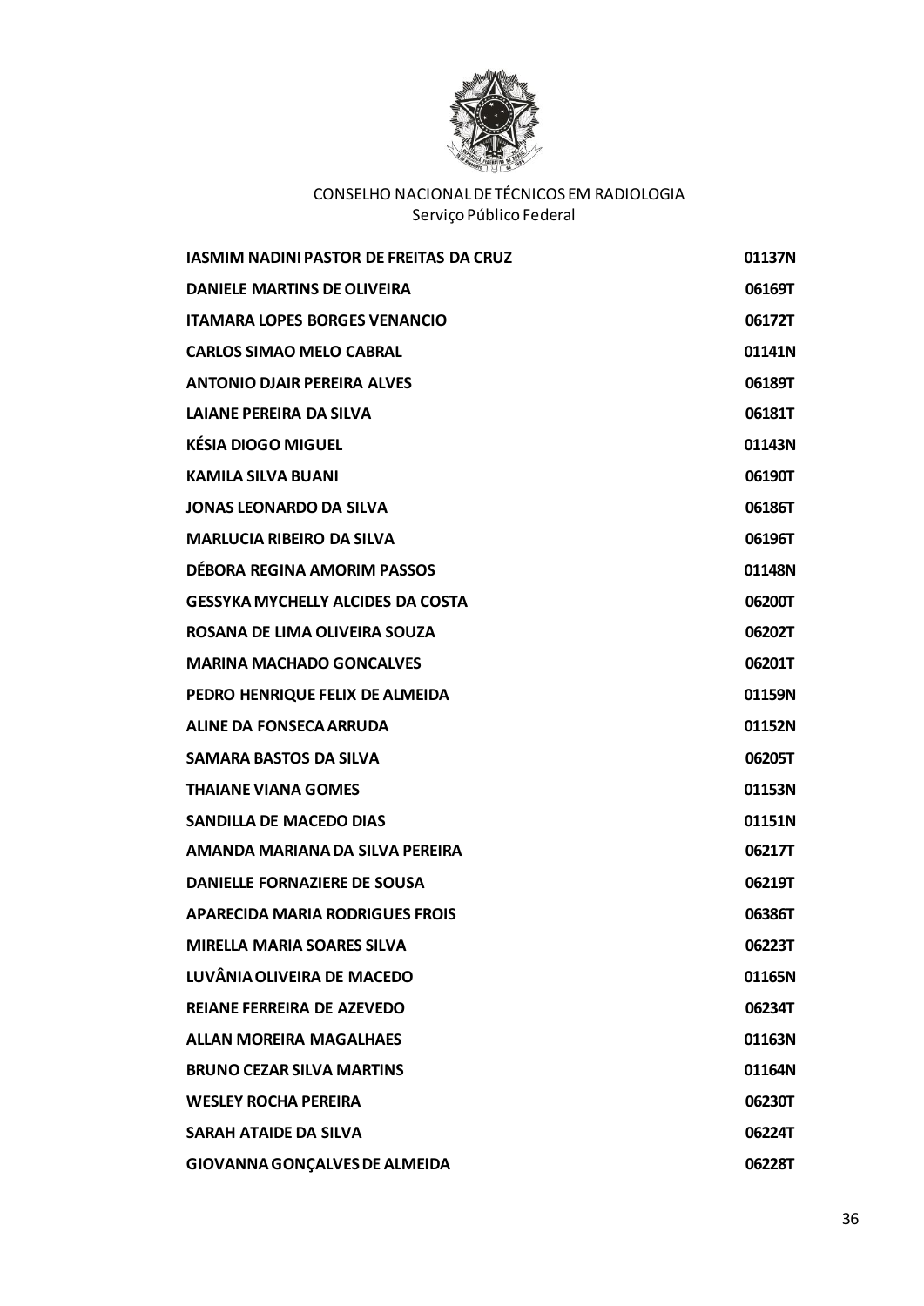CONSELHO NACIONAL DE TÉCNICOS EM RADIOLOGIA
Serviço Público Federal

| | |
|---|---|
| **IASMIM NADINI PASTOR DE FREITAS DA CRUZ** | **01137N** |
| **DANIELE MARTINS DE OLIVEIRA** | **06169T** |
| **ITAMARA LOPES BORGES VENANCIO** | **06172T** |
| **CARLOS SIMAO MELO CABRAL** | **01141N** |
| **ANTONIO DJAIR PEREIRA ALVES** | **06189T** |
| **LAIANE PEREIRA DA SILVA** | **06181T** |
| **KÉSIA DIOGO MIGUEL** | **01143N** |
| **KAMILA SILVA BUANI** | **06190T** |
| **JONAS LEONARDO DA SILVA** | **06186T** |
| **MARLUCIA RIBEIRO DA SILVA** | **06196T** |
| **DÉBORA REGINA AMORIM PASSOS** | **01148N** |
| **GESSYKA MYCHELLY ALCIDES DA COSTA** | **06200T** |
| **ROSANA DE LIMA OLIVEIRA SOUZA** | **06202T** |
| **MARINA MACHADO GONCALVES** | **06201T** |
| **PEDRO HENRIQUE FELIX DE ALMEIDA** | **01159N** |
| **ALINE DA FONSECA ARRUDA** | **01152N** |
| **SAMARA BASTOS DA SILVA** | **06205T** |
| **THAIANE VIANA GOMES** | **01153N** |
| **SANDILLA DE MACEDO DIAS** | **01151N** |
| **AMANDA MARIANA DA SILVA PEREIRA** | **06217T** |
| **DANIELLE FORNAZIERE DE SOUSA** | **06219T** |
| **APARECIDA MARIA RODRIGUES FROIS** | **06386T** |
| **MIRELLA MARIA SOARES SILVA** | **06223T** |
| **LUVÂNIA OLIVEIRA DE MACEDO** | **01165N** |
| **REIANE FERREIRA DE AZEVEDO** | **06234T** |
| **ALLAN MOREIRA MAGALHAES** | **01163N** |
| **BRUNO CEZAR SILVA MARTINS** | **01164N** |
| **WESLEY ROCHA PEREIRA** | **06230T** |
| **SARAH ATAIDE DA SILVA** | **06224T** |
| **GIOVANNA GONÇALVES DE ALMEIDA** | **06228T** |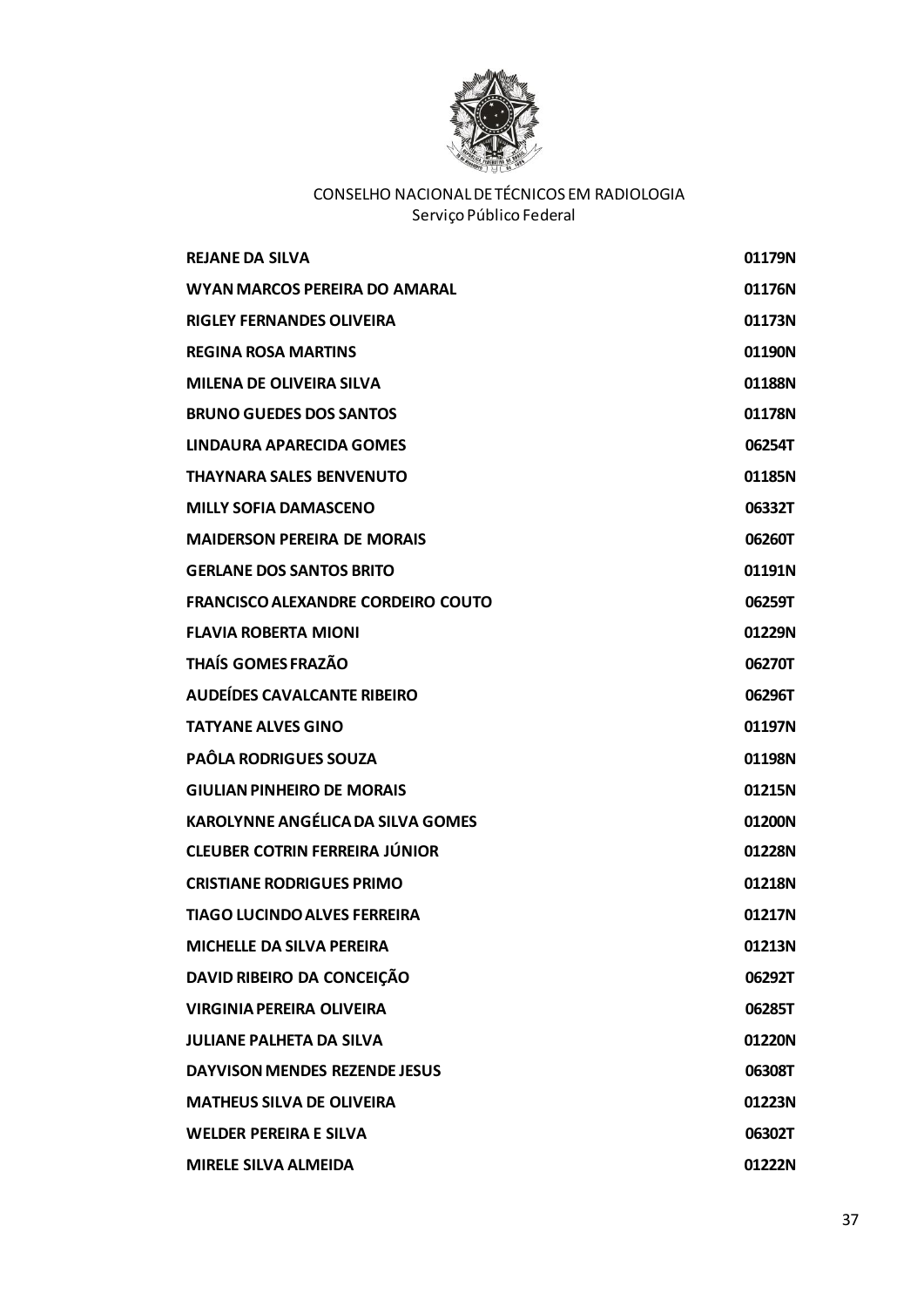CONSELHO NACIONAL DE TÉCNICOS EM RADIOLOGIA
Serviço Público Federal

| | |
|---|---|
| **REJANE DA SILVA** | **01179N** |
| **WYAN MARCOS PEREIRA DO AMARAL** | **01176N** |
| **RIGLEY FERNANDES OLIVEIRA** | **01173N** |
| **REGINA ROSA MARTINS** | **01190N** |
| **MILENA DE OLIVEIRA SILVA** | **01188N** |
| **BRUNO GUEDES DOS SANTOS** | **01178N** |
| **LINDAURA APARECIDA GOMES** | **06254T** |
| **THAYNARA SALES BENVENUTO** | **01185N** |
| **MILLY SOFIA DAMASCENO** | **06332T** |
| **MAIDERSON PEREIRA DE MORAIS** | **06260T** |
| **GERLANE DOS SANTOS BRITO** | **01191N** |
| **FRANCISCO ALEXANDRE CORDEIRO COUTO** | **06259T** |
| **FLAVIA ROBERTA MIONI** | **01229N** |
| **THAÍS GOMES FRAZÃO** | **06270T** |
| **AUDEÍDES CAVALCANTE RIBEIRO** | **06296T** |
| **TATYANE ALVES GINO** | **01197N** |
| **PAÔLA RODRIGUES SOUZA** | **01198N** |
| **GIULIAN PINHEIRO DE MORAIS** | **01215N** |
| **KAROLYNNE ANGÉLICA DA SILVA GOMES** | **01200N** |
| **CLEUBER COTRIN FERREIRA JÚNIOR** | **01228N** |
| **CRISTIANE RODRIGUES PRIMO** | **01218N** |
| **TIAGO LUCINDO ALVES FERREIRA** | **01217N** |
| **MICHELLE DA SILVA PEREIRA** | **01213N** |
| **DAVID RIBEIRO DA CONCEIÇÃO** | **06292T** |
| **VIRGINIA PEREIRA OLIVEIRA** | **06285T** |
| **JULIANE PALHETA DA SILVA** | **01220N** |
| **DAYVISON MENDES REZENDE JESUS** | **06308T** |
| **MATHEUS SILVA DE OLIVEIRA** | **01223N** |
| **WELDER PEREIRA E SILVA** | **06302T** |
| **MIRELE SILVA ALMEIDA** | **01222N** |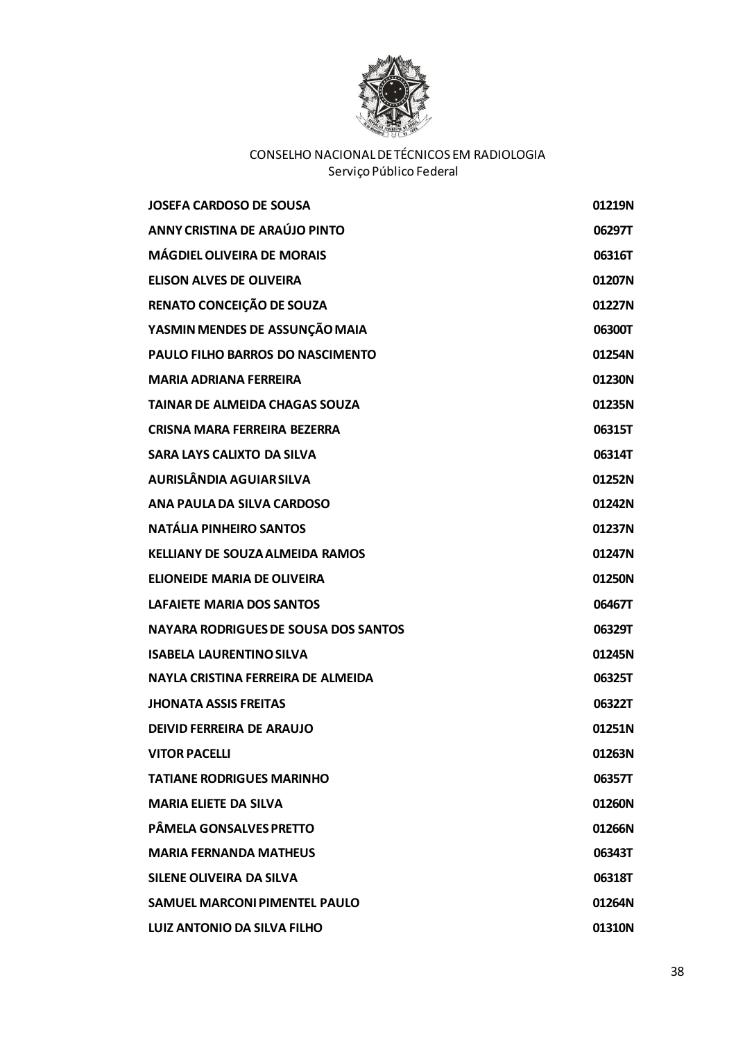CONSELHO NACIONAL DE TÉCNICOS EM RADIOLOGIA
Serviço Público Federal

| | |
|---|---|
| **JOSEFA CARDOSO DE SOUSA** | **01219N** |
| **ANNY CRISTINA DE ARAÚJO PINTO** | **06297T** |
| **MÁGDIEL OLIVEIRA DE MORAIS** | **06316T** |
| **ELISON ALVES DE OLIVEIRA** | **01207N** |
| **RENATO CONCEIÇÃO DE SOUZA** | **01227N** |
| **YASMIN MENDES DE ASSUNÇÃO MAIA** | **06300T** |
| **PAULO FILHO BARROS DO NASCIMENTO** | **01254N** |
| **MARIA ADRIANA FERREIRA** | **01230N** |
| **TAINAR DE ALMEIDA CHAGAS SOUZA** | **01235N** |
| **CRISNA MARA FERREIRA BEZERRA** | **06315T** |
| **SARA LAYS CALIXTO DA SILVA** | **06314T** |
| **AURISLÂNDIA AGUIAR SILVA** | **01252N** |
| **ANA PAULA DA SILVA CARDOSO** | **01242N** |
| **NATÁLIA PINHEIRO SANTOS** | **01237N** |
| **KELLIANY DE SOUZA ALMEIDA RAMOS** | **01247N** |
| **ELIONEIDE MARIA DE OLIVEIRA** | **01250N** |
| **LAFAIETE MARIA DOS SANTOS** | **06467T** |
| **NAYARA RODRIGUES DE SOUSA DOS SANTOS** | **06329T** |
| **ISABELA LAURENTINO SILVA** | **01245N** |
| **NAYLA CRISTINA FERREIRA DE ALMEIDA** | **06325T** |
| **JHONATA ASSIS FREITAS** | **06322T** |
| **DEIVID FERREIRA DE ARAUJO** | **01251N** |
| **VITOR PACELLI** | **01263N** |
| **TATIANE RODRIGUES MARINHO** | **06357T** |
| **MARIA ELIETE DA SILVA** | **01260N** |
| **PÂMELA GONSALVES PRETTO** | **01266N** |
| **MARIA FERNANDA MATHEUS** | **06343T** |
| **SILENE OLIVEIRA DA SILVA** | **06318T** |
| **SAMUEL MARCONI PIMENTEL PAULO** | **01264N** |
| **LUIZ ANTONIO DA SILVA FILHO** | **01310N** |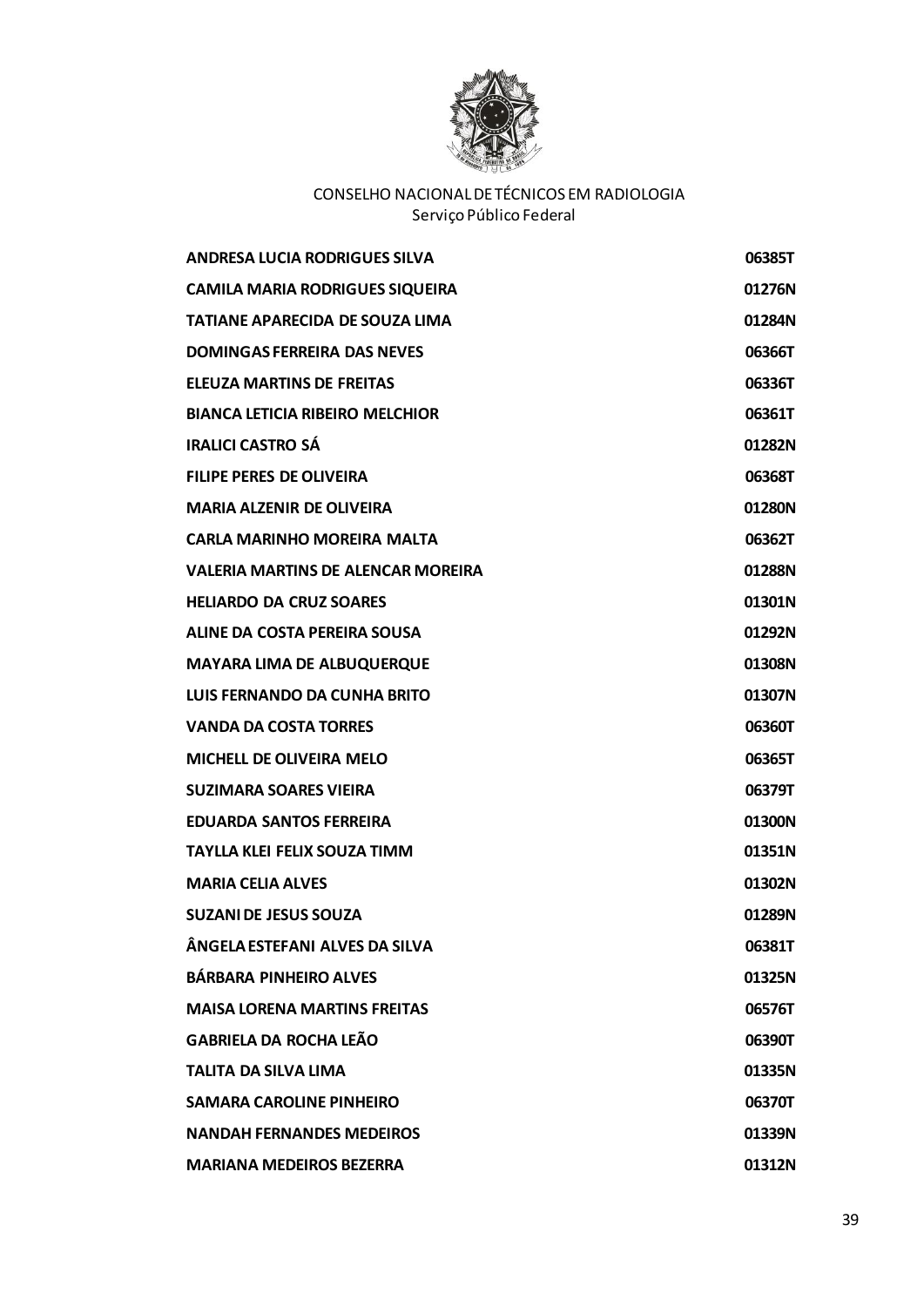CONSELHO NACIONAL DE TÉCNICOS EM RADIOLOGIA
Serviço Público Federal

| | |
|---|---|
| **ANDRESA LUCIA RODRIGUES SILVA** | **06385T** |
| **CAMILA MARIA RODRIGUES SIQUEIRA** | **01276N** |
| **TATIANE APARECIDA DE SOUZA LIMA** | **01284N** |
| **DOMINGAS FERREIRA DAS NEVES** | **06366T** |
| **ELEUZA MARTINS DE FREITAS** | **06336T** |
| **BIANCA LETICIA RIBEIRO MELCHIOR** | **06361T** |
| **IRALICI CASTRO SÁ** | **01282N** |
| **FILIPE PERES DE OLIVEIRA** | **06368T** |
| **MARIA ALZENIR DE OLIVEIRA** | **01280N** |
| **CARLA MARINHO MOREIRA MALTA** | **06362T** |
| **VALERIA MARTINS DE ALENCAR MOREIRA** | **01288N** |
| **HELIARDO DA CRUZ SOARES** | **01301N** |
| **ALINE DA COSTA PEREIRA SOUSA** | **01292N** |
| **MAYARA LIMA DE ALBUQUERQUE** | **01308N** |
| **LUIS FERNANDO DA CUNHA BRITO** | **01307N** |
| **VANDA DA COSTA TORRES** | **06360T** |
| **MICHELL DE OLIVEIRA MELO** | **06365T** |
| **SUZIMARA SOARES VIEIRA** | **06379T** |
| **EDUARDA SANTOS FERREIRA** | **01300N** |
| **TAYLLA KLEI FELIX SOUZA TIMM** | **01351N** |
| **MARIA CELIA ALVES** | **01302N** |
| **SUZANI DE JESUS SOUZA** | **01289N** |
| **ÂNGELA ESTEFANI ALVES DA SILVA** | **06381T** |
| **BÁRBARA PINHEIRO ALVES** | **01325N** |
| **MAISA LORENA MARTINS FREITAS** | **06576T** |
| **GABRIELA DA ROCHA LEÃO** | **06390T** |
| **TALITA DA SILVA LIMA** | **01335N** |
| **SAMARA CAROLINE PINHEIRO** | **06370T** |
| **NANDAH FERNANDES MEDEIROS** | **01339N** |
| **MARIANA MEDEIROS BEZERRA** | **01312N** |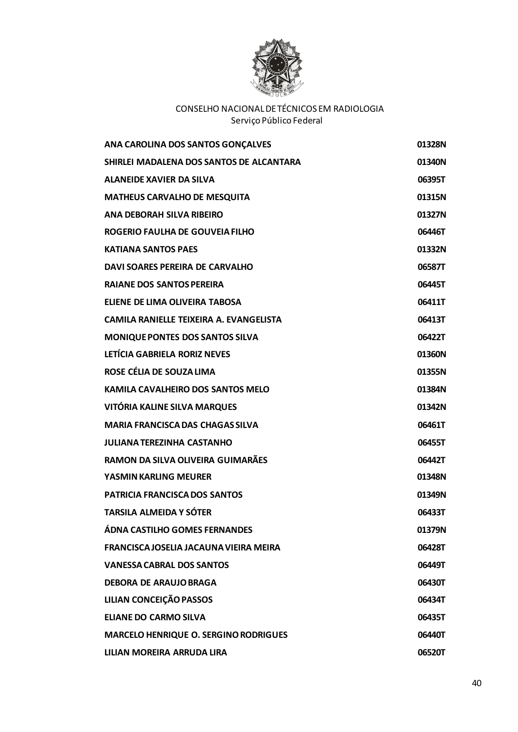CONSELHO NACIONAL DE TÉCNICOS EM RADIOLOGIA
Serviço Público Federal

| | |
|---|---|
| **ANA CAROLINA DOS SANTOS GONÇALVES** | **01328N** |
| **SHIRLEI MADALENA DOS SANTOS DE ALCANTARA** | **01340N** |
| **ALANEIDE XAVIER DA SILVA** | **06395T** |
| **MATHEUS CARVALHO DE MESQUITA** | **01315N** |
| **ANA DEBORAH SILVA RIBEIRO** | **01327N** |
| **ROGERIO FAULHA DE GOUVEIA FILHO** | **06446T** |
| **KATIANA SANTOS PAES** | **01332N** |
| **DAVI SOARES PEREIRA DE CARVALHO** | **06587T** |
| **RAIANE DOS SANTOS PEREIRA** | **06445T** |
| **ELIENE DE LIMA OLIVEIRA TABOSA** | **06411T** |
| **CAMILA RANIELLE TEIXEIRA A. EVANGELISTA** | **06413T** |
| **MONIQUE PONTES DOS SANTOS SILVA** | **06422T** |
| **LETÍCIA GABRIELA RORIZ NEVES** | **01360N** |
| **ROSE CÉLIA DE SOUZA LIMA** | **01355N** |
| **KAMILA CAVALHEIRO DOS SANTOS MELO** | **01384N** |
| **VITÓRIA KALINE SILVA MARQUES** | **01342N** |
| **MARIA FRANCISCA DAS CHAGAS SILVA** | **06461T** |
| **JULIANA TEREZINHA CASTANHO** | **06455T** |
| **RAMON DA SILVA OLIVEIRA GUIMARÃES** | **06442T** |
| **YASMIN KARLING MEURER** | **01348N** |
| **PATRICIA FRANCISCA DOS SANTOS** | **01349N** |
| **TARSILA ALMEIDA Y SÓTER** | **06433T** |
| **ÁDNA CASTILHO GOMES FERNANDES** | **01379N** |
| **FRANCISCA JOSELIA JACAUNA VIEIRA MEIRA** | **06428T** |
| **VANESSA CABRAL DOS SANTOS** | **06449T** |
| **DEBORA DE ARAUJO BRAGA** | **06430T** |
| **LILIAN CONCEIÇÃO PASSOS** | **06434T** |
| **ELIANE DO CARMO SILVA** | **06435T** |
| **MARCELO HENRIQUE O. SERGINO RODRIGUES** | **06440T** |
| **LILIAN MOREIRA ARRUDA LIRA** | **06520T** |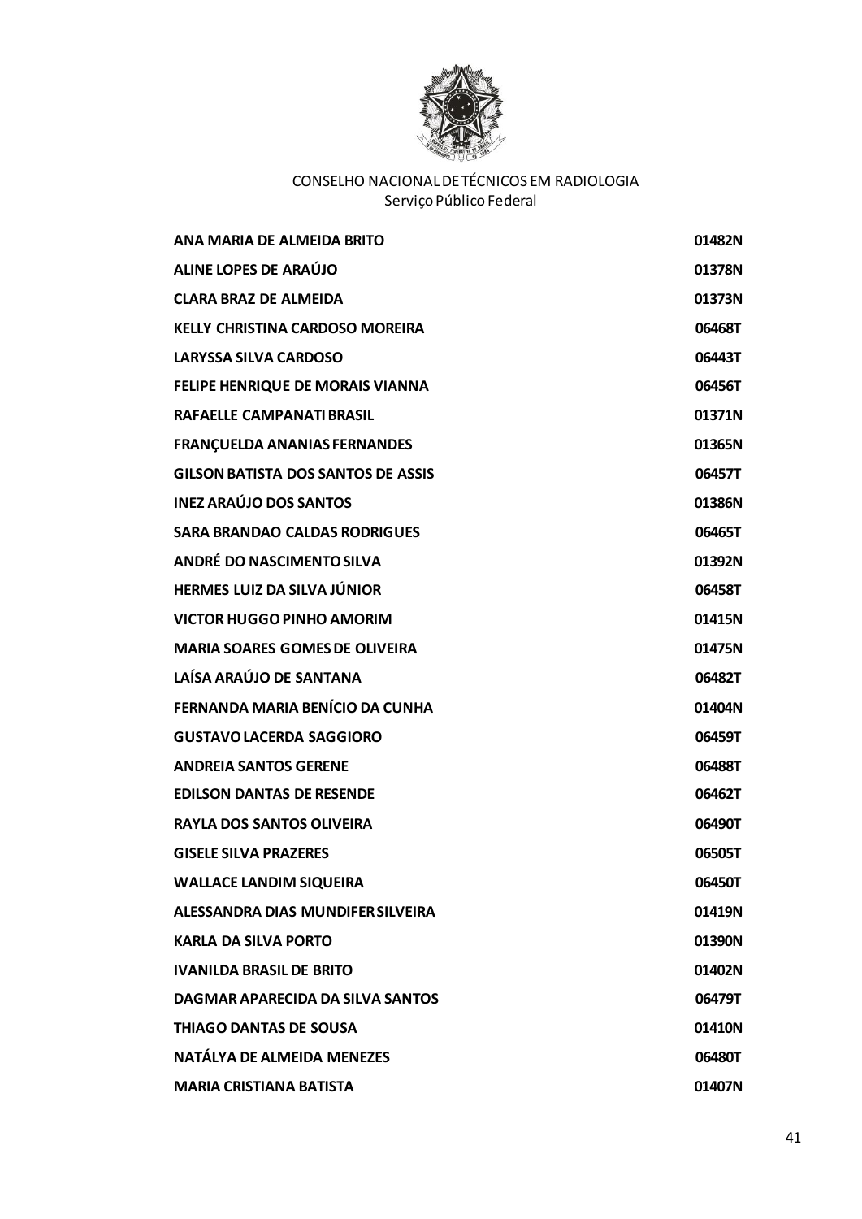CONSELHO NACIONAL DE TÉCNICOS EM RADIOLOGIA
Serviço Público Federal

| | |
|---|---|
| **ANA MARIA DE ALMEIDA BRITO** | **01482N** |
| **ALINE LOPES DE ARAÚJO** | **01378N** |
| **CLARA BRAZ DE ALMEIDA** | **01373N** |
| **KELLY CHRISTINA CARDOSO MOREIRA** | **06468T** |
| **LARYSSA SILVA CARDOSO** | **06443T** |
| **FELIPE HENRIQUE DE MORAIS VIANNA** | **06456T** |
| **RAFAELLE CAMPANATI BRASIL** | **01371N** |
| **FRANÇUELDA ANANIAS FERNANDES** | **01365N** |
| **GILSON BATISTA DOS SANTOS DE ASSIS** | **06457T** |
| **INEZ ARAÚJO DOS SANTOS** | **01386N** |
| **SARA BRANDAO CALDAS RODRIGUES** | **06465T** |
| **ANDRÉ DO NASCIMENTO SILVA** | **01392N** |
| **HERMES LUIZ DA SILVA JÚNIOR** | **06458T** |
| **VICTOR HUGGO PINHO AMORIM** | **01415N** |
| **MARIA SOARES GOMES DE OLIVEIRA** | **01475N** |
| **LAÍSA ARAÚJO DE SANTANA** | **06482T** |
| **FERNANDA MARIA BENÍCIO DA CUNHA** | **01404N** |
| **GUSTAVO LACERDA SAGGIORO** | **06459T** |
| **ANDREIA SANTOS GERENE** | **06488T** |
| **EDILSON DANTAS DE RESENDE** | **06462T** |
| **RAYLA DOS SANTOS OLIVEIRA** | **06490T** |
| **GISELE SILVA PRAZERES** | **06505T** |
| **WALLACE LANDIM SIQUEIRA** | **06450T** |
| **ALESSANDRA DIAS MUNDIFER SILVEIRA** | **01419N** |
| **KARLA DA SILVA PORTO** | **01390N** |
| **IVANILDA BRASIL DE BRITO** | **01402N** |
| **DAGMAR APARECIDA DA SILVA SANTOS** | **06479T** |
| **THIAGO DANTAS DE SOUSA** | **01410N** |
| **NATÁLYA DE ALMEIDA MENEZES** | **06480T** |
| **MARIA CRISTIANA BATISTA** | **01407N** |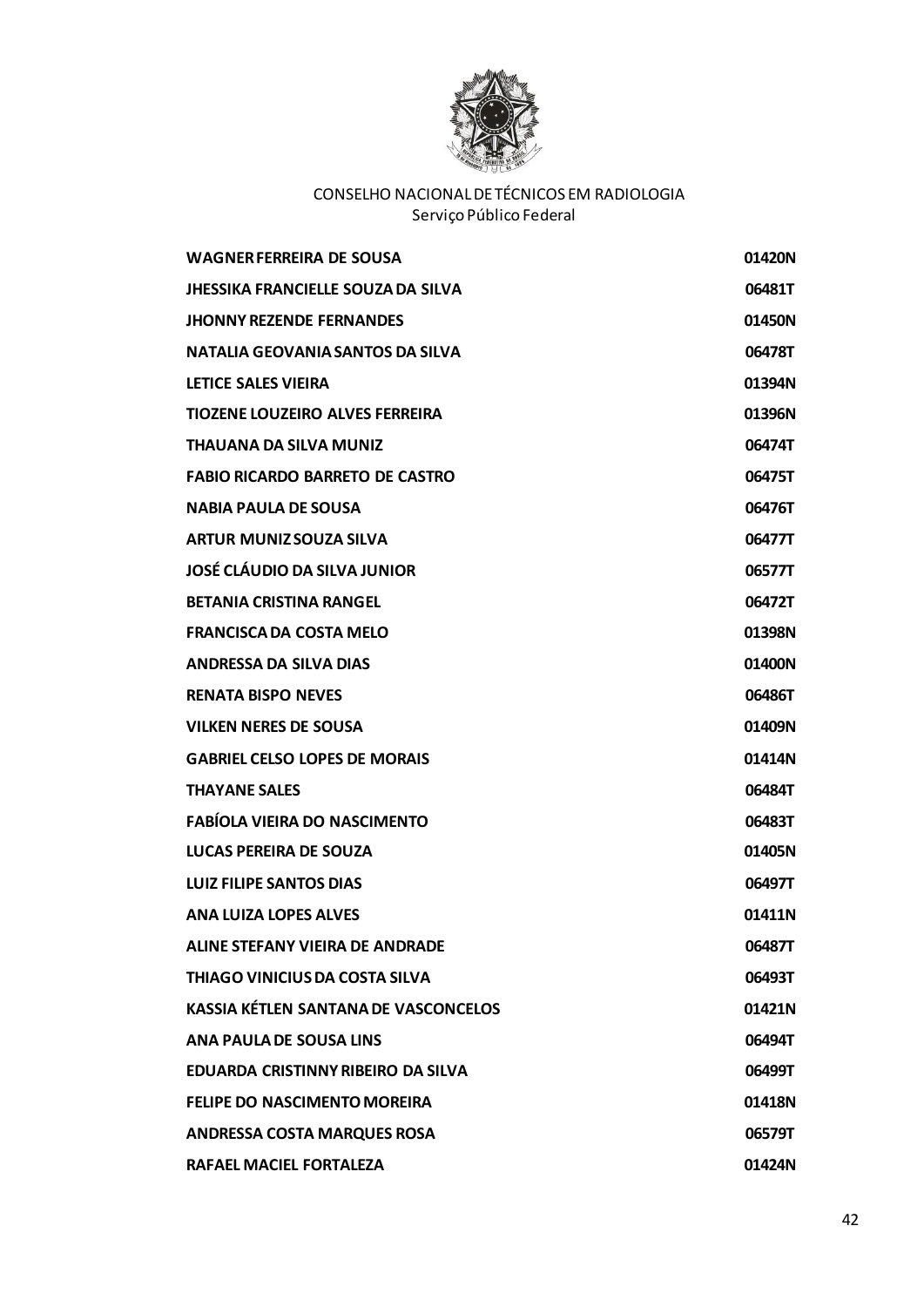CONSELHO NACIONAL DE TÉCNICOS EM RADIOLOGIA
Serviço Público Federal

| | |
|---|---|
| **WAGNER FERREIRA DE SOUSA** | **01420N** |
| **JHESSIKA FRANCIELLE SOUZA DA SILVA** | **06481T** |
| **JHONNY REZENDE FERNANDES** | **01450N** |
| **NATALIA GEOVANIA SANTOS DA SILVA** | **06478T** |
| **LETICE SALES VIEIRA** | **01394N** |
| **TIOZENE LOUZEIRO ALVES FERREIRA** | **01396N** |
| **THAUANA DA SILVA MUNIZ** | **06474T** |
| **FABIO RICARDO BARRETO DE CASTRO** | **06475T** |
| **NABIA PAULA DE SOUSA** | **06476T** |
| **ARTUR MUNIZ SOUZA SILVA** | **06477T** |
| **JOSÉ CLÁUDIO DA SILVA JUNIOR** | **06577T** |
| **BETANIA CRISTINA RANGEL** | **06472T** |
| **FRANCISCA DA COSTA MELO** | **01398N** |
| **ANDRESSA DA SILVA DIAS** | **01400N** |
| **RENATA BISPO NEVES** | **06486T** |
| **VILKEN NERES DE SOUSA** | **01409N** |
| **GABRIEL CELSO LOPES DE MORAIS** | **01414N** |
| **THAYANE SALES** | **06484T** |
| **FABÍOLA VIEIRA DO NASCIMENTO** | **06483T** |
| **LUCAS PEREIRA DE SOUZA** | **01405N** |
| **LUIZ FILIPE SANTOS DIAS** | **06497T** |
| **ANA LUIZA LOPES ALVES** | **01411N** |
| **ALINE STEFANY VIEIRA DE ANDRADE** | **06487T** |
| **THIAGO VINICIUS DA COSTA SILVA** | **06493T** |
| **KASSIA KÉTLEN SANTANA DE VASCONCELOS** | **01421N** |
| **ANA PAULA DE SOUSA LINS** | **06494T** |
| **EDUARDA CRISTINNY RIBEIRO DA SILVA** | **06499T** |
| **FELIPE DO NASCIMENTO MOREIRA** | **01418N** |
| **ANDRESSA COSTA MARQUES ROSA** | **06579T** |
| **RAFAEL MACIEL FORTALEZA** | **01424N** |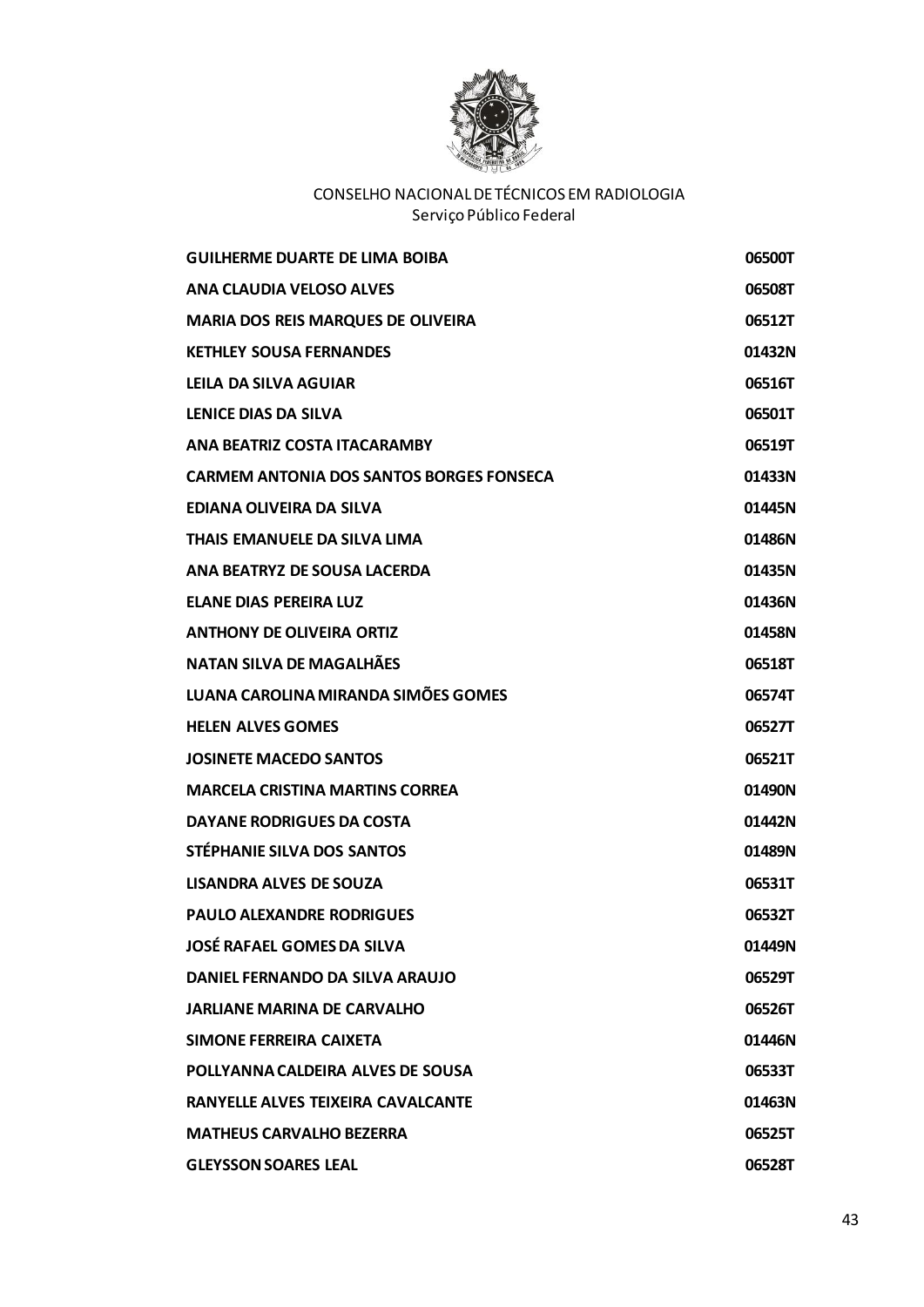CONSELHO NACIONAL DE TÉCNICOS EM RADIOLOGIA
Serviço Público Federal

| | |
|---|---|
| **GUILHERME DUARTE DE LIMA BOIBA** | **06500T** |
| **ANA CLAUDIA VELOSO ALVES** | **06508T** |
| **MARIA DOS REIS MARQUES DE OLIVEIRA** | **06512T** |
| **KETHLEY SOUSA FERNANDES** | **01432N** |
| **LEILA DA SILVA AGUIAR** | **06516T** |
| **LENICE DIAS DA SILVA** | **06501T** |
| **ANA BEATRIZ COSTA ITACARAMBY** | **06519T** |
| **CARMEM ANTONIA DOS SANTOS BORGES FONSECA** | **01433N** |
| **EDIANA OLIVEIRA DA SILVA** | **01445N** |
| **THAIS EMANUELE DA SILVA LIMA** | **01486N** |
| **ANA BEATRYZ DE SOUSA LACERDA** | **01435N** |
| **ELANE DIAS PEREIRA LUZ** | **01436N** |
| **ANTHONY DE OLIVEIRA ORTIZ** | **01458N** |
| **NATAN SILVA DE MAGALHÃES** | **06518T** |
| **LUANA CAROLINA MIRANDA SIMÕES GOMES** | **06574T** |
| **HELEN ALVES GOMES** | **06527T** |
| **JOSINETE MACEDO SANTOS** | **06521T** |
| **MARCELA CRISTINA MARTINS CORREA** | **01490N** |
| **DAYANE RODRIGUES DA COSTA** | **01442N** |
| **STÉPHANIE SILVA DOS SANTOS** | **01489N** |
| **LISANDRA ALVES DE SOUZA** | **06531T** |
| **PAULO ALEXANDRE RODRIGUES** | **06532T** |
| **JOSÉ RAFAEL GOMES DA SILVA** | **01449N** |
| **DANIEL FERNANDO DA SILVA ARAUJO** | **06529T** |
| **JARLIANE MARINA DE CARVALHO** | **06526T** |
| **SIMONE FERREIRA CAIXETA** | **01446N** |
| **POLLYANNA CALDEIRA ALVES DE SOUSA** | **06533T** |
| **RANYELLE ALVES TEIXEIRA CAVALCANTE** | **01463N** |
| **MATHEUS CARVALHO BEZERRA** | **06525T** |
| **GLEYSSON SOARES LEAL** | **06528T** |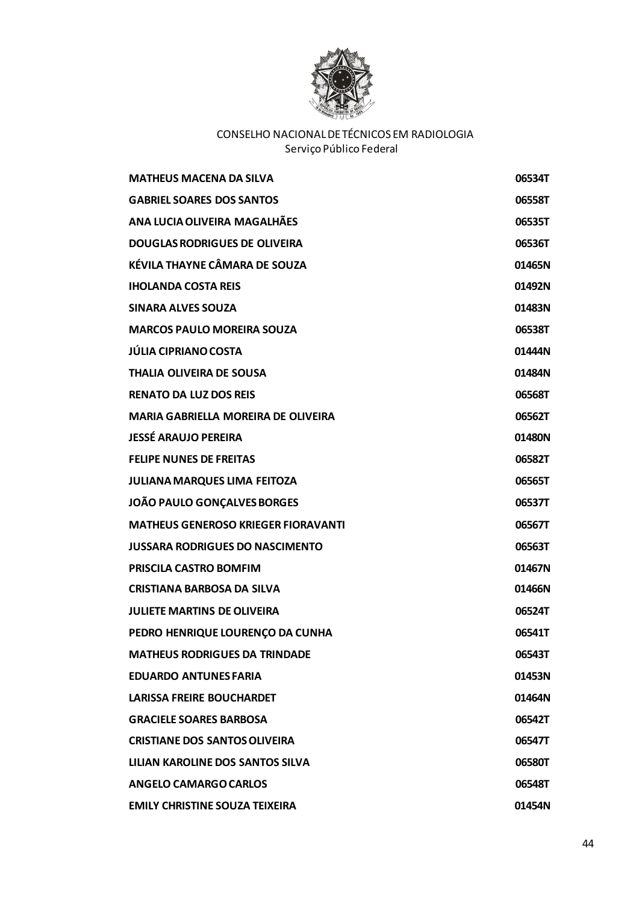CONSELHO NACIONAL DE TÉCNICOS EM RADIOLOGIA
Serviço Público Federal

| | |
|---|---|
| **MATHEUS MACENA DA SILVA** | **06534T** |
| **GABRIEL SOARES DOS SANTOS** | **06558T** |
| **ANA LUCIA OLIVEIRA MAGALHÃES** | **06535T** |
| **DOUGLAS RODRIGUES DE OLIVEIRA** | **06536T** |
| **KÉVILA THAYNE CÂMARA DE SOUZA** | **01465N** |
| **IHOLANDA COSTA REIS** | **01492N** |
| **SINARA ALVES SOUZA** | **01483N** |
| **MARCOS PAULO MOREIRA SOUZA** | **06538T** |
| **JÚLIA CIPRIANO COSTA** | **01444N** |
| **THALIA OLIVEIRA DE SOUSA** | **01484N** |
| **RENATO DA LUZ DOS REIS** | **06568T** |
| **MARIA GABRIELLA MOREIRA DE OLIVEIRA** | **06562T** |
| **JESSÉ ARAUJO PEREIRA** | **01480N** |
| **FELIPE NUNES DE FREITAS** | **06582T** |
| **JULIANA MARQUES LIMA FEITOZA** | **06565T** |
| **JOÃO PAULO GONÇALVES BORGES** | **06537T** |
| **MATHEUS GENEROSO KRIEGER FIORAVANTI** | **06567T** |
| **JUSSARA RODRIGUES DO NASCIMENTO** | **06563T** |
| **PRISCILA CASTRO BOMFIM** | **01467N** |
| **CRISTIANA BARBOSA DA SILVA** | **01466N** |
| **JULIETE MARTINS DE OLIVEIRA** | **06524T** |
| **PEDRO HENRIQUE LOURENÇO DA CUNHA** | **06541T** |
| **MATHEUS RODRIGUES DA TRINDADE** | **06543T** |
| **EDUARDO ANTUNES FARIA** | **01453N** |
| **LARISSA FREIRE BOUCHARDET** | **01464N** |
| **GRACIELE SOARES BARBOSA** | **06542T** |
| **CRISTIANE DOS SANTOS OLIVEIRA** | **06547T** |
| **LILIAN KAROLINE DOS SANTOS SILVA** | **06580T** |
| **ANGELO CAMARGO CARLOS** | **06548T** |
| **EMILY CHRISTINE SOUZA TEIXEIRA** | **01454N** |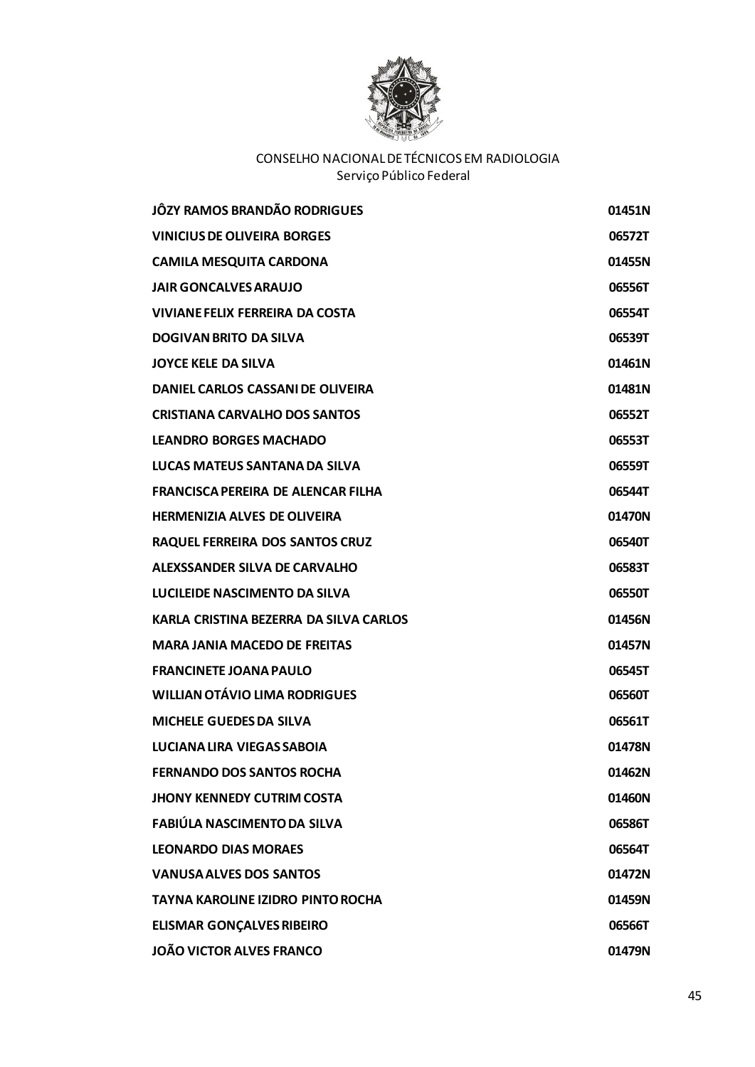CONSELHO NACIONAL DE TÉCNICOS EM RADIOLOGIA
Serviço Público Federal

| | |
|---|---|
| **JÔZY RAMOS BRANDÃO RODRIGUES** | **01451N** |
| **VINICIUS DE OLIVEIRA BORGES** | **06572T** |
| **CAMILA MESQUITA CARDONA** | **01455N** |
| **JAIR GONCALVES ARAUJO** | **06556T** |
| **VIVIANE FELIX FERREIRA DA COSTA** | **06554T** |
| **DOGIVAN BRITO DA SILVA** | **06539T** |
| **JOYCE KELE DA SILVA** | **01461N** |
| **DANIEL CARLOS CASSANI DE OLIVEIRA** | **01481N** |
| **CRISTIANA CARVALHO DOS SANTOS** | **06552T** |
| **LEANDRO BORGES MACHADO** | **06553T** |
| **LUCAS MATEUS SANTANA DA SILVA** | **06559T** |
| **FRANCISCA PEREIRA DE ALENCAR FILHA** | **06544T** |
| **HERMENIZIA ALVES DE OLIVEIRA** | **01470N** |
| **RAQUEL FERREIRA DOS SANTOS CRUZ** | **06540T** |
| **ALEXSSANDER SILVA DE CARVALHO** | **06583T** |
| **LUCILEIDE NASCIMENTO DA SILVA** | **06550T** |
| **KARLA CRISTINA BEZERRA DA SILVA CARLOS** | **01456N** |
| **MARA JANIA MACEDO DE FREITAS** | **01457N** |
| **FRANCINETE JOANA PAULO** | **06545T** |
| **WILLIAN OTÁVIO LIMA RODRIGUES** | **06560T** |
| **MICHELE GUEDES DA SILVA** | **06561T** |
| **LUCIANA LIRA VIEGAS SABOIA** | **01478N** |
| **FERNANDO DOS SANTOS ROCHA** | **01462N** |
| **JHONY KENNEDY CUTRIM COSTA** | **01460N** |
| **FABIÚLA NASCIMENTO DA SILVA** | **06586T** |
| **LEONARDO DIAS MORAES** | **06564T** |
| **VANUSA ALVES DOS SANTOS** | **01472N** |
| **TAYNA KAROLINE IZIDRO PINTO ROCHA** | **01459N** |
| **ELISMAR GONÇALVES RIBEIRO** | **06566T** |
| **JOÃO VICTOR ALVES FRANCO** | **01479N** |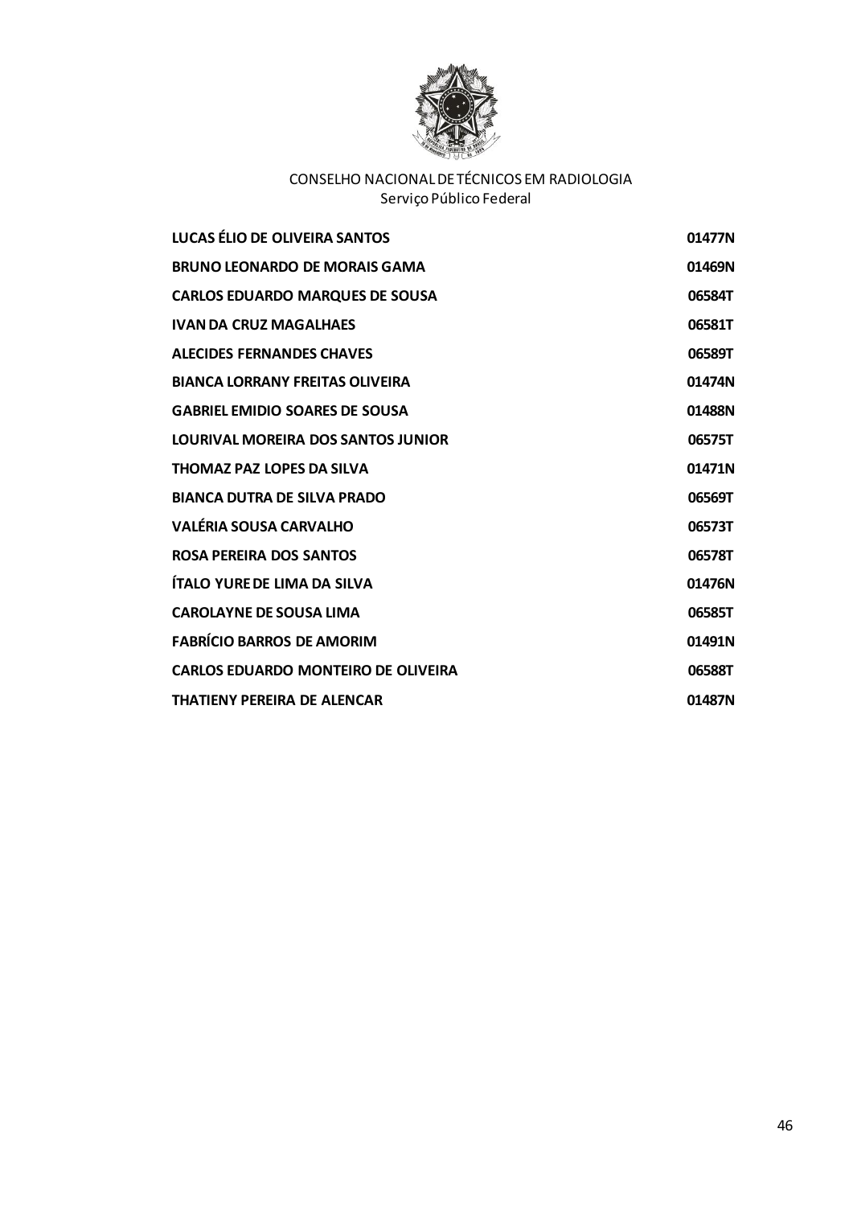CONSELHO NACIONAL DE TÉCNICOS EM RADIOLOGIA
Serviço Público Federal

| | |
|---|---|
| **LUCAS ÉLIO DE OLIVEIRA SANTOS** | **01477N** |
| **BRUNO LEONARDO DE MORAIS GAMA** | **01469N** |
| **CARLOS EDUARDO MARQUES DE SOUSA** | **06584T** |
| **IVAN DA CRUZ MAGALHAES** | **06581T** |
| **ALECIDES FERNANDES CHAVES** | **06589T** |
| **BIANCA LORRANY FREITAS OLIVEIRA** | **01474N** |
| **GABRIEL EMIDIO SOARES DE SOUSA** | **01488N** |
| **LOURIVAL MOREIRA DOS SANTOS JUNIOR** | **06575T** |
| **THOMAZ PAZ LOPES DA SILVA** | **01471N** |
| **BIANCA DUTRA DE SILVA PRADO** | **06569T** |
| **VALÉRIA SOUSA CARVALHO** | **06573T** |
| **ROSA PEREIRA DOS SANTOS** | **06578T** |
| **ÍTALO YURE DE LIMA DA SILVA** | **01476N** |
| **CAROLAYNE DE SOUSA LIMA** | **06585T** |
| **FABRÍCIO BARROS DE AMORIM** | **01491N** |
| **CARLOS EDUARDO MONTEIRO DE OLIVEIRA** | **06588T** |
| **THATIENY PEREIRA DE ALENCAR** | **01487N** |